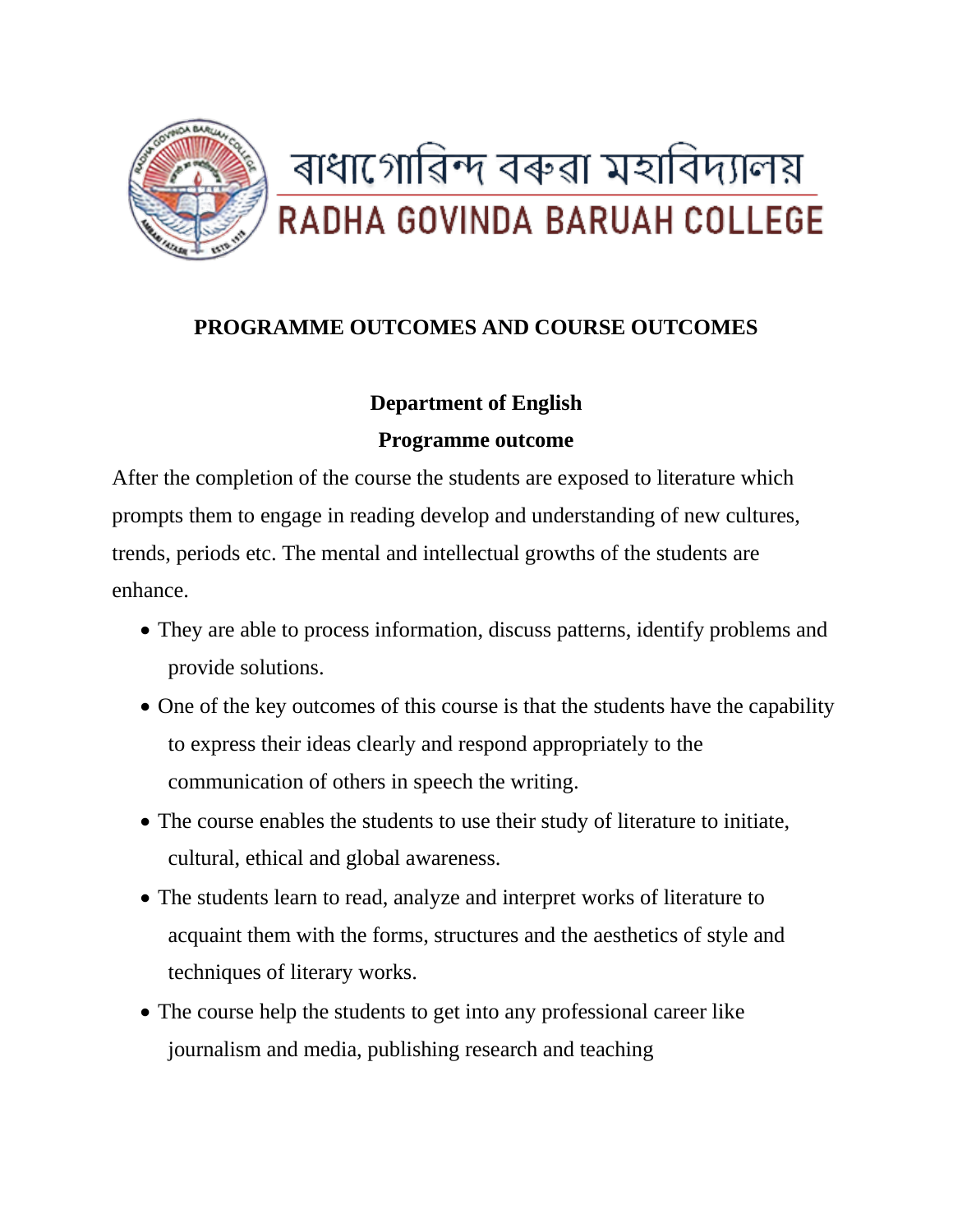# ৰাধাগোবিন্দ বৰুৱা মহাবিদ্যালয়
# RADHA GOVINDA BARUAH COLLEGE

## PROGRAMME OUTCOMES AND COURSE OUTCOMES

### Department of English

### Programme outcome

After the completion of the course the students are exposed to literature which prompts them to engage in reading develop and understanding of new cultures, trends, periods etc. The mental and intellectual growths of the students are enhance.

- They are able to process information, discuss patterns, identify problems and provide solutions.
- One of the key outcomes of this course is that the students have the capability to express their ideas clearly and respond appropriately to the communication of others in speech the writing.
- The course enables the students to use their study of literature to initiate, cultural, ethical and global awareness.
- The students learn to read, analyze and interpret works of literature to acquaint them with the forms, structures and the aesthetics of style and techniques of literary works.
- The course help the students to get into any professional career like journalism and media, publishing research and teaching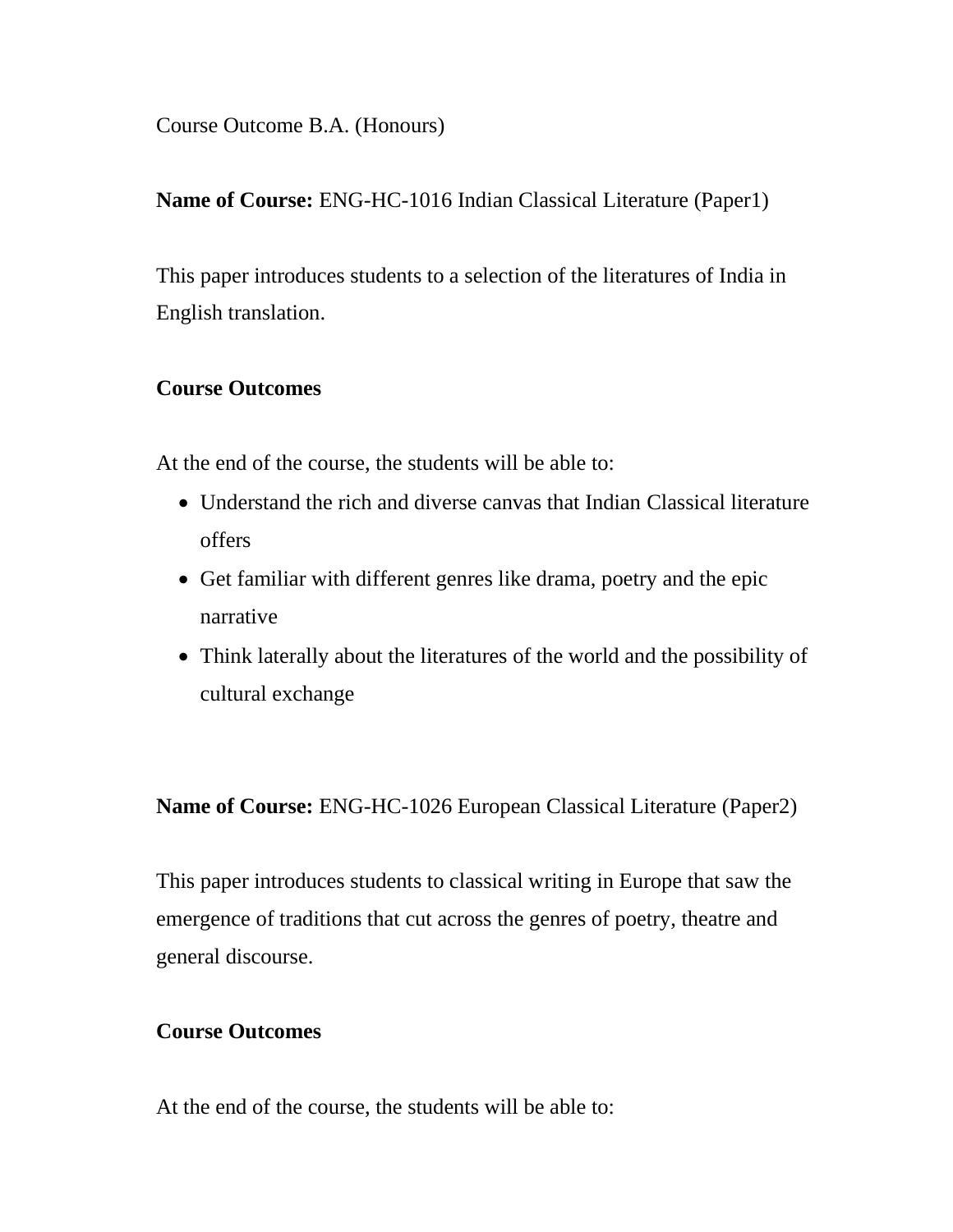Course Outcome B.A. (Honours)

**Name of Course:** ENG-HC-1016 Indian Classical Literature (Paper1)

This paper introduces students to a selection of the literatures of India in English translation.

**Course Outcomes**

At the end of the course, the students will be able to:

- Understand the rich and diverse canvas that Indian Classical literature offers
- Get familiar with different genres like drama, poetry and the epic narrative
- Think laterally about the literatures of the world and the possibility of cultural exchange

**Name of Course:** ENG-HC-1026 European Classical Literature (Paper2)

This paper introduces students to classical writing in Europe that saw the emergence of traditions that cut across the genres of poetry, theatre and general discourse.

**Course Outcomes**

At the end of the course, the students will be able to: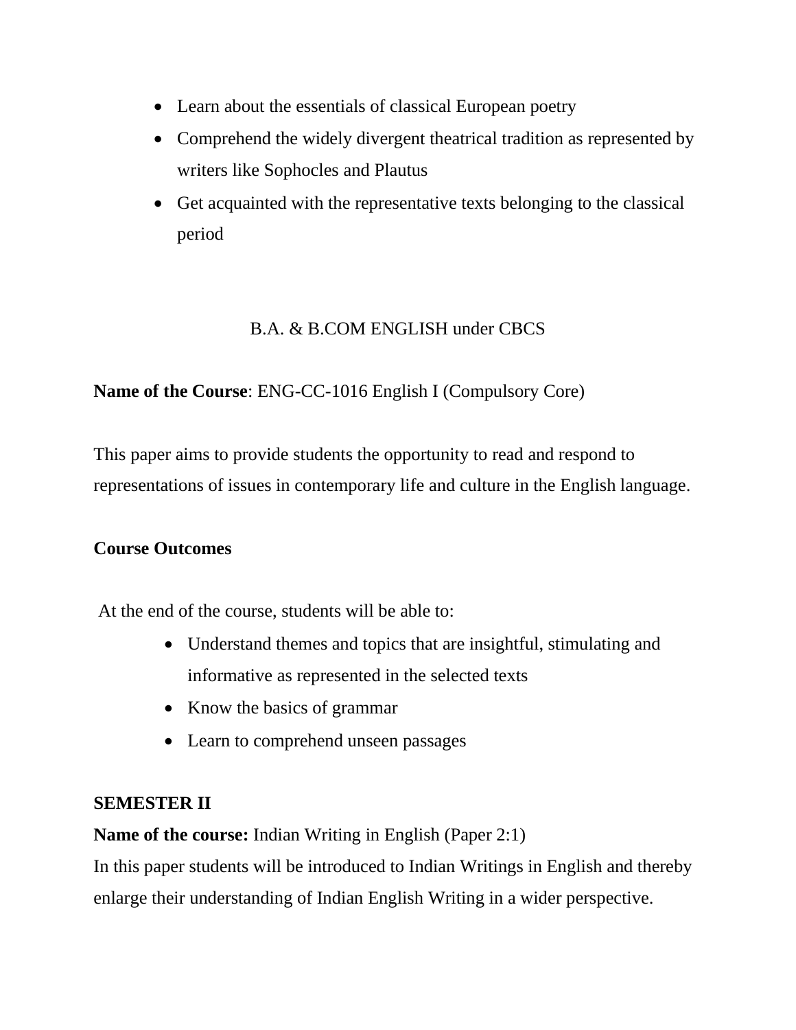- Learn about the essentials of classical European poetry
- Comprehend the widely divergent theatrical tradition as represented by writers like Sophocles and Plautus
- Get acquainted with the representative texts belonging to the classical period

B.A. & B.COM ENGLISH under CBCS

**Name of the Course**: ENG-CC-1016 English I (Compulsory Core)

This paper aims to provide students the opportunity to read and respond to representations of issues in contemporary life and culture in the English language.

**Course Outcomes**

At the end of the course, students will be able to:

- Understand themes and topics that are insightful, stimulating and informative as represented in the selected texts
- Know the basics of grammar
- Learn to comprehend unseen passages

**SEMESTER II**

**Name of the course:** Indian Writing in English (Paper 2:1)

In this paper students will be introduced to Indian Writings in English and thereby enlarge their understanding of Indian English Writing in a wider perspective.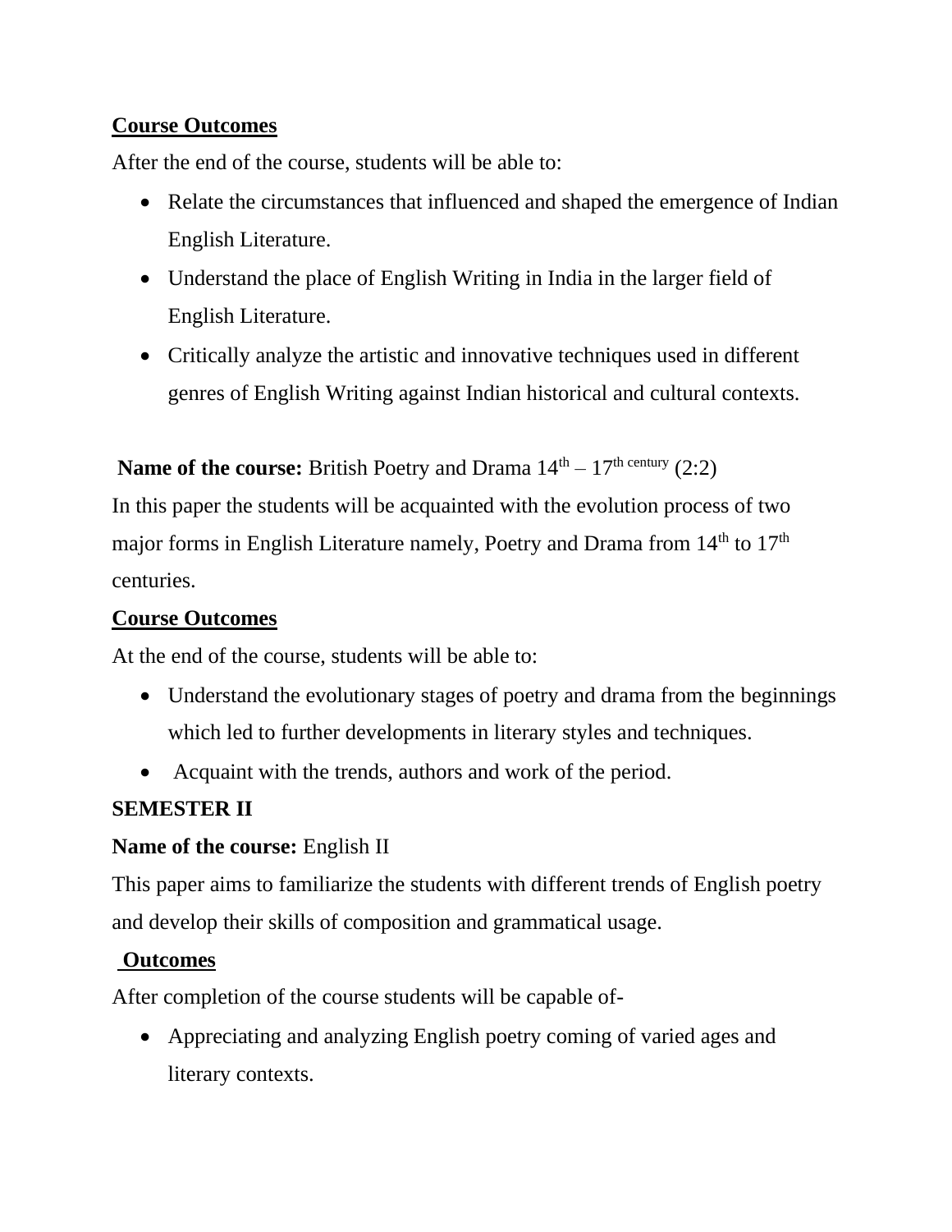**Course Outcomes**

After the end of the course, students will be able to:

- Relate the circumstances that influenced and shaped the emergence of Indian English Literature.
- Understand the place of English Writing in India in the larger field of English Literature.
- Critically analyze the artistic and innovative techniques used in different genres of English Writing against Indian historical and cultural contexts.

**Name of the course:** British Poetry and Drama $14^{th}$ – $17^{th\ century}$ (2:2)

In this paper the students will be acquainted with the evolution process of two major forms in English Literature namely, Poetry and Drama from $14^{th}$ to $17^{th}$ centuries.

**Course Outcomes**

At the end of the course, students will be able to:

- Understand the evolutionary stages of poetry and drama from the beginnings which led to further developments in literary styles and techniques.
- Acquaint with the trends, authors and work of the period.

**SEMESTER II**

**Name of the course:** English II

This paper aims to familiarize the students with different trends of English poetry and develop their skills of composition and grammatical usage.

**Outcomes**

After completion of the course students will be capable of-

- Appreciating and analyzing English poetry coming of varied ages and literary contexts.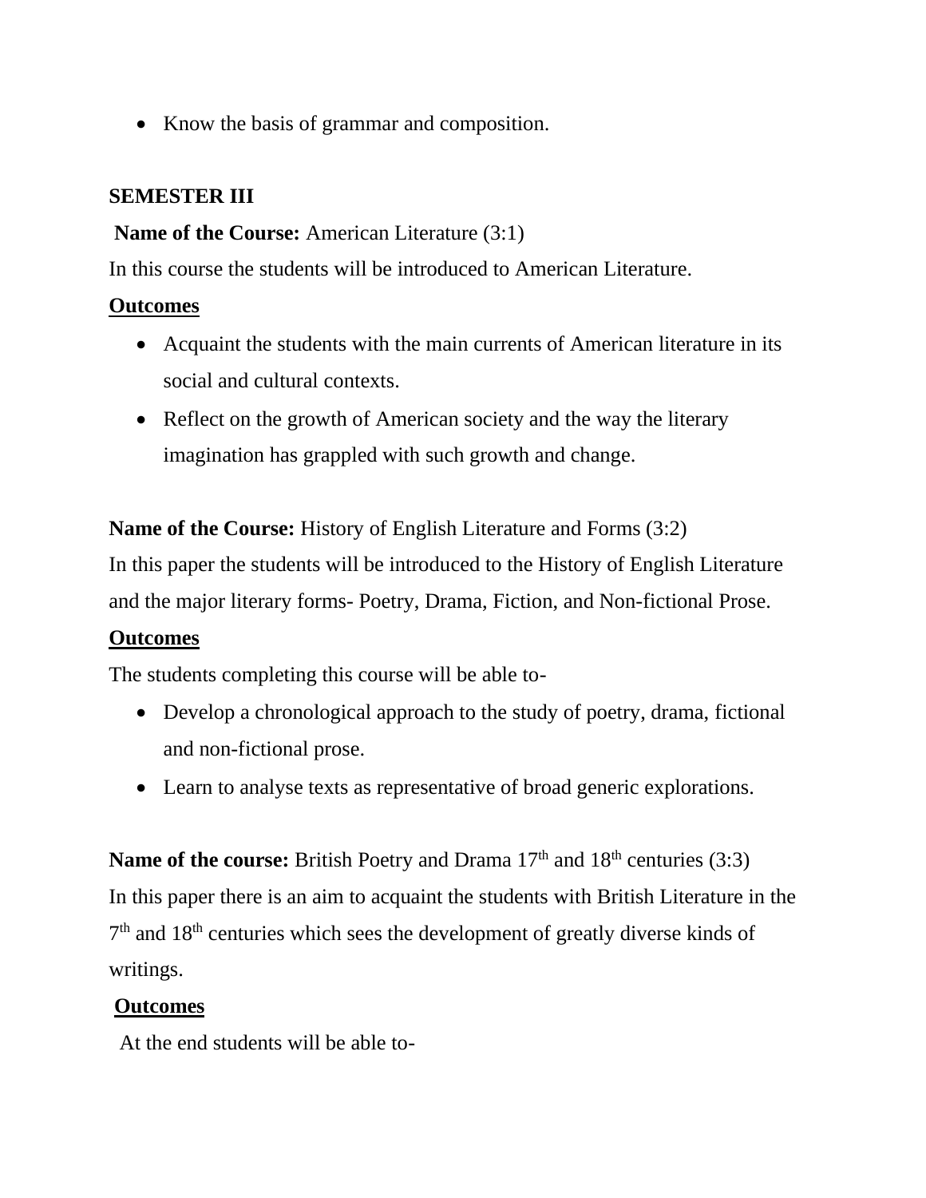- Know the basis of grammar and composition.

## SEMESTER III

**Name of the Course:** American Literature (3:1)

In this course the students will be introduced to American Literature.

**Outcomes**

- Acquaint the students with the main currents of American literature in its social and cultural contexts.
- Reflect on the growth of American society and the way the literary imagination has grappled with such growth and change.

**Name of the Course:** History of English Literature and Forms (3:2)

In this paper the students will be introduced to the History of English Literature and the major literary forms- Poetry, Drama, Fiction, and Non-fictional Prose.

**Outcomes**

The students completing this course will be able to-

- Develop a chronological approach to the study of poetry, drama, fictional and non-fictional prose.
- Learn to analyse texts as representative of broad generic explorations.

**Name of the course:** British Poetry and Drama 17th and 18th centuries (3:3)

In this paper there is an aim to acquaint the students with British Literature in the 7th and 18th centuries which sees the development of greatly diverse kinds of writings.

**Outcomes**

At the end students will be able to-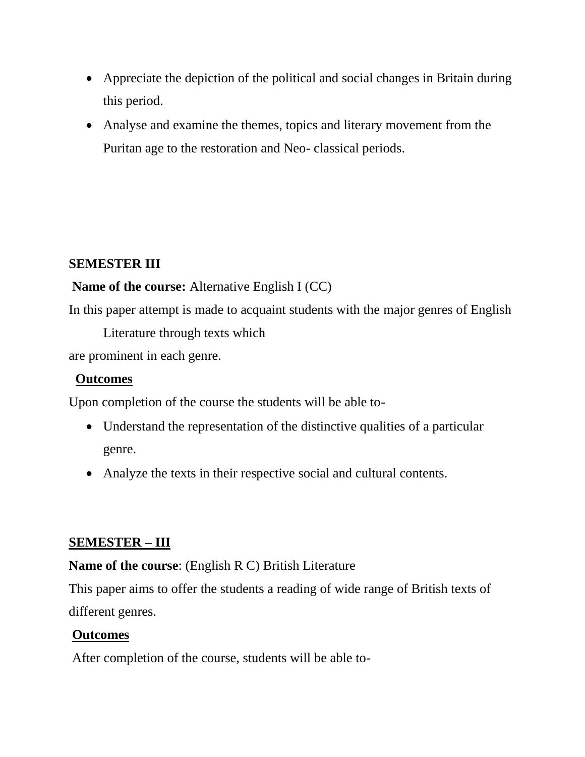- Appreciate the depiction of the political and social changes in Britain during this period.
- Analyse and examine the themes, topics and literary movement from the Puritan age to the restoration and Neo- classical periods.

**SEMESTER III**

**Name of the course:** Alternative English I (CC)

In this paper attempt is made to acquaint students with the major genres of English Literature through texts which are prominent in each genre.

**Outcomes**

Upon completion of the course the students will be able to-

- Understand the representation of the distinctive qualities of a particular genre.
- Analyze the texts in their respective social and cultural contents.

**SEMESTER – III**

**Name of the course**: (English R C) British Literature

This paper aims to offer the students a reading of wide range of British texts of different genres.

**Outcomes**

After completion of the course, students will be able to-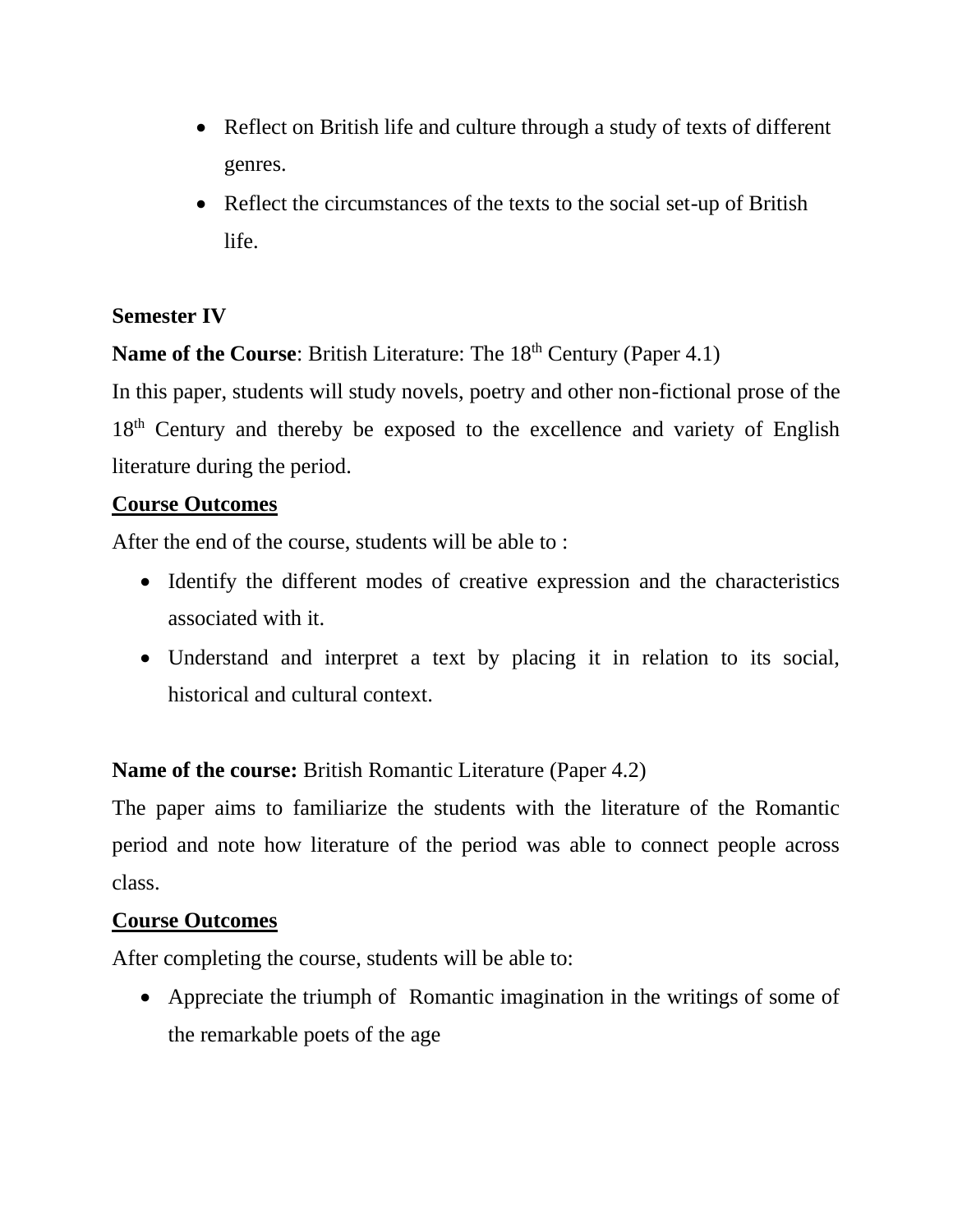- Reflect on British life and culture through a study of texts of different genres.
- Reflect the circumstances of the texts to the social set-up of British life.

**Semester IV**

**Name of the Course**: British Literature: The 18th Century (Paper 4.1)

In this paper, students will study novels, poetry and other non-fictional prose of the 18th Century and thereby be exposed to the excellence and variety of English literature during the period.

**Course Outcomes**

After the end of the course, students will be able to :

- Identify the different modes of creative expression and the characteristics associated with it.
- Understand and interpret a text by placing it in relation to its social, historical and cultural context.

**Name of the course:** British Romantic Literature (Paper 4.2)

The paper aims to familiarize the students with the literature of the Romantic period and note how literature of the period was able to connect people across class.

**Course Outcomes**

After completing the course, students will be able to:

- Appreciate the triumph of Romantic imagination in the writings of some of the remarkable poets of the age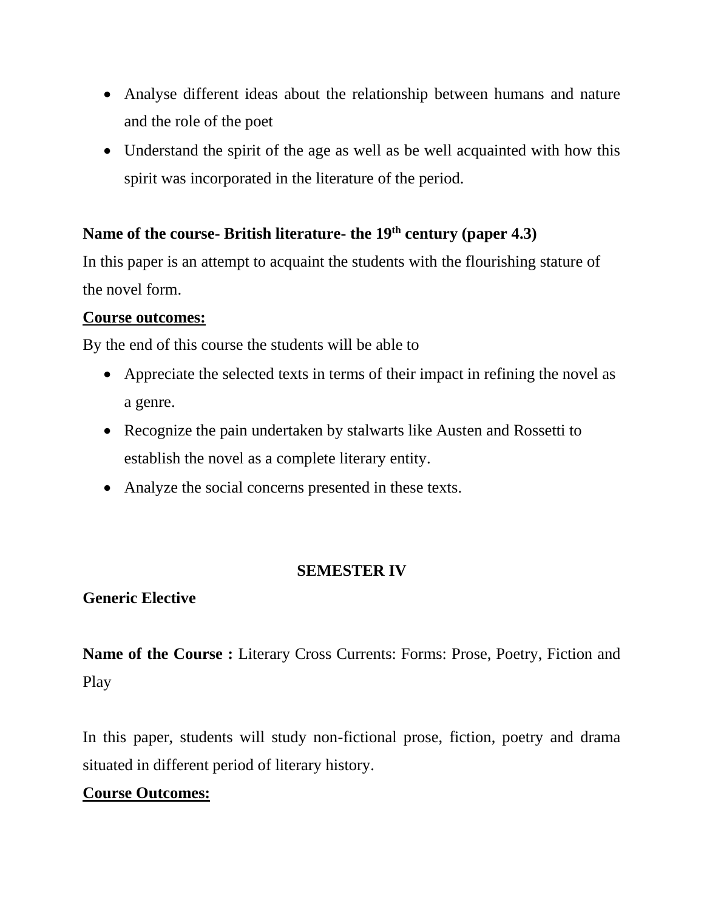- Analyse different ideas about the relationship between humans and nature and the role of the poet
- Understand the spirit of the age as well as be well acquainted with how this spirit was incorporated in the literature of the period.

**Name of the course- British literature- the 19th century (paper 4.3)**

In this paper is an attempt to acquaint the students with the flourishing stature of the novel form.

**Course outcomes:**

By the end of this course the students will be able to

- Appreciate the selected texts in terms of their impact in refining the novel as a genre.
- Recognize the pain undertaken by stalwarts like Austen and Rossetti to establish the novel as a complete literary entity.
- Analyze the social concerns presented in these texts.

## SEMESTER IV

**Generic Elective**

**Name of the Course :** Literary Cross Currents: Forms: Prose, Poetry, Fiction and Play

In this paper, students will study non-fictional prose, fiction, poetry and drama situated in different period of literary history.

**Course Outcomes:**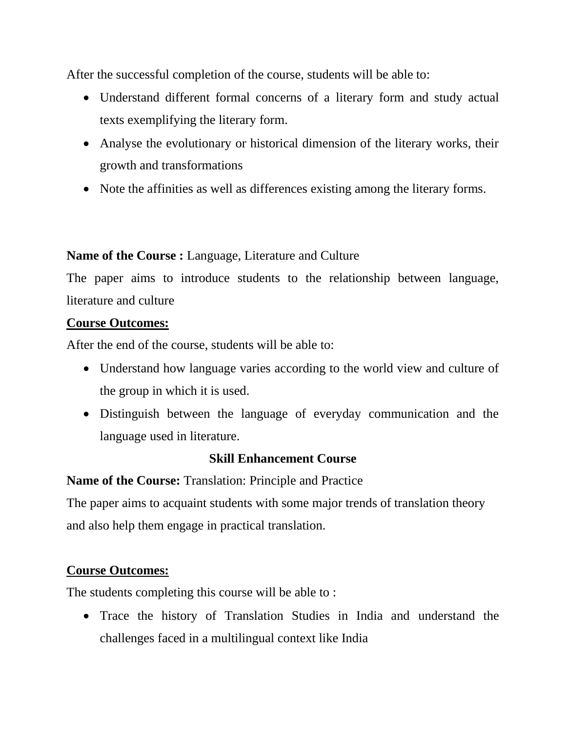After the successful completion of the course, students will be able to:

- Understand different formal concerns of a literary form and study actual texts exemplifying the literary form.
- Analyse the evolutionary or historical dimension of the literary works, their growth and transformations
- Note the affinities as well as differences existing among the literary forms.

**Name of the Course :** Language, Literature and Culture

The paper aims to introduce students to the relationship between language, literature and culture

**Course Outcomes:**

After the end of the course, students will be able to:

- Understand how language varies according to the world view and culture of the group in which it is used.
- Distinguish between the language of everyday communication and the language used in literature.

**Skill Enhancement Course**

**Name of the Course:** Translation: Principle and Practice

The paper aims to acquaint students with some major trends of translation theory and also help them engage in practical translation.

**Course Outcomes:**

The students completing this course will be able to :

- Trace the history of Translation Studies in India and understand the challenges faced in a multilingual context like India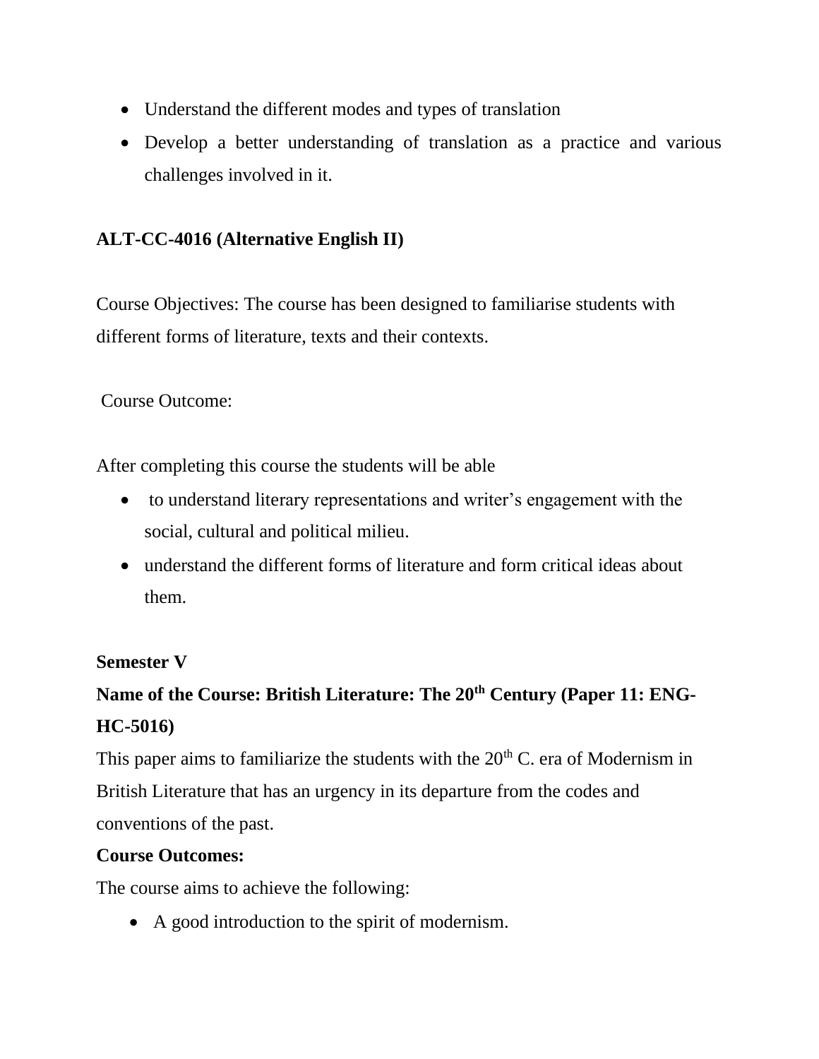- Understand the different modes and types of translation
- Develop a better understanding of translation as a practice and various challenges involved in it.

**ALT-CC-4016 (Alternative English II)**

Course Objectives: The course has been designed to familiarise students with different forms of literature, texts and their contexts.

Course Outcome:

After completing this course the students will be able

- to understand literary representations and writer's engagement with the social, cultural and political milieu.
- understand the different forms of literature and form critical ideas about them.

**Semester V**

**Name of the Course: British Literature: The 20th Century (Paper 11: ENG-HC-5016)**

This paper aims to familiarize the students with the 20th C. era of Modernism in British Literature that has an urgency in its departure from the codes and conventions of the past.

**Course Outcomes:**

The course aims to achieve the following:

- A good introduction to the spirit of modernism.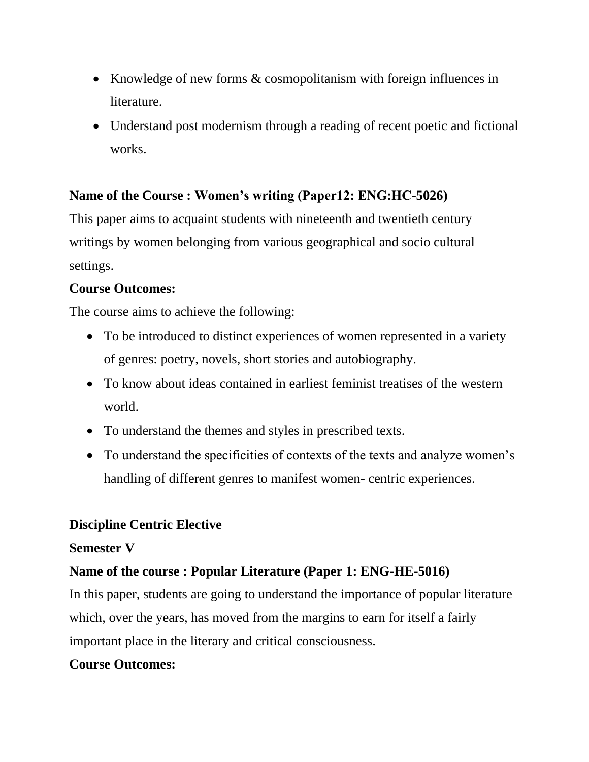- Knowledge of new forms & cosmopolitanism with foreign influences in literature.
- Understand post modernism through a reading of recent poetic and fictional works.

**Name of the Course : Women's writing (Paper12: ENG:HC-5026)**

This paper aims to acquaint students with nineteenth and twentieth century writings by women belonging from various geographical and socio cultural settings.

**Course Outcomes:**

The course aims to achieve the following:

- To be introduced to distinct experiences of women represented in a variety of genres: poetry, novels, short stories and autobiography.
- To know about ideas contained in earliest feminist treatises of the western world.
- To understand the themes and styles in prescribed texts.
- To understand the specificities of contexts of the texts and analyze women's handling of different genres to manifest women- centric experiences.

**Discipline Centric Elective**

**Semester V**

**Name of the course : Popular Literature (Paper 1: ENG-HE-5016)**

In this paper, students are going to understand the importance of popular literature which, over the years, has moved from the margins to earn for itself a fairly important place in the literary and critical consciousness.

**Course Outcomes:**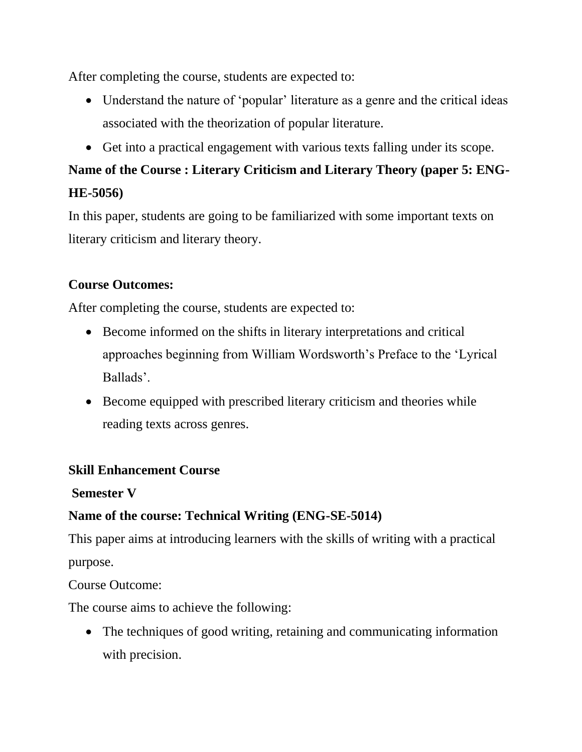After completing the course, students are expected to:

- Understand the nature of 'popular' literature as a genre and the critical ideas associated with the theorization of popular literature.
- Get into a practical engagement with various texts falling under its scope.

**Name of the Course : Literary Criticism and Literary Theory (paper 5: ENG-HE-5056)**

In this paper, students are going to be familiarized with some important texts on literary criticism and literary theory.

**Course Outcomes:**

After completing the course, students are expected to:

- Become informed on the shifts in literary interpretations and critical approaches beginning from William Wordsworth's Preface to the 'Lyrical Ballads'.
- Become equipped with prescribed literary criticism and theories while reading texts across genres.

**Skill Enhancement Course**

**Semester V**

**Name of the course: Technical Writing (ENG-SE-5014)**

This paper aims at introducing learners with the skills of writing with a practical purpose.

Course Outcome:

The course aims to achieve the following:

- The techniques of good writing, retaining and communicating information with precision.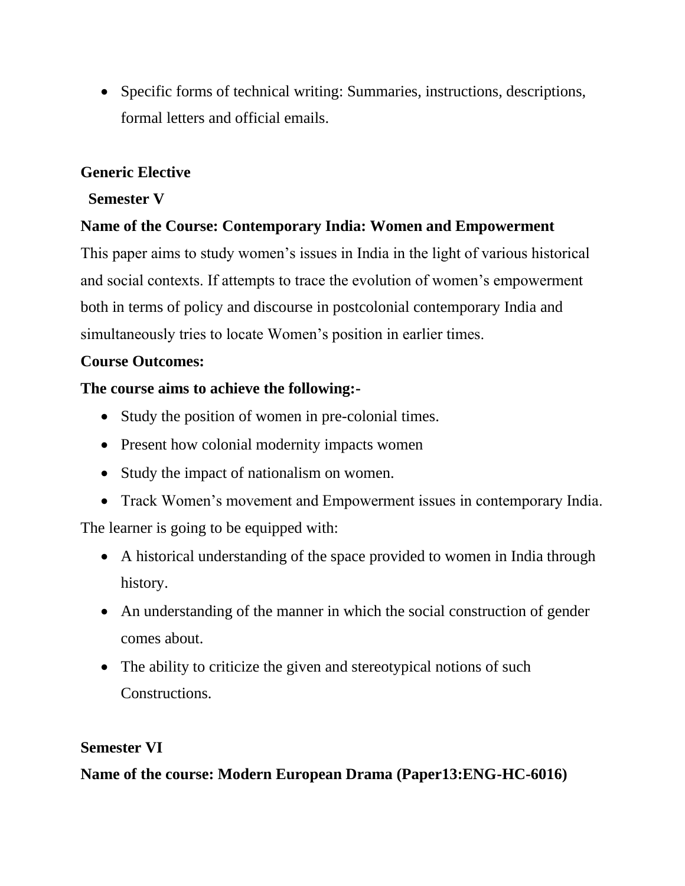- Specific forms of technical writing: Summaries, instructions, descriptions, formal letters and official emails.

**Generic Elective**

**Semester V**

**Name of the Course: Contemporary India: Women and Empowerment**

This paper aims to study women's issues in India in the light of various historical and social contexts. If attempts to trace the evolution of women's empowerment both in terms of policy and discourse in postcolonial contemporary India and simultaneously tries to locate Women's position in earlier times.

**Course Outcomes:**

**The course aims to achieve the following:-**

- Study the position of women in pre-colonial times.
- Present how colonial modernity impacts women
- Study the impact of nationalism on women.
- Track Women's movement and Empowerment issues in contemporary India.

The learner is going to be equipped with:

- A historical understanding of the space provided to women in India through history.
- An understanding of the manner in which the social construction of gender comes about.
- The ability to criticize the given and stereotypical notions of such Constructions.

**Semester VI**

**Name of the course: Modern European Drama (Paper13:ENG-HC-6016)**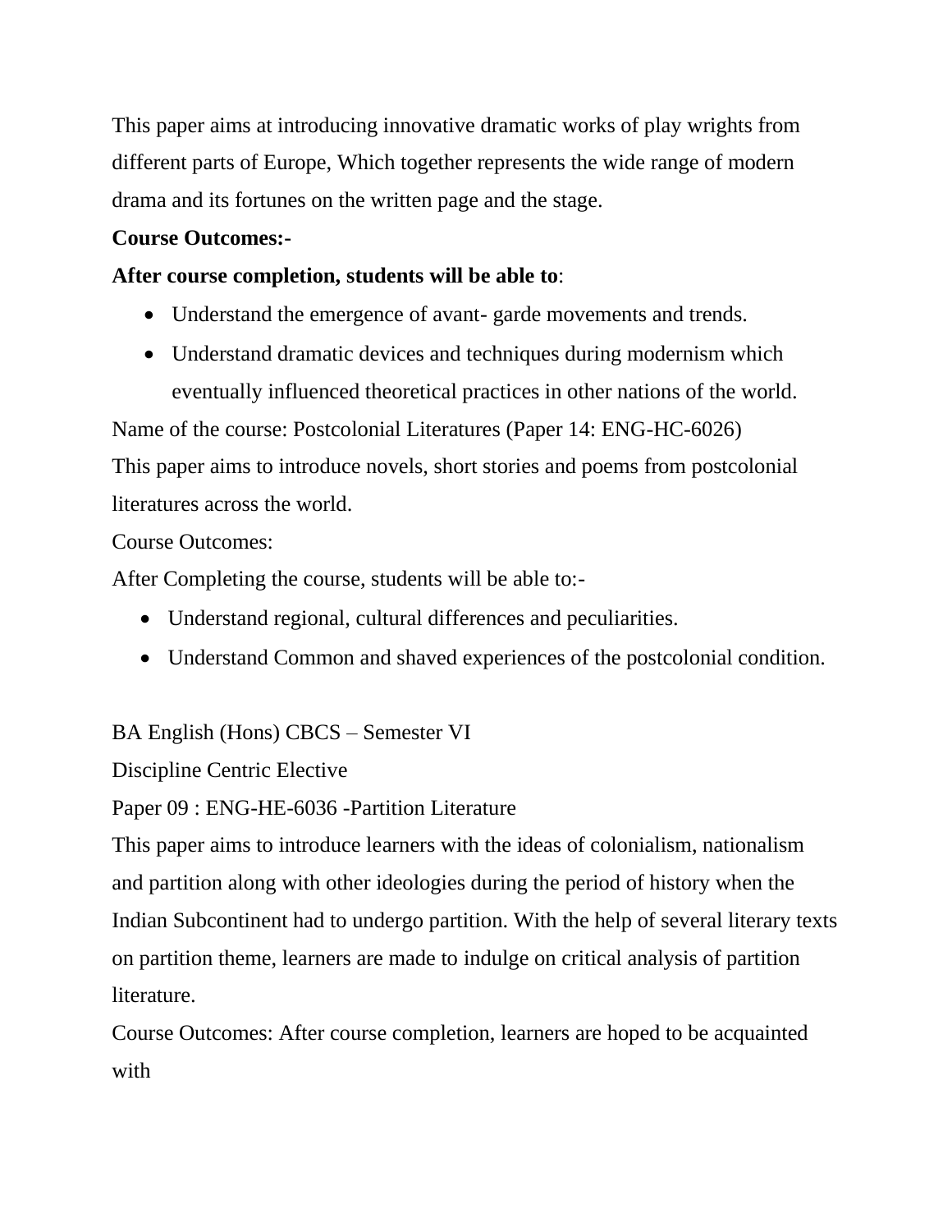This paper aims at introducing innovative dramatic works of play wrights from different parts of Europe, Which together represents the wide range of modern drama and its fortunes on the written page and the stage.

**Course Outcomes:-**

**After course completion, students will be able to**:

- Understand the emergence of avant- garde movements and trends.
- Understand dramatic devices and techniques during modernism which eventually influenced theoretical practices in other nations of the world.

Name of the course: Postcolonial Literatures (Paper 14: ENG-HC-6026)

This paper aims to introduce novels, short stories and poems from postcolonial literatures across the world.

Course Outcomes:

After Completing the course, students will be able to:-

- Understand regional, cultural differences and peculiarities.
- Understand Common and shaved experiences of the postcolonial condition.

BA English (Hons) CBCS – Semester VI

Discipline Centric Elective

Paper 09 : ENG-HE-6036 -Partition Literature

This paper aims to introduce learners with the ideas of colonialism, nationalism and partition along with other ideologies during the period of history when the Indian Subcontinent had to undergo partition. With the help of several literary texts on partition theme, learners are made to indulge on critical analysis of partition literature.

Course Outcomes: After course completion, learners are hoped to be acquainted with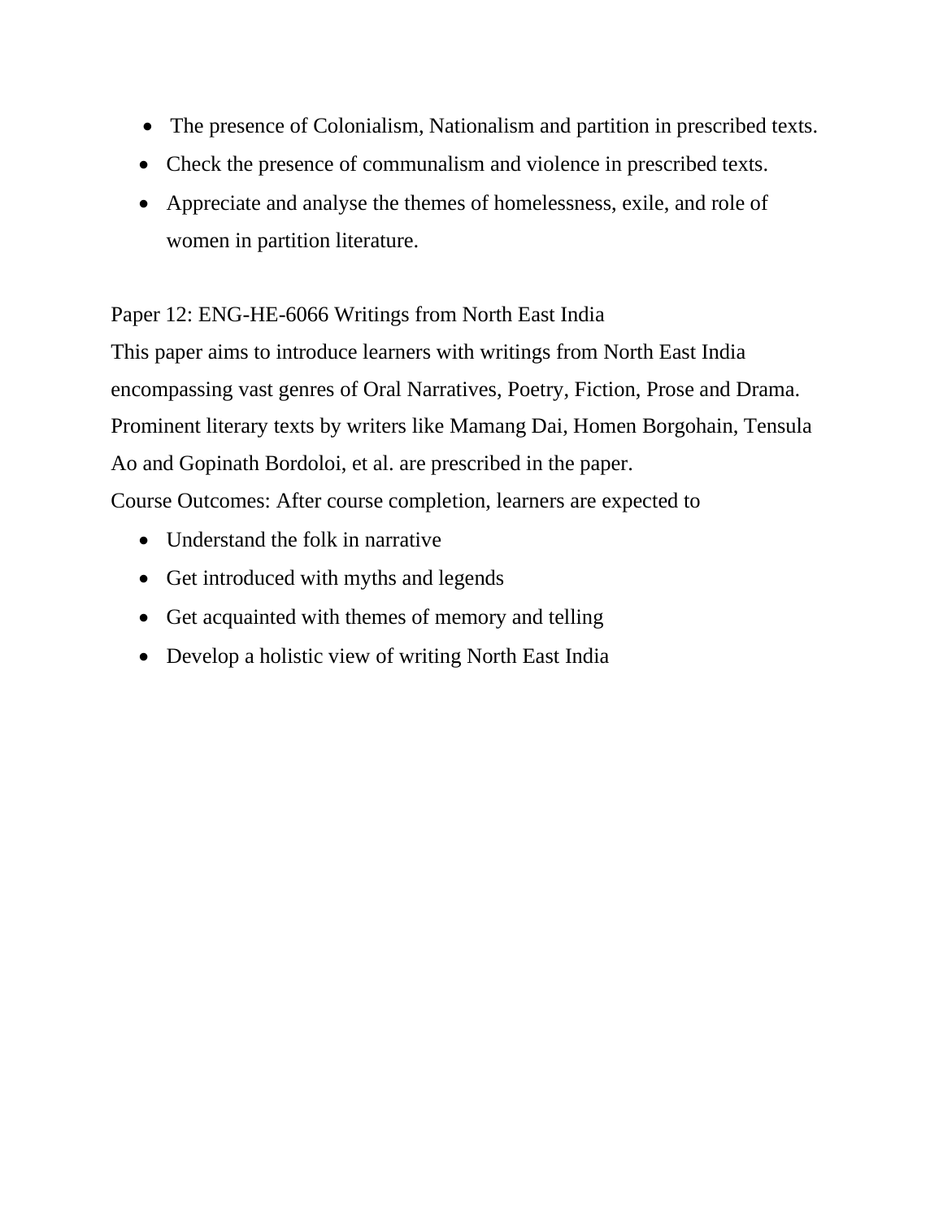- The presence of Colonialism, Nationalism and partition in prescribed texts.
- Check the presence of communalism and violence in prescribed texts.
- Appreciate and analyse the themes of homelessness, exile, and role of women in partition literature.

Paper 12: ENG-HE-6066 Writings from North East India

This paper aims to introduce learners with writings from North East India encompassing vast genres of Oral Narratives, Poetry, Fiction, Prose and Drama. Prominent literary texts by writers like Mamang Dai, Homen Borgohain, Tensula Ao and Gopinath Bordoloi, et al. are prescribed in the paper.

Course Outcomes: After course completion, learners are expected to

- Understand the folk in narrative
- Get introduced with myths and legends
- Get acquainted with themes of memory and telling
- Develop a holistic view of writing North East India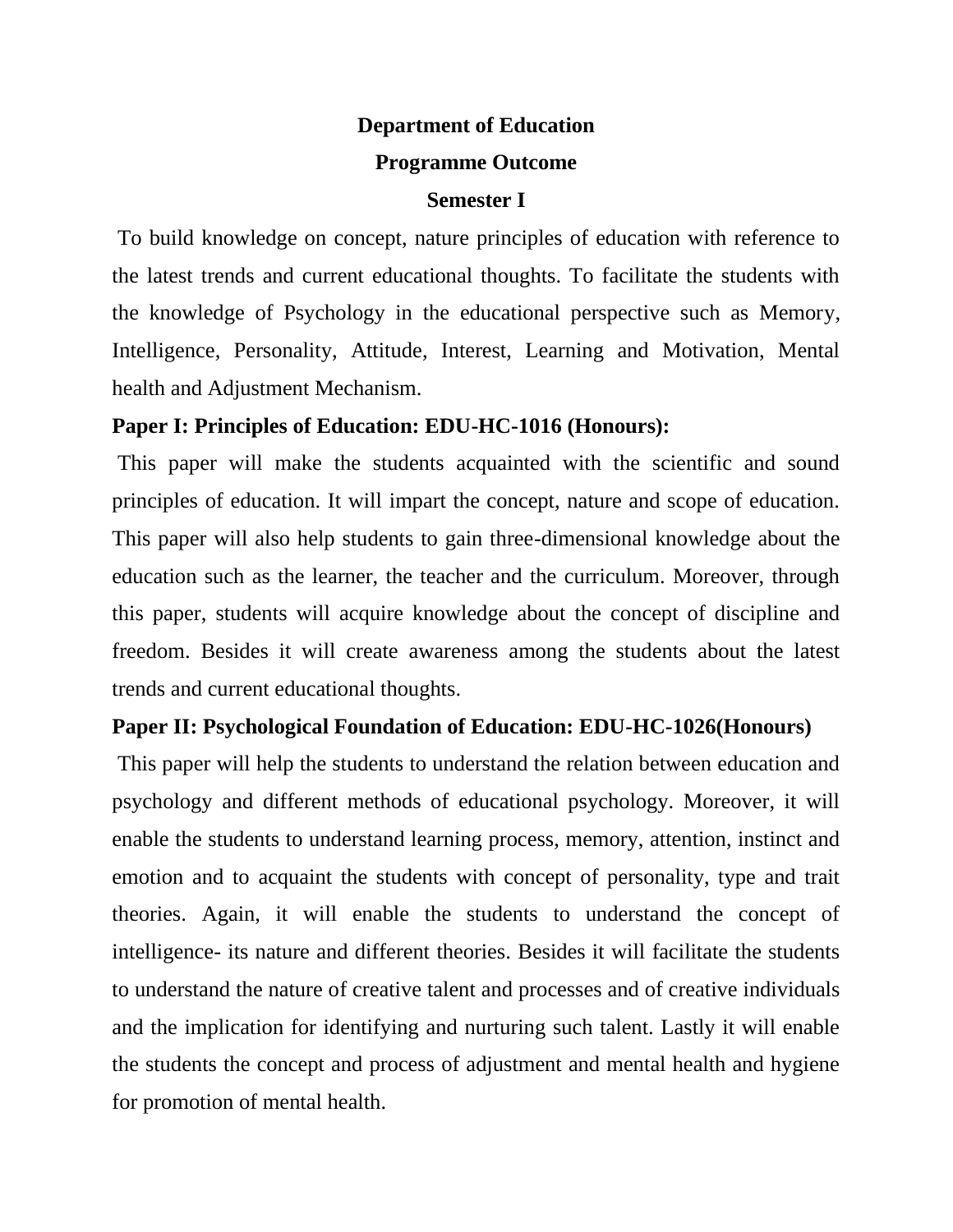**Department of Education**

**Programme Outcome**

**Semester I**

To build knowledge on concept, nature principles of education with reference to the latest trends and current educational thoughts. To facilitate the students with the knowledge of Psychology in the educational perspective such as Memory, Intelligence, Personality, Attitude, Interest, Learning and Motivation, Mental health and Adjustment Mechanism.

**Paper I: Principles of Education: EDU-HC-1016 (Honours):**

This paper will make the students acquainted with the scientific and sound principles of education. It will impart the concept, nature and scope of education. This paper will also help students to gain three-dimensional knowledge about the education such as the learner, the teacher and the curriculum. Moreover, through this paper, students will acquire knowledge about the concept of discipline and freedom. Besides it will create awareness among the students about the latest trends and current educational thoughts.

**Paper II: Psychological Foundation of Education: EDU-HC-1026(Honours)**

This paper will help the students to understand the relation between education and psychology and different methods of educational psychology. Moreover, it will enable the students to understand learning process, memory, attention, instinct and emotion and to acquaint the students with concept of personality, type and trait theories. Again, it will enable the students to understand the concept of intelligence- its nature and different theories. Besides it will facilitate the students to understand the nature of creative talent and processes and of creative individuals and the implication for identifying and nurturing such talent. Lastly it will enable the students the concept and process of adjustment and mental health and hygiene for promotion of mental health.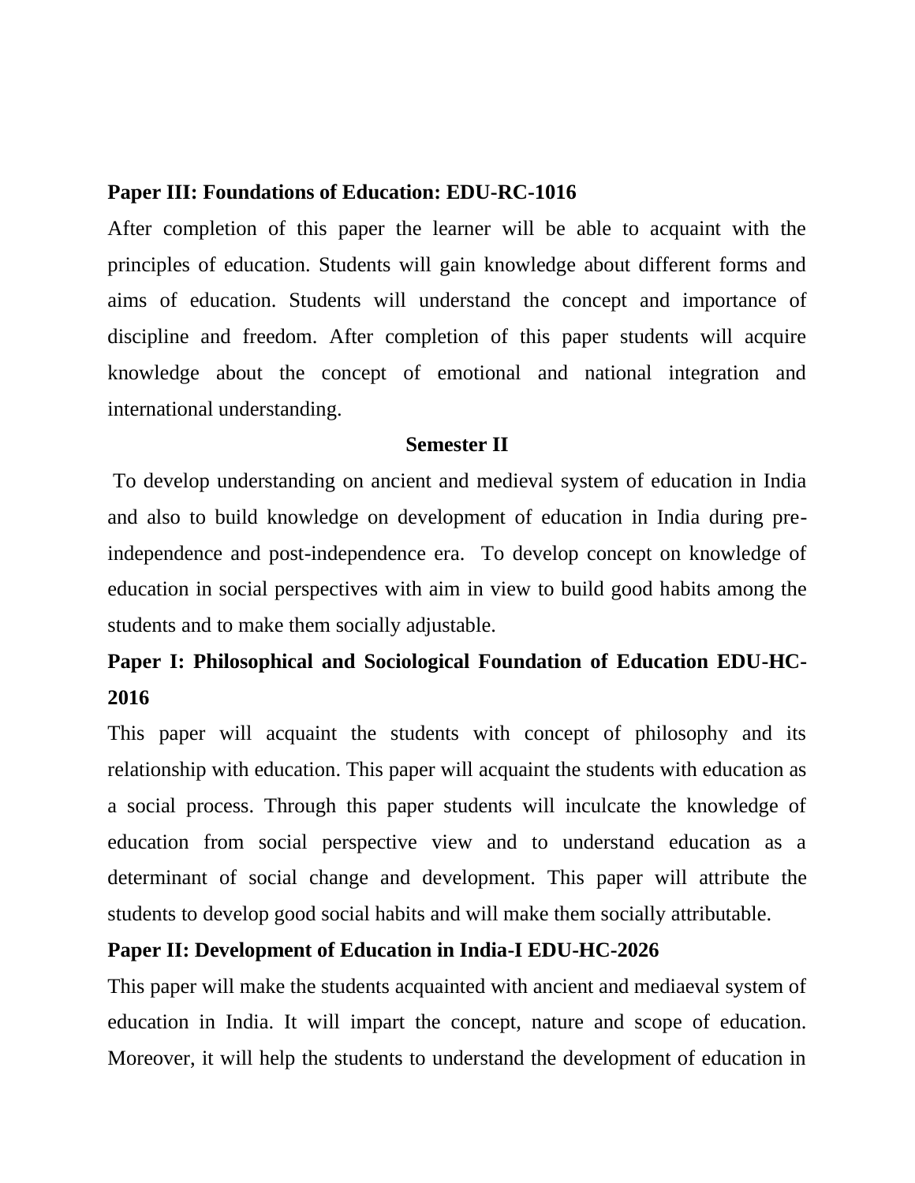**Paper III: Foundations of Education: EDU-RC-1016**

After completion of this paper the learner will be able to acquaint with the principles of education. Students will gain knowledge about different forms and aims of education. Students will understand the concept and importance of discipline and freedom. After completion of this paper students will acquire knowledge about the concept of emotional and national integration and international understanding.

## Semester II

To develop understanding on ancient and medieval system of education in India and also to build knowledge on development of education in India during pre-independence and post-independence era. To develop concept on knowledge of education in social perspectives with aim in view to build good habits among the students and to make them socially adjustable.

**Paper I: Philosophical and Sociological Foundation of Education EDU-HC-2016**

This paper will acquaint the students with concept of philosophy and its relationship with education. This paper will acquaint the students with education as a social process. Through this paper students will inculcate the knowledge of education from social perspective view and to understand education as a determinant of social change and development. This paper will attribute the students to develop good social habits and will make them socially attributable.

**Paper II: Development of Education in India-I EDU-HC-2026**

This paper will make the students acquainted with ancient and mediaeval system of education in India. It will impart the concept, nature and scope of education. Moreover, it will help the students to understand the development of education in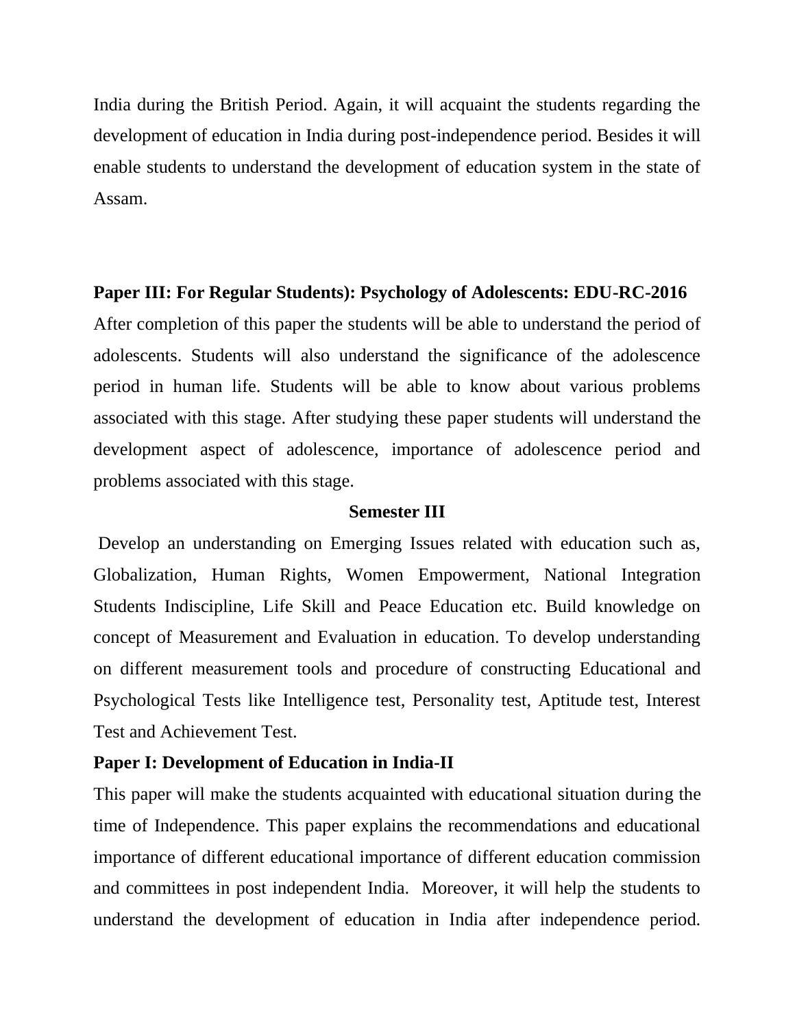India during the British Period. Again, it will acquaint the students regarding the development of education in India during post-independence period. Besides it will enable students to understand the development of education system in the state of Assam.

**Paper III: For Regular Students): Psychology of Adolescents: EDU-RC-2016**

After completion of this paper the students will be able to understand the period of adolescents. Students will also understand the significance of the adolescence period in human life. Students will be able to know about various problems associated with this stage. After studying these paper students will understand the development aspect of adolescence, importance of adolescence period and problems associated with this stage.

## Semester III

Develop an understanding on Emerging Issues related with education such as, Globalization, Human Rights, Women Empowerment, National Integration Students Indiscipline, Life Skill and Peace Education etc. Build knowledge on concept of Measurement and Evaluation in education. To develop understanding on different measurement tools and procedure of constructing Educational and Psychological Tests like Intelligence test, Personality test, Aptitude test, Interest Test and Achievement Test.

**Paper I: Development of Education in India-II**

This paper will make the students acquainted with educational situation during the time of Independence. This paper explains the recommendations and educational importance of different educational importance of different education commission and committees in post independent India. Moreover, it will help the students to understand the development of education in India after independence period.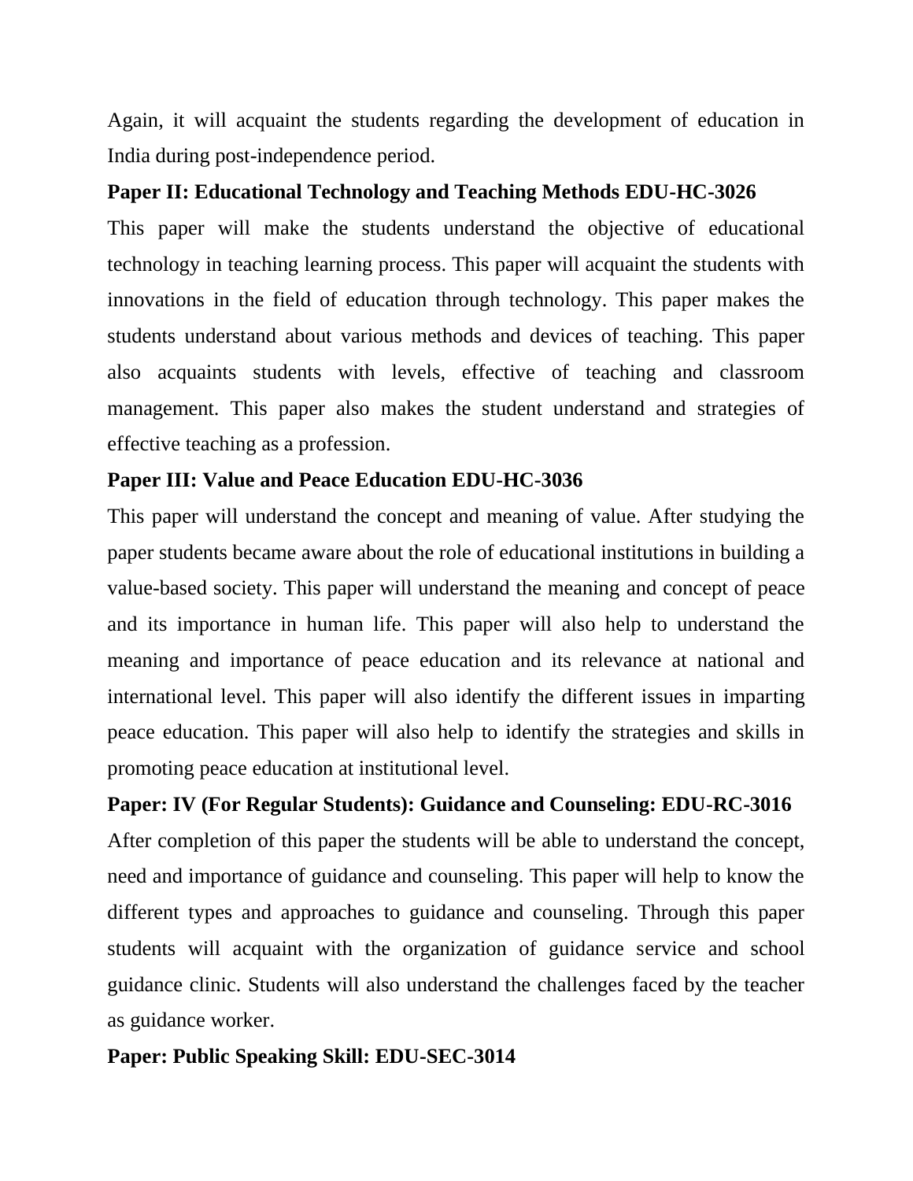Again, it will acquaint the students regarding the development of education in India during post-independence period.

**Paper II: Educational Technology and Teaching Methods EDU-HC-3026**

This paper will make the students understand the objective of educational technology in teaching learning process. This paper will acquaint the students with innovations in the field of education through technology. This paper makes the students understand about various methods and devices of teaching. This paper also acquaints students with levels, effective of teaching and classroom management. This paper also makes the student understand and strategies of effective teaching as a profession.

**Paper III: Value and Peace Education EDU-HC-3036**

This paper will understand the concept and meaning of value. After studying the paper students became aware about the role of educational institutions in building a value-based society. This paper will understand the meaning and concept of peace and its importance in human life. This paper will also help to understand the meaning and importance of peace education and its relevance at national and international level. This paper will also identify the different issues in imparting peace education. This paper will also help to identify the strategies and skills in promoting peace education at institutional level.

**Paper: IV (For Regular Students): Guidance and Counseling: EDU-RC-3016**

After completion of this paper the students will be able to understand the concept, need and importance of guidance and counseling. This paper will help to know the different types and approaches to guidance and counseling. Through this paper students will acquaint with the organization of guidance service and school guidance clinic. Students will also understand the challenges faced by the teacher as guidance worker.

**Paper: Public Speaking Skill: EDU-SEC-3014**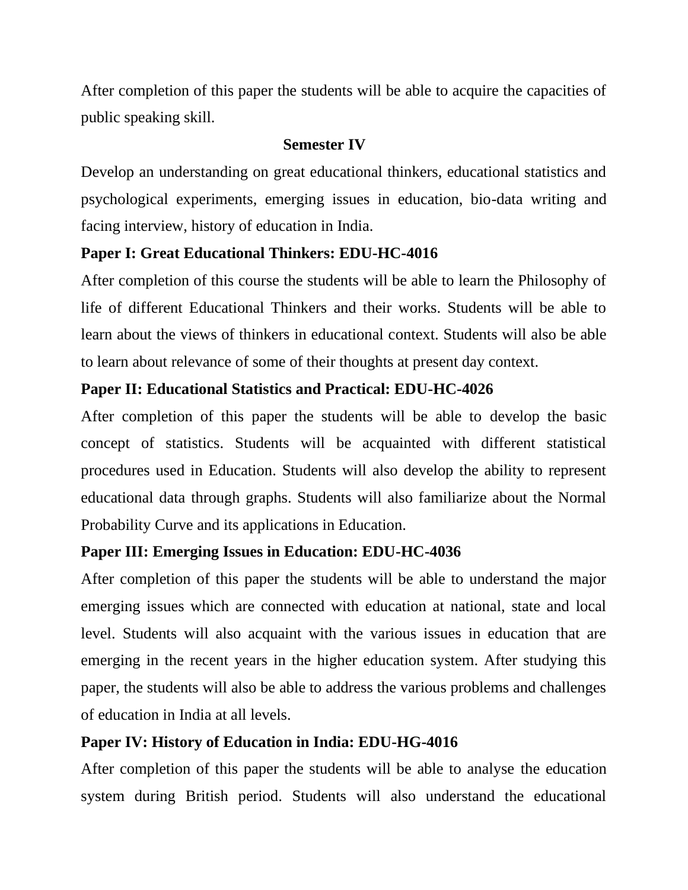After completion of this paper the students will be able to acquire the capacities of public speaking skill.

## Semester IV

Develop an understanding on great educational thinkers, educational statistics and psychological experiments, emerging issues in education, bio-data writing and facing interview, history of education in India.

**Paper I: Great Educational Thinkers: EDU-HC-4016**

After completion of this course the students will be able to learn the Philosophy of life of different Educational Thinkers and their works. Students will be able to learn about the views of thinkers in educational context. Students will also be able to learn about relevance of some of their thoughts at present day context.

**Paper II: Educational Statistics and Practical: EDU-HC-4026**

After completion of this paper the students will be able to develop the basic concept of statistics. Students will be acquainted with different statistical procedures used in Education. Students will also develop the ability to represent educational data through graphs. Students will also familiarize about the Normal Probability Curve and its applications in Education.

**Paper III: Emerging Issues in Education: EDU-HC-4036**

After completion of this paper the students will be able to understand the major emerging issues which are connected with education at national, state and local level. Students will also acquaint with the various issues in education that are emerging in the recent years in the higher education system. After studying this paper, the students will also be able to address the various problems and challenges of education in India at all levels.

**Paper IV: History of Education in India: EDU-HG-4016**

After completion of this paper the students will be able to analyse the education system during British period. Students will also understand the educational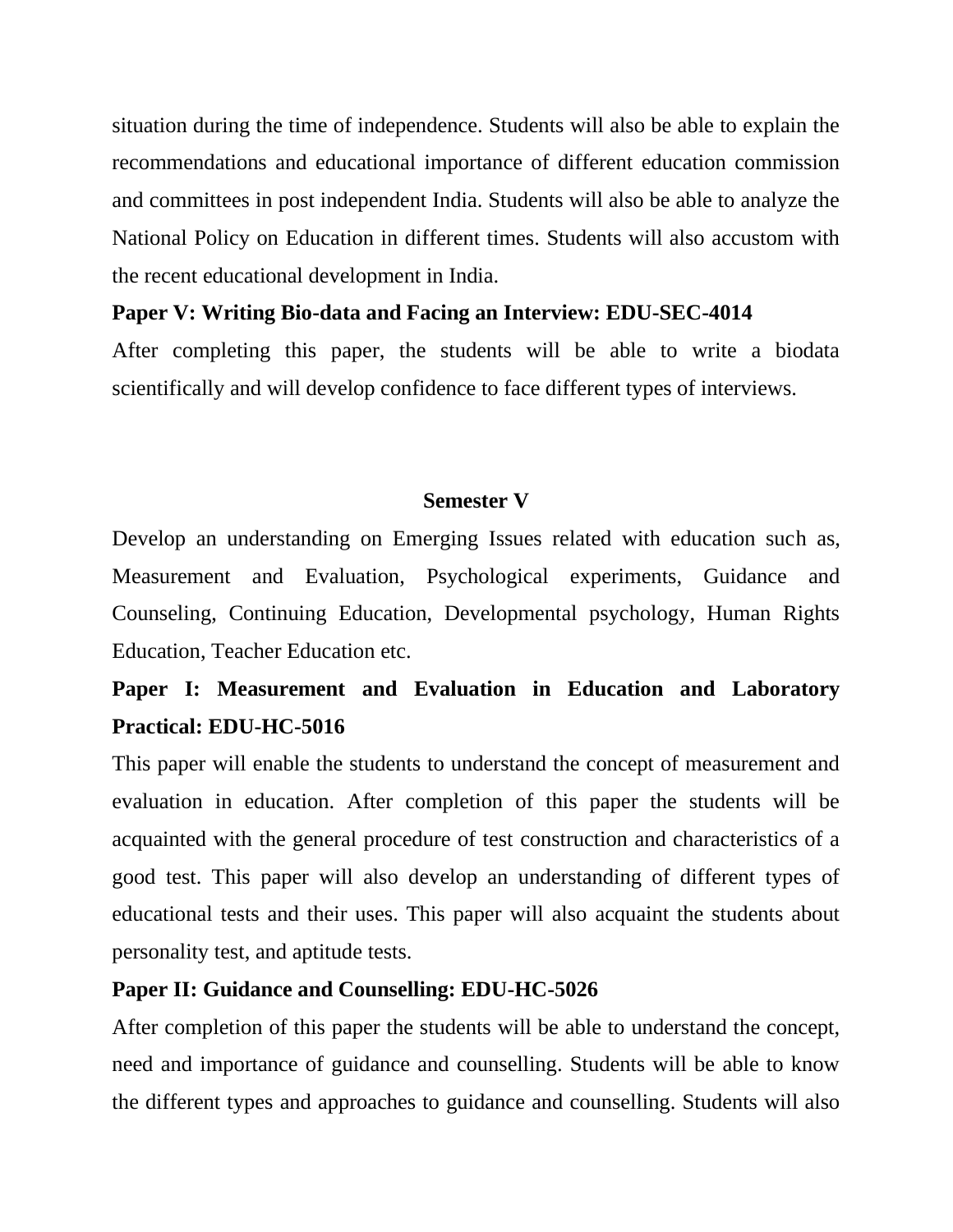situation during the time of independence. Students will also be able to explain the recommendations and educational importance of different education commission and committees in post independent India. Students will also be able to analyze the National Policy on Education in different times. Students will also accustom with the recent educational development in India.

**Paper V: Writing Bio-data and Facing an Interview: EDU-SEC-4014**

After completing this paper, the students will be able to write a biodata scientifically and will develop confidence to face different types of interviews.

## Semester V

Develop an understanding on Emerging Issues related with education such as, Measurement and Evaluation, Psychological experiments, Guidance and Counseling, Continuing Education, Developmental psychology, Human Rights Education, Teacher Education etc.

**Paper I: Measurement and Evaluation in Education and Laboratory Practical: EDU-HC-5016**

This paper will enable the students to understand the concept of measurement and evaluation in education. After completion of this paper the students will be acquainted with the general procedure of test construction and characteristics of a good test. This paper will also develop an understanding of different types of educational tests and their uses. This paper will also acquaint the students about personality test, and aptitude tests.

**Paper II: Guidance and Counselling: EDU-HC-5026**

After completion of this paper the students will be able to understand the concept, need and importance of guidance and counselling. Students will be able to know the different types and approaches to guidance and counselling. Students will also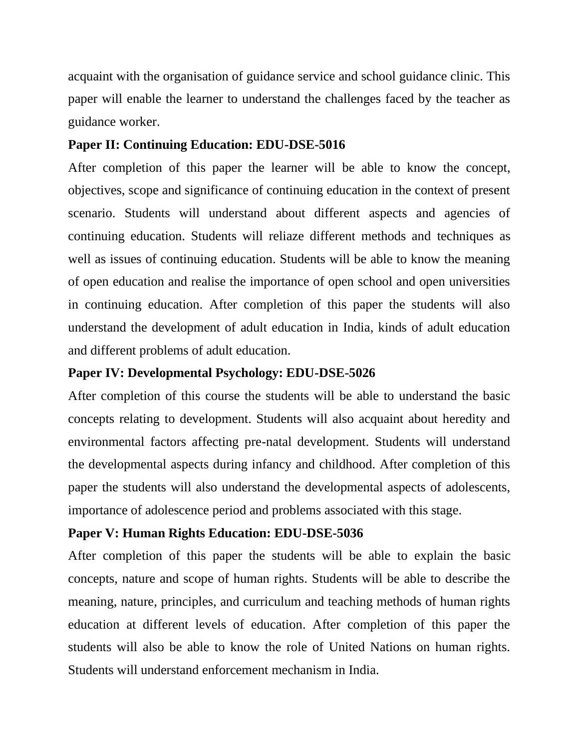acquaint with the organisation of guidance service and school guidance clinic. This paper will enable the learner to understand the challenges faced by the teacher as guidance worker.

**Paper II: Continuing Education: EDU-DSE-5016**

After completion of this paper the learner will be able to know the concept, objectives, scope and significance of continuing education in the context of present scenario. Students will understand about different aspects and agencies of continuing education. Students will reliaze different methods and techniques as well as issues of continuing education. Students will be able to know the meaning of open education and realise the importance of open school and open universities in continuing education. After completion of this paper the students will also understand the development of adult education in India, kinds of adult education and different problems of adult education.

**Paper IV: Developmental Psychology: EDU-DSE-5026**

After completion of this course the students will be able to understand the basic concepts relating to development. Students will also acquaint about heredity and environmental factors affecting pre-natal development. Students will understand the developmental aspects during infancy and childhood. After completion of this paper the students will also understand the developmental aspects of adolescents, importance of adolescence period and problems associated with this stage.

**Paper V: Human Rights Education: EDU-DSE-5036**

After completion of this paper the students will be able to explain the basic concepts, nature and scope of human rights. Students will be able to describe the meaning, nature, principles, and curriculum and teaching methods of human rights education at different levels of education. After completion of this paper the students will also be able to know the role of United Nations on human rights. Students will understand enforcement mechanism in India.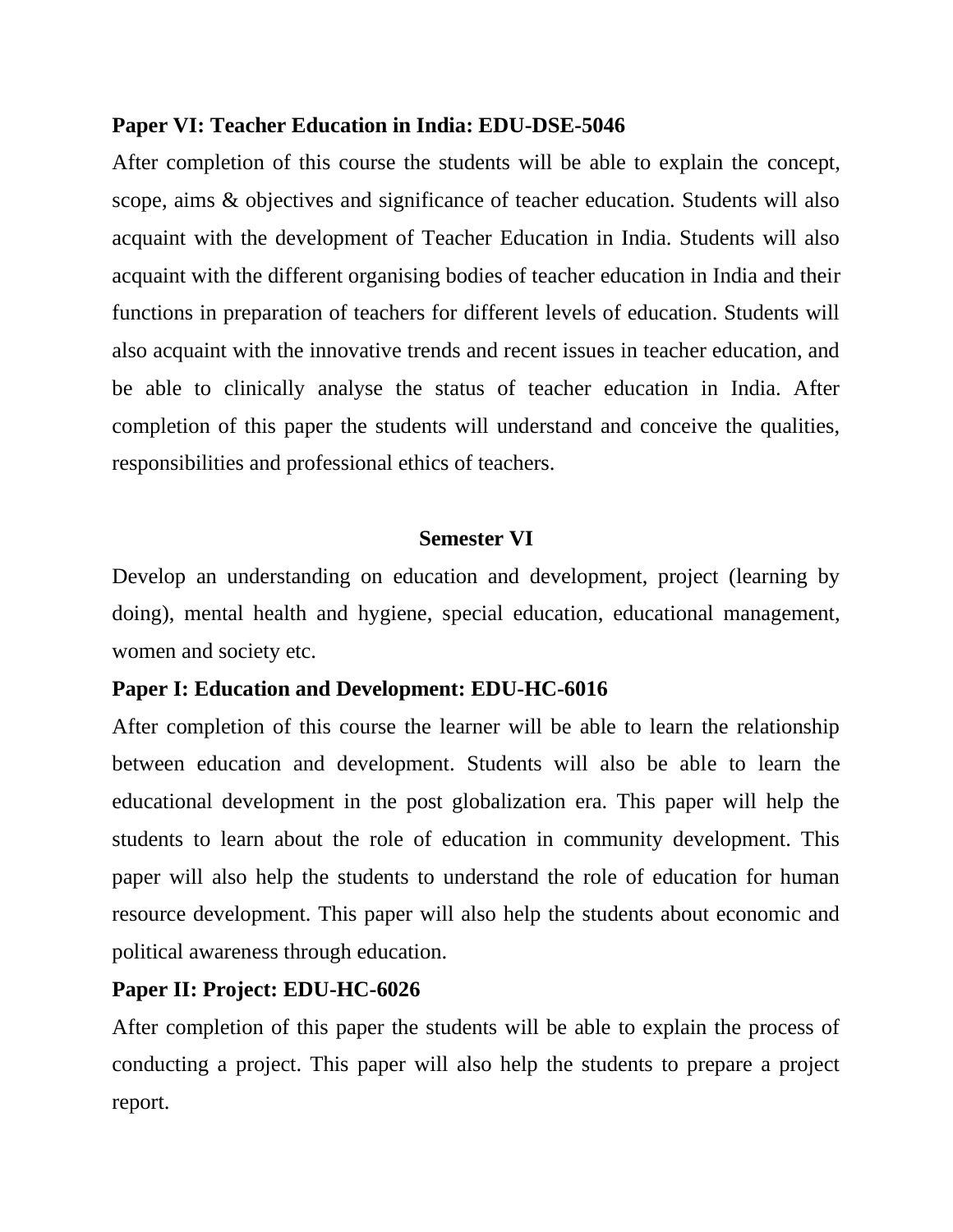**Paper VI: Teacher Education in India: EDU-DSE-5046**

After completion of this course the students will be able to explain the concept, scope, aims & objectives and significance of teacher education. Students will also acquaint with the development of Teacher Education in India. Students will also acquaint with the different organising bodies of teacher education in India and their functions in preparation of teachers for different levels of education. Students will also acquaint with the innovative trends and recent issues in teacher education, and be able to clinically analyse the status of teacher education in India. After completion of this paper the students will understand and conceive the qualities, responsibilities and professional ethics of teachers.

**Semester VI**

Develop an understanding on education and development, project (learning by doing), mental health and hygiene, special education, educational management, women and society etc.

**Paper I: Education and Development: EDU-HC-6016**

After completion of this course the learner will be able to learn the relationship between education and development. Students will also be able to learn the educational development in the post globalization era. This paper will help the students to learn about the role of education in community development. This paper will also help the students to understand the role of education for human resource development. This paper will also help the students about economic and political awareness through education.

**Paper II: Project: EDU-HC-6026**

After completion of this paper the students will be able to explain the process of conducting a project. This paper will also help the students to prepare a project report.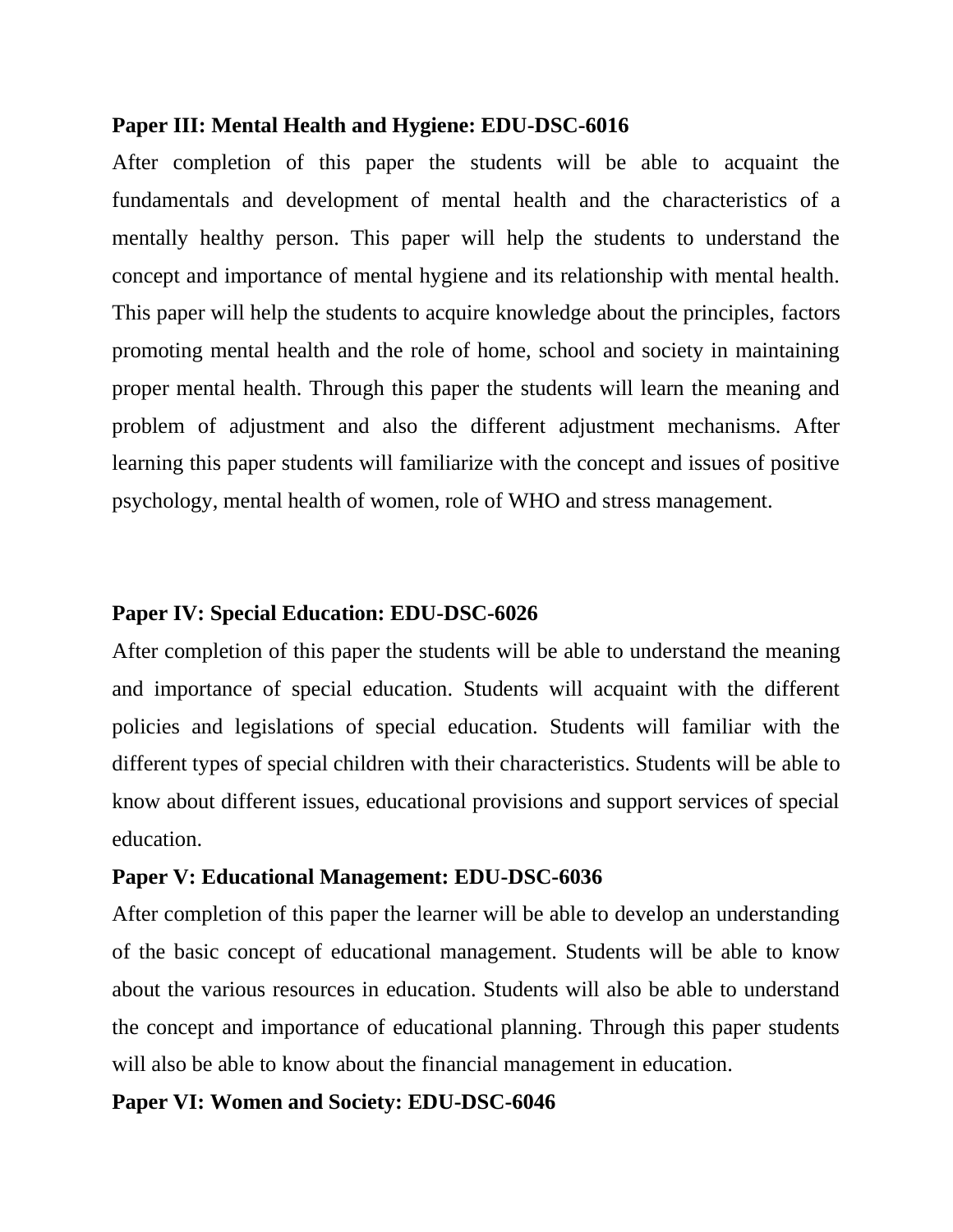**Paper III: Mental Health and Hygiene: EDU-DSC-6016**

After completion of this paper the students will be able to acquaint the fundamentals and development of mental health and the characteristics of a mentally healthy person. This paper will help the students to understand the concept and importance of mental hygiene and its relationship with mental health. This paper will help the students to acquire knowledge about the principles, factors promoting mental health and the role of home, school and society in maintaining proper mental health. Through this paper the students will learn the meaning and problem of adjustment and also the different adjustment mechanisms. After learning this paper students will familiarize with the concept and issues of positive psychology, mental health of women, role of WHO and stress management.

**Paper IV: Special Education: EDU-DSC-6026**

After completion of this paper the students will be able to understand the meaning and importance of special education. Students will acquaint with the different policies and legislations of special education. Students will familiar with the different types of special children with their characteristics. Students will be able to know about different issues, educational provisions and support services of special education.

**Paper V: Educational Management: EDU-DSC-6036**

After completion of this paper the learner will be able to develop an understanding of the basic concept of educational management. Students will be able to know about the various resources in education. Students will also be able to understand the concept and importance of educational planning. Through this paper students will also be able to know about the financial management in education.

**Paper VI: Women and Society: EDU-DSC-6046**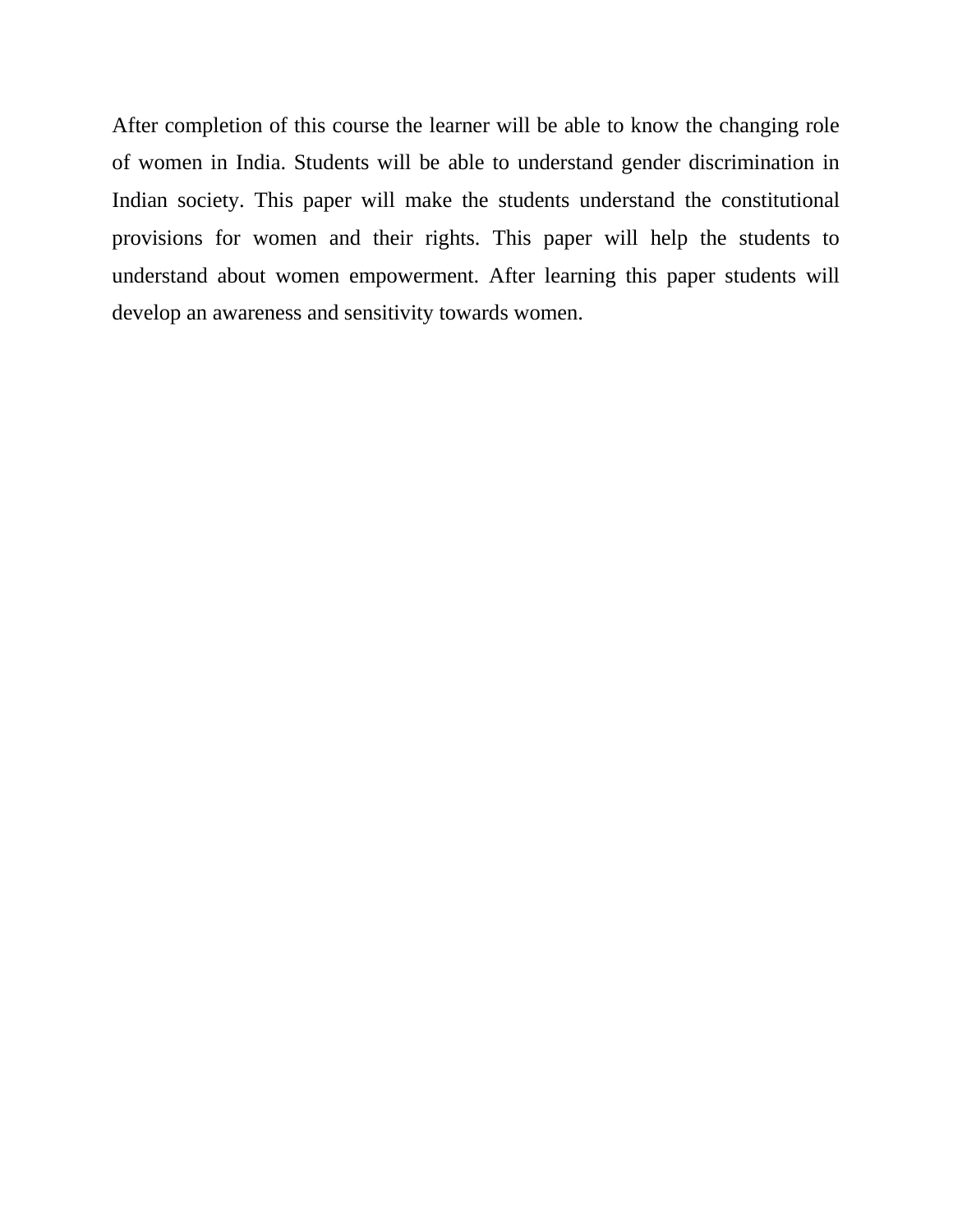After completion of this course the learner will be able to know the changing role of women in India. Students will be able to understand gender discrimination in Indian society. This paper will make the students understand the constitutional provisions for women and their rights. This paper will help the students to understand about women empowerment. After learning this paper students will develop an awareness and sensitivity towards women.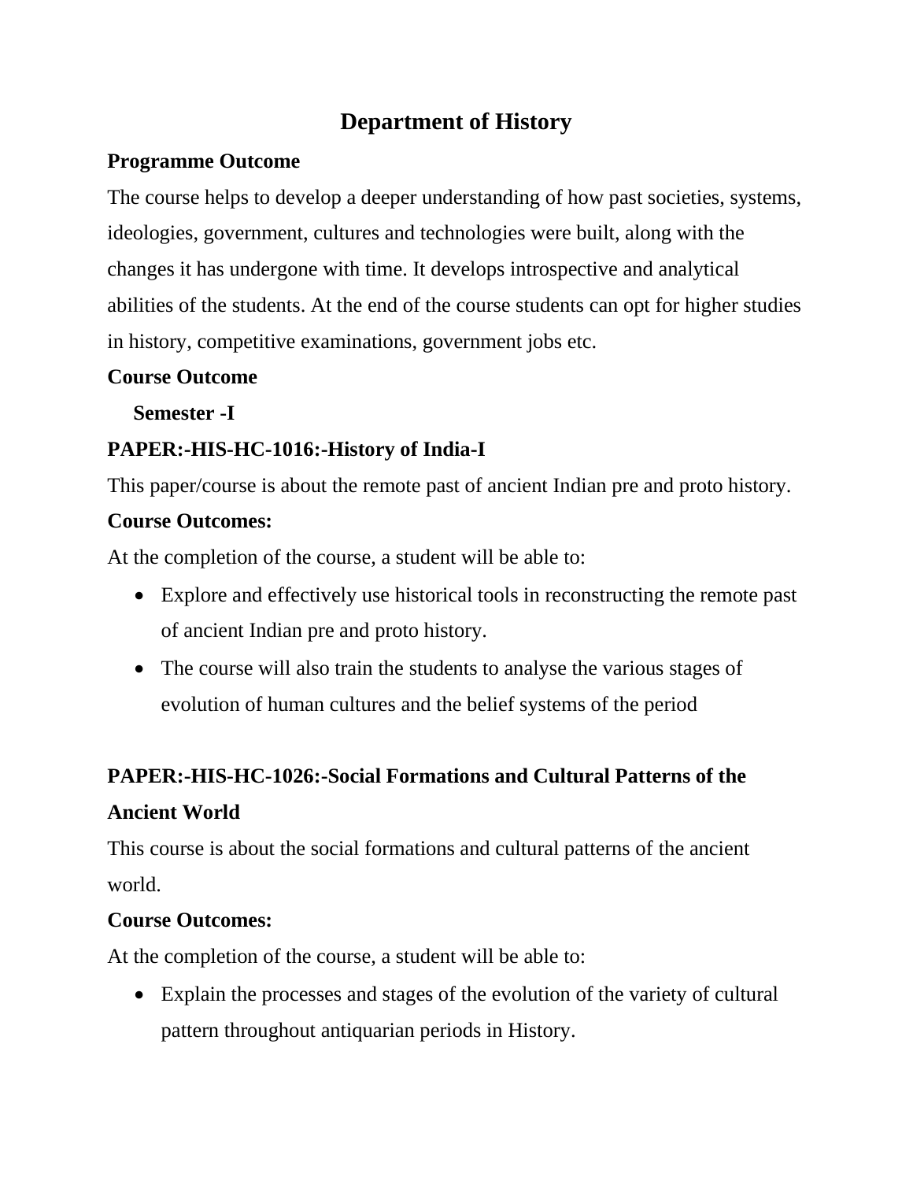# Department of History

**Programme Outcome**

The course helps to develop a deeper understanding of how past societies, systems, ideologies, government, cultures and technologies were built, along with the changes it has undergone with time. It develops introspective and analytical abilities of the students. At the end of the course students can opt for higher studies in history, competitive examinations, government jobs etc.

**Course Outcome**

**Semester -I**

**PAPER:-HIS-HC-1016:-History of India-I**

This paper/course is about the remote past of ancient Indian pre and proto history.

**Course Outcomes:**

At the completion of the course, a student will be able to:

- Explore and effectively use historical tools in reconstructing the remote past of ancient Indian pre and proto history.
- The course will also train the students to analyse the various stages of evolution of human cultures and the belief systems of the period

**PAPER:-HIS-HC-1026:-Social Formations and Cultural Patterns of the Ancient World**

This course is about the social formations and cultural patterns of the ancient world.

**Course Outcomes:**

At the completion of the course, a student will be able to:

- Explain the processes and stages of the evolution of the variety of cultural pattern throughout antiquarian periods in History.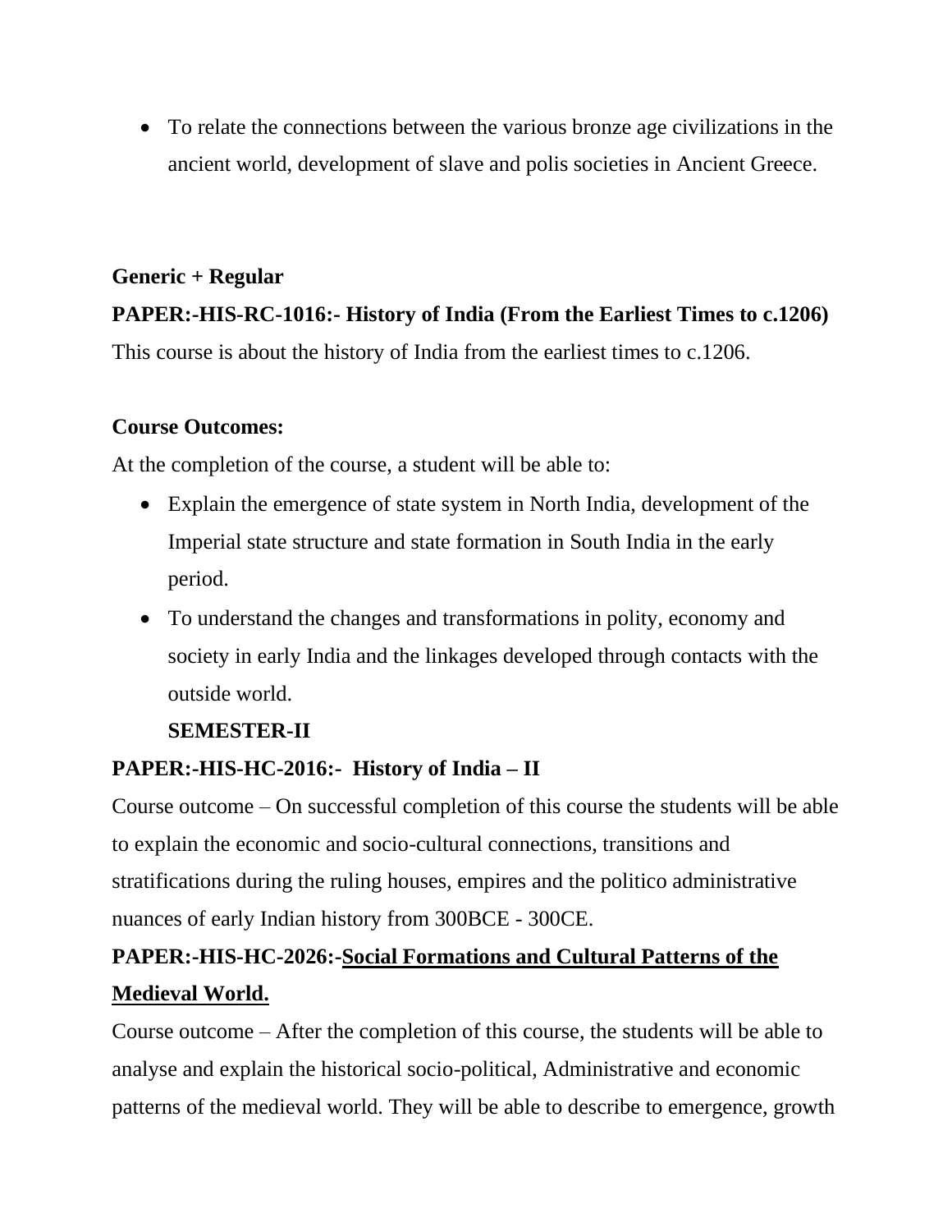- To relate the connections between the various bronze age civilizations in the ancient world, development of slave and polis societies in Ancient Greece.

**Generic + Regular**

**PAPER:-HIS-RC-1016:- History of India (From the Earliest Times to c.1206)**

This course is about the history of India from the earliest times to c.1206.

**Course Outcomes:**

At the completion of the course, a student will be able to:

- Explain the emergence of state system in North India, development of the Imperial state structure and state formation in South India in the early period.
- To understand the changes and transformations in polity, economy and society in early India and the linkages developed through contacts with the outside world.

**SEMESTER-II**

**PAPER:-HIS-HC-2016:- History of India – II**

Course outcome – On successful completion of this course the students will be able to explain the economic and socio-cultural connections, transitions and stratifications during the ruling houses, empires and the politico administrative nuances of early Indian history from 300BCE - 300CE.

**PAPER:-HIS-HC-2026:-<u>Social Formations and Cultural Patterns of the Medieval World.</u>**

Course outcome – After the completion of this course, the students will be able to analyse and explain the historical socio-political, Administrative and economic patterns of the medieval world. They will be able to describe to emergence, growth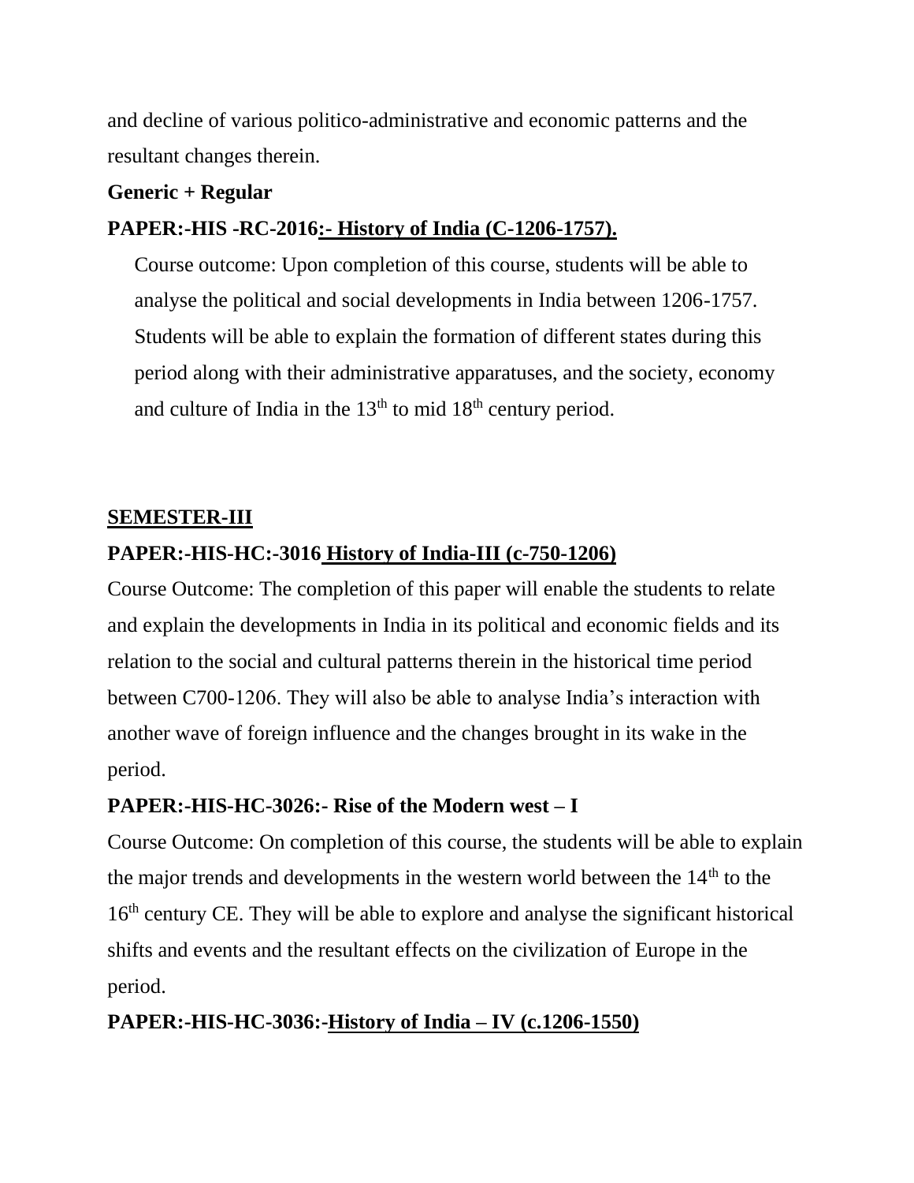and decline of various politico-administrative and economic patterns and the resultant changes therein.

**Generic + Regular**

**PAPER:-HIS -RC-2016:- History of India (C-1206-1757).**

Course outcome: Upon completion of this course, students will be able to analyse the political and social developments in India between 1206-1757. Students will be able to explain the formation of different states during this period along with their administrative apparatuses, and the society, economy and culture of India in the 13th to mid 18th century period.

**SEMESTER-III**

**PAPER:-HIS-HC:-3016 History of India-III (c-750-1206)**

Course Outcome: The completion of this paper will enable the students to relate and explain the developments in India in its political and economic fields and its relation to the social and cultural patterns therein in the historical time period between C700-1206. They will also be able to analyse India's interaction with another wave of foreign influence and the changes brought in its wake in the period.

**PAPER:-HIS-HC-3026:- Rise of the Modern west – I**

Course Outcome: On completion of this course, the students will be able to explain the major trends and developments in the western world between the 14th to the 16th century CE. They will be able to explore and analyse the significant historical shifts and events and the resultant effects on the civilization of Europe in the period.

**PAPER:-HIS-HC-3036:-History of India – IV (c.1206-1550)**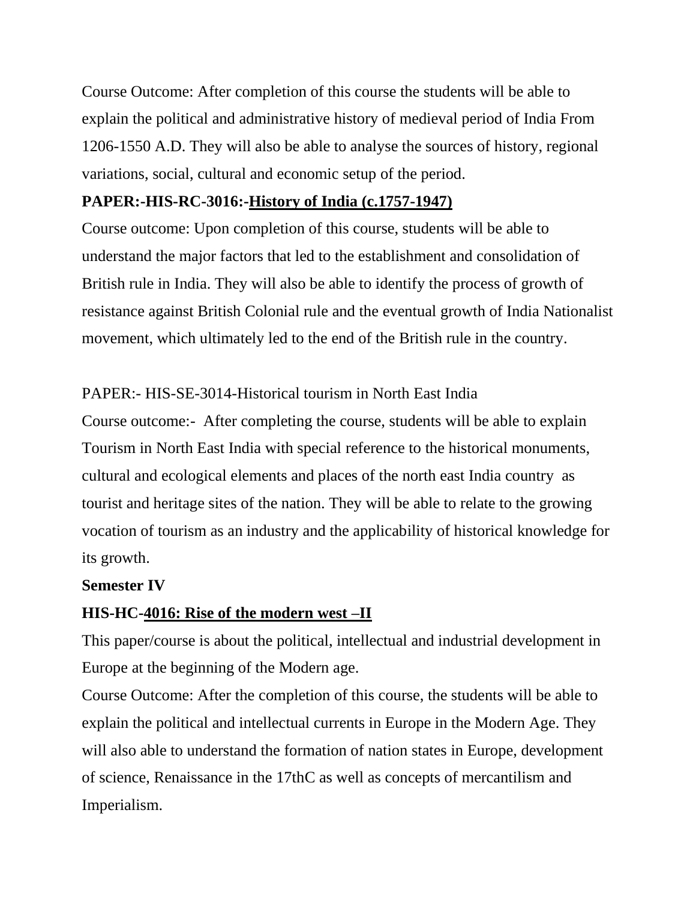Course Outcome: After completion of this course the students will be able to explain the political and administrative history of medieval period of India From 1206-1550 A.D. They will also be able to analyse the sources of history, regional variations, social, cultural and economic setup of the period.

**PAPER:-HIS-RC-3016:-History of India (c.1757-1947)**

Course outcome: Upon completion of this course, students will be able to understand the major factors that led to the establishment and consolidation of British rule in India. They will also be able to identify the process of growth of resistance against British Colonial rule and the eventual growth of India Nationalist movement, which ultimately led to the end of the British rule in the country.

PAPER:- HIS-SE-3014-Historical tourism in North East India

Course outcome:- After completing the course, students will be able to explain Tourism in North East India with special reference to the historical monuments, cultural and ecological elements and places of the north east India country as tourist and heritage sites of the nation. They will be able to relate to the growing vocation of tourism as an industry and the applicability of historical knowledge for its growth.

**Semester IV**

**HIS-HC-4016: Rise of the modern west –II**

This paper/course is about the political, intellectual and industrial development in Europe at the beginning of the Modern age.

Course Outcome: After the completion of this course, the students will be able to explain the political and intellectual currents in Europe in the Modern Age. They will also able to understand the formation of nation states in Europe, development of science, Renaissance in the 17thC as well as concepts of mercantilism and Imperialism.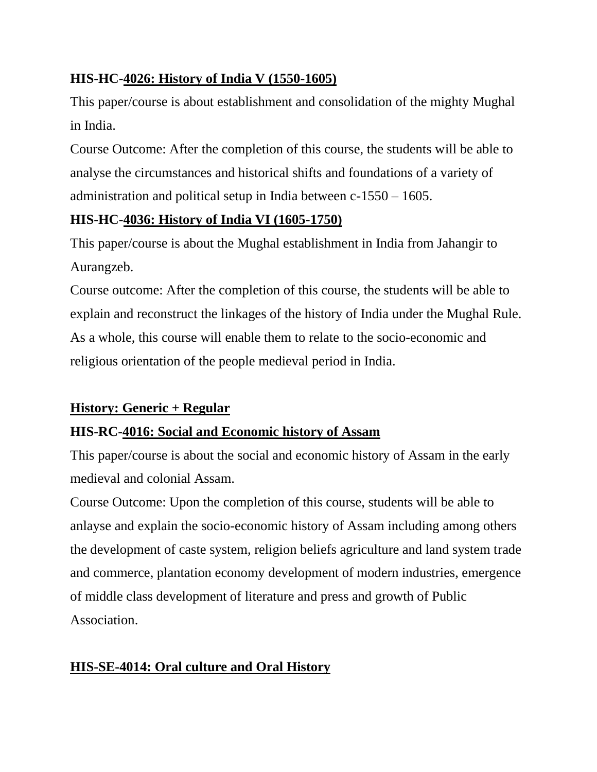**HIS-HC-4026: History of India V (1550-1605)**

This paper/course is about establishment and consolidation of the mighty Mughal in India.

Course Outcome: After the completion of this course, the students will be able to analyse the circumstances and historical shifts and foundations of a variety of administration and political setup in India between c-1550 – 1605.

**HIS-HC-4036: History of India VI (1605-1750)**

This paper/course is about the Mughal establishment in India from Jahangir to Aurangzeb.

Course outcome: After the completion of this course, the students will be able to explain and reconstruct the linkages of the history of India under the Mughal Rule. As a whole, this course will enable them to relate to the socio-economic and religious orientation of the people medieval period in India.

**History: Generic + Regular**

**HIS-RC-4016: Social and Economic history of Assam**

This paper/course is about the social and economic history of Assam in the early medieval and colonial Assam.

Course Outcome: Upon the completion of this course, students will be able to anlayse and explain the socio-economic history of Assam including among others the development of caste system, religion beliefs agriculture and land system trade and commerce, plantation economy development of modern industries, emergence of middle class development of literature and press and growth of Public Association.

**HIS-SE-4014: Oral culture and Oral History**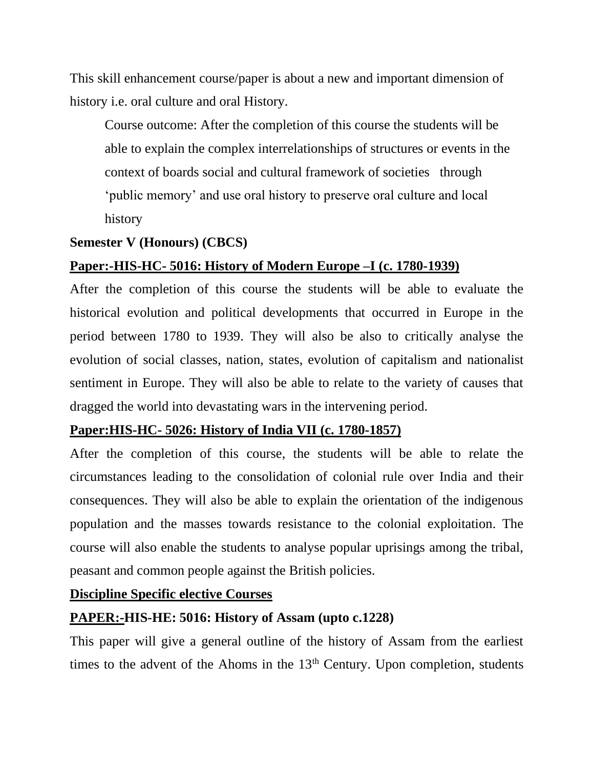This skill enhancement course/paper is about a new and important dimension of history i.e. oral culture and oral History.

> Course outcome: After the completion of this course the students will be able to explain the complex interrelationships of structures or events in the context of boards social and cultural framework of societies through 'public memory' and use oral history to preserve oral culture and local history

**Semester V (Honours) (CBCS)**

**Paper:-HIS-HC- 5016: History of Modern Europe –I (c. 1780-1939)**

After the completion of this course the students will be able to evaluate the historical evolution and political developments that occurred in Europe in the period between 1780 to 1939. They will also be also to critically analyse the evolution of social classes, nation, states, evolution of capitalism and nationalist sentiment in Europe. They will also be able to relate to the variety of causes that dragged the world into devastating wars in the intervening period.

**Paper:HIS-HC- 5026: History of India VII (c. 1780-1857)**

After the completion of this course, the students will be able to relate the circumstances leading to the consolidation of colonial rule over India and their consequences. They will also be able to explain the orientation of the indigenous population and the masses towards resistance to the colonial exploitation. The course will also enable the students to analyse popular uprisings among the tribal, peasant and common people against the British policies.

**Discipline Specific elective Courses**

**PAPER:-HIS-HE: 5016: History of Assam (upto c.1228)**

This paper will give a general outline of the history of Assam from the earliest times to the advent of the Ahoms in the 13th Century. Upon completion, students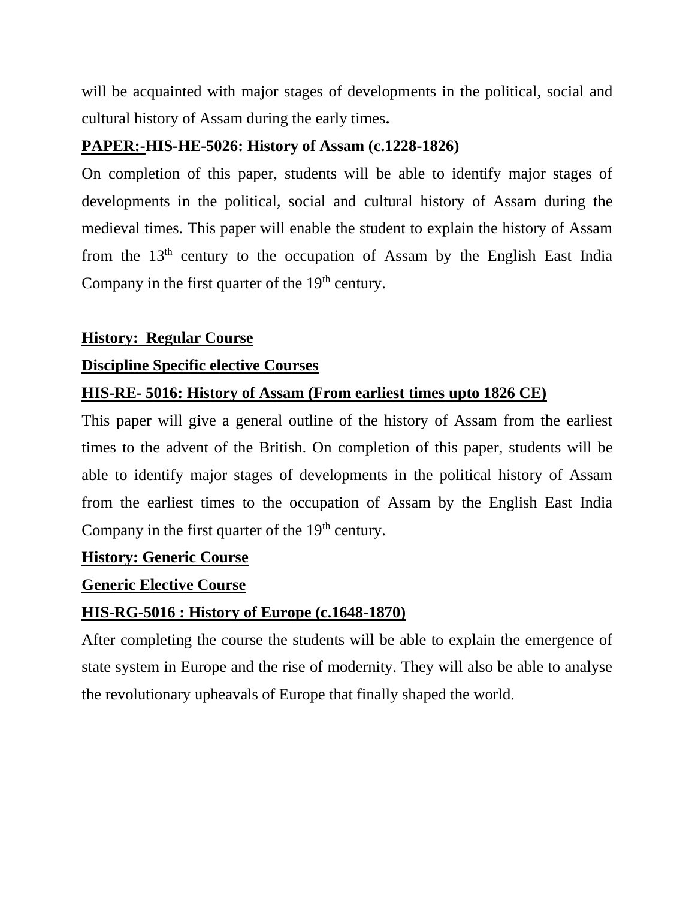will be acquainted with major stages of developments in the political, social and cultural history of Assam during the early times**.**

**PAPER:-HIS-HE-5026: History of Assam (c.1228-1826)**

On completion of this paper, students will be able to identify major stages of developments in the political, social and cultural history of Assam during the medieval times. This paper will enable the student to explain the history of Assam from the 13th century to the occupation of Assam by the English East India Company in the first quarter of the 19th century.

**History: Regular Course**

**Discipline Specific elective Courses**

**HIS-RE- 5016: History of Assam (From earliest times upto 1826 CE)**

This paper will give a general outline of the history of Assam from the earliest times to the advent of the British. On completion of this paper, students will be able to identify major stages of developments in the political history of Assam from the earliest times to the occupation of Assam by the English East India Company in the first quarter of the 19th century.

**History: Generic Course**

**Generic Elective Course**

**HIS-RG-5016 : History of Europe (c.1648-1870)**

After completing the course the students will be able to explain the emergence of state system in Europe and the rise of modernity. They will also be able to analyse the revolutionary upheavals of Europe that finally shaped the world.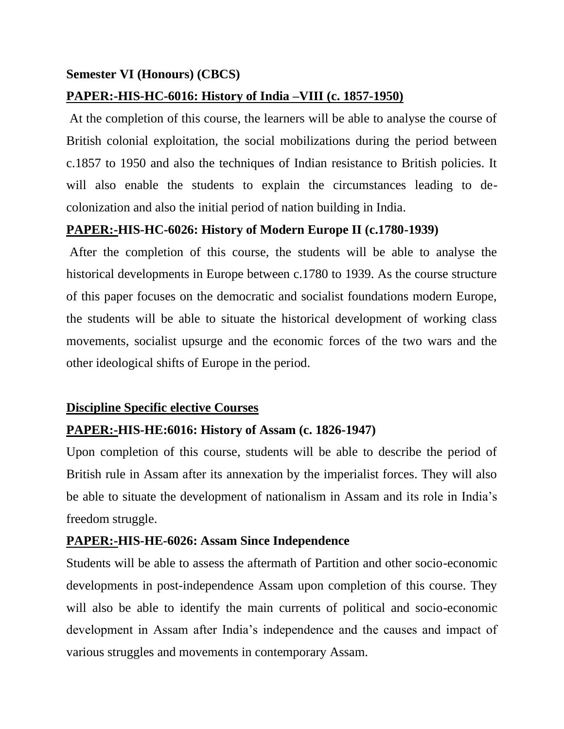**Semester VI (Honours) (CBCS)**

**PAPER:-HIS-HC-6016: History of India –VIII (c. 1857-1950)**

At the completion of this course, the learners will be able to analyse the course of British colonial exploitation, the social mobilizations during the period between c.1857 to 1950 and also the techniques of Indian resistance to British policies. It will also enable the students to explain the circumstances leading to de-colonization and also the initial period of nation building in India.

**PAPER:-HIS-HC-6026: History of Modern Europe II (c.1780-1939)**

After the completion of this course, the students will be able to analyse the historical developments in Europe between c.1780 to 1939. As the course structure of this paper focuses on the democratic and socialist foundations modern Europe, the students will be able to situate the historical development of working class movements, socialist upsurge and the economic forces of the two wars and the other ideological shifts of Europe in the period.

**Discipline Specific elective Courses**

**PAPER:-HIS-HE:6016: History of Assam (c. 1826-1947)**

Upon completion of this course, students will be able to describe the period of British rule in Assam after its annexation by the imperialist forces. They will also be able to situate the development of nationalism in Assam and its role in India's freedom struggle.

**PAPER:-HIS-HE-6026: Assam Since Independence**

Students will be able to assess the aftermath of Partition and other socio-economic developments in post-independence Assam upon completion of this course. They will also be able to identify the main currents of political and socio-economic development in Assam after India's independence and the causes and impact of various struggles and movements in contemporary Assam.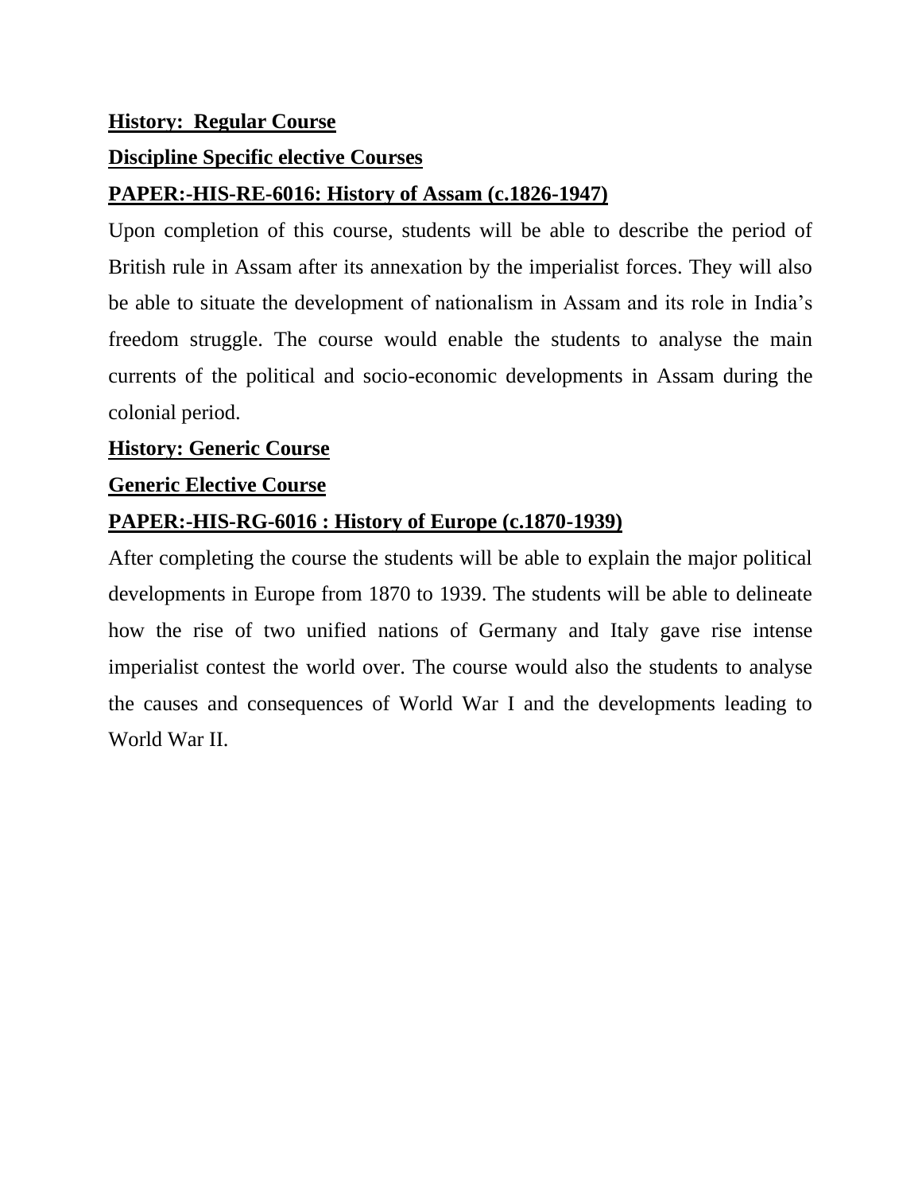**History: Regular Course**

**Discipline Specific elective Courses**

**PAPER:-HIS-RE-6016: History of Assam (c.1826-1947)**

Upon completion of this course, students will be able to describe the period of British rule in Assam after its annexation by the imperialist forces. They will also be able to situate the development of nationalism in Assam and its role in India's freedom struggle. The course would enable the students to analyse the main currents of the political and socio-economic developments in Assam during the colonial period.

**History: Generic Course**

**Generic Elective Course**

**PAPER:-HIS-RG-6016 : History of Europe (c.1870-1939)**

After completing the course the students will be able to explain the major political developments in Europe from 1870 to 1939. The students will be able to delineate how the rise of two unified nations of Germany and Italy gave rise intense imperialist contest the world over. The course would also the students to analyse the causes and consequences of World War I and the developments leading to World War II.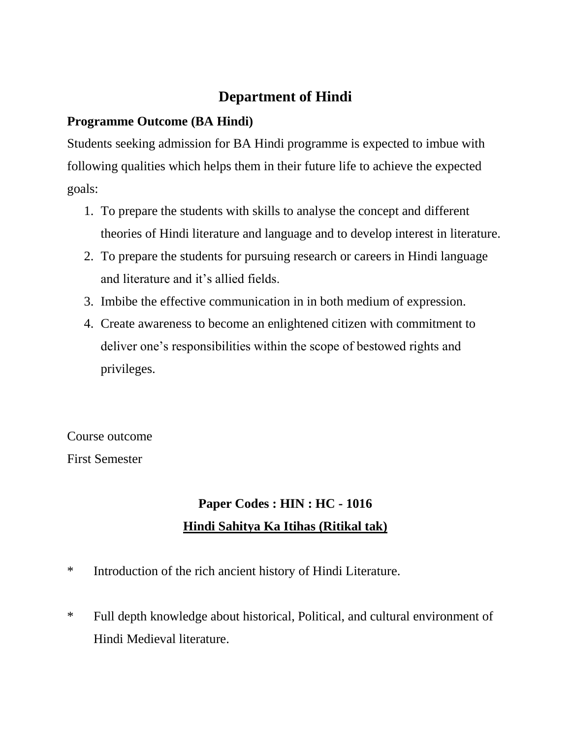# Department of Hindi

**Programme Outcome (BA Hindi)**

Students seeking admission for BA Hindi programme is expected to imbue with following qualities which helps them in their future life to achieve the expected goals:

1. To prepare the students with skills to analyse the concept and different theories of Hindi literature and language and to develop interest in literature.
2. To prepare the students for pursuing research or careers in Hindi language and literature and it's allied fields.
3. Imbibe the effective communication in in both medium of expression.
4. Create awareness to become an enlightened citizen with commitment to deliver one's responsibilities within the scope of bestowed rights and privileges.

Course outcome

First Semester

**Paper Codes : HIN : HC - 1016**

**<u>Hindi Sahitya Ka Itihas (Ritikal tak)</u>**

* Introduction of the rich ancient history of Hindi Literature.

* Full depth knowledge about historical, Political, and cultural environment of Hindi Medieval literature.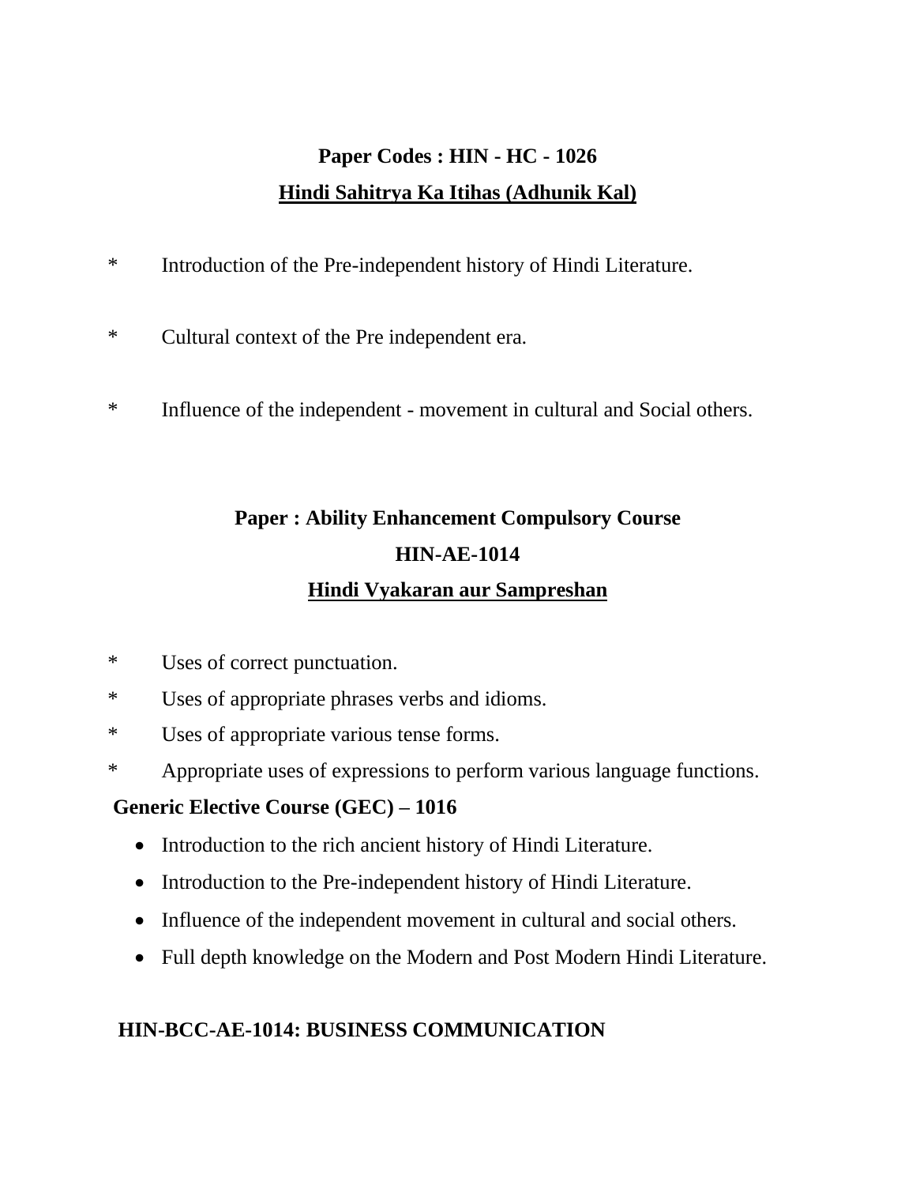**Paper Codes : HIN - HC - 1026**

**Hindi Sahitrya Ka Itihas (Adhunik Kal)**

* Introduction of the Pre-independent history of Hindi Literature.

* Cultural context of the Pre independent era.

* Influence of the independent - movement in cultural and Social others.

**Paper : Ability Enhancement Compulsory Course**

**HIN-AE-1014**

**Hindi Vyakaran aur Sampreshan**

* Uses of correct punctuation.
* Uses of appropriate phrases verbs and idioms.
* Uses of appropriate various tense forms.
* Appropriate uses of expressions to perform various language functions.

**Generic Elective Course (GEC) – 1016**

- Introduction to the rich ancient history of Hindi Literature.
- Introduction to the Pre-independent history of Hindi Literature.
- Influence of the independent movement in cultural and social others.
- Full depth knowledge on the Modern and Post Modern Hindi Literature.

**HIN-BCC-AE-1014: BUSINESS COMMUNICATION**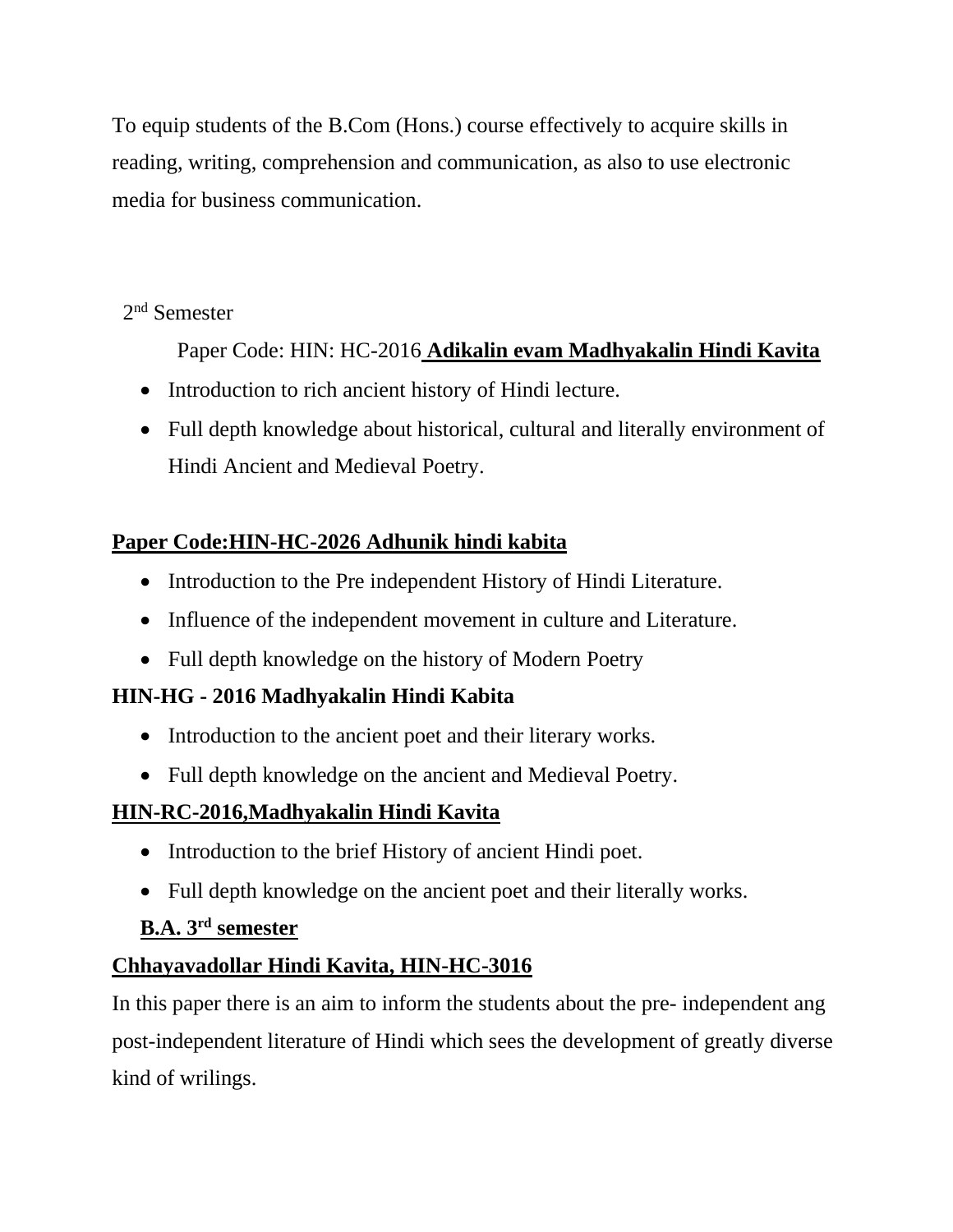To equip students of the B.Com (Hons.) course effectively to acquire skills in reading, writing, comprehension and communication, as also to use electronic media for business communication.

2nd Semester

Paper Code: HIN: HC-2016 **Adikalin evam Madhyakalin Hindi Kavita**

- Introduction to rich ancient history of Hindi lecture.
- Full depth knowledge about historical, cultural and literally environment of Hindi Ancient and Medieval Poetry.

**Paper Code:HIN-HC-2026 Adhunik hindi kabita**

- Introduction to the Pre independent History of Hindi Literature.
- Influence of the independent movement in culture and Literature.
- Full depth knowledge on the history of Modern Poetry

**HIN-HG - 2016 Madhyakalin Hindi Kabita**

- Introduction to the ancient poet and their literary works.
- Full depth knowledge on the ancient and Medieval Poetry.

**HIN-RC-2016,Madhyakalin Hindi Kavita**

- Introduction to the brief History of ancient Hindi poet.
- Full depth knowledge on the ancient poet and their literally works.

**B.A. 3rd semester**

**Chhayavadollar Hindi Kavita, HIN-HC-3016**

In this paper there is an aim to inform the students about the pre- independent ang post-independent literature of Hindi which sees the development of greatly diverse kind of wrilings.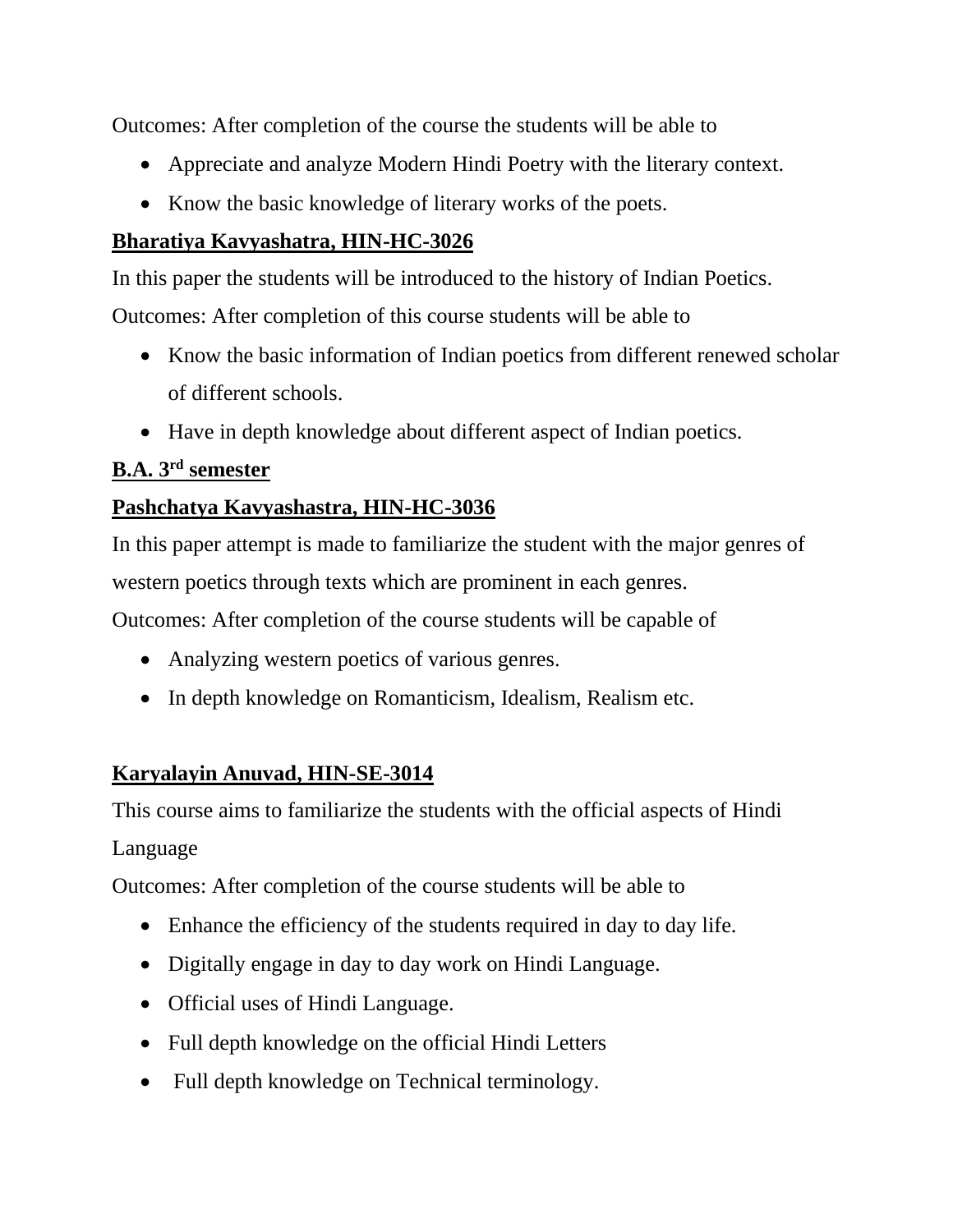Outcomes: After completion of the course the students will be able to

- Appreciate and analyze Modern Hindi Poetry with the literary context.
- Know the basic knowledge of literary works of the poets.

**Bharatiya Kavyashatra, HIN-HC-3026**

In this paper the students will be introduced to the history of Indian Poetics.

Outcomes: After completion of this course students will be able to

- Know the basic information of Indian poetics from different renewed scholar of different schools.
- Have in depth knowledge about different aspect of Indian poetics.

**B.A. 3rd semester**

**Pashchatya Kavyashastra, HIN-HC-3036**

In this paper attempt is made to familiarize the student with the major genres of western poetics through texts which are prominent in each genres.

Outcomes: After completion of the course students will be capable of

- Analyzing western poetics of various genres.
- In depth knowledge on Romanticism, Idealism, Realism etc.

**Karyalayin Anuvad, HIN-SE-3014**

This course aims to familiarize the students with the official aspects of Hindi Language

Outcomes: After completion of the course students will be able to

- Enhance the efficiency of the students required in day to day life.
- Digitally engage in day to day work on Hindi Language.
- Official uses of Hindi Language.
- Full depth knowledge on the official Hindi Letters
- Full depth knowledge on Technical terminology.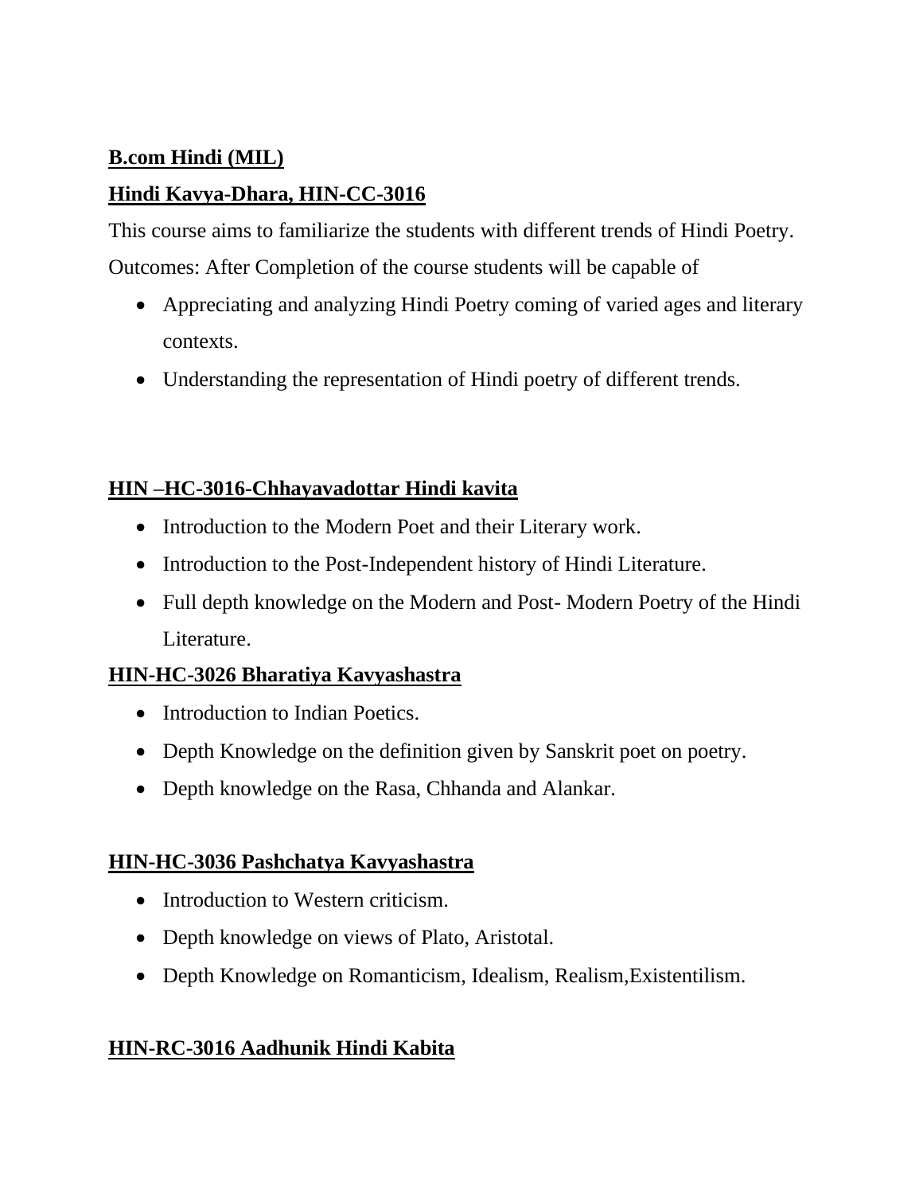**B.com Hindi (MIL)**

**Hindi Kavya-Dhara, HIN-CC-3016**

This course aims to familiarize the students with different trends of Hindi Poetry.

Outcomes: After Completion of the course students will be capable of

- Appreciating and analyzing Hindi Poetry coming of varied ages and literary contexts.
- Understanding the representation of Hindi poetry of different trends.

**HIN –HC-3016-Chhayavadottar Hindi kavita**

- Introduction to the Modern Poet and their Literary work.
- Introduction to the Post-Independent history of Hindi Literature.
- Full depth knowledge on the Modern and Post- Modern Poetry of the Hindi Literature.

**HIN-HC-3026 Bharatiya Kavyashastra**

- Introduction to Indian Poetics.
- Depth Knowledge on the definition given by Sanskrit poet on poetry.
- Depth knowledge on the Rasa, Chhanda and Alankar.

**HIN-HC-3036 Pashchatya Kavyashastra**

- Introduction to Western criticism.
- Depth knowledge on views of Plato, Aristotal.
- Depth Knowledge on Romanticism, Idealism, Realism,Existentilism.

**HIN-RC-3016 Aadhunik Hindi Kabita**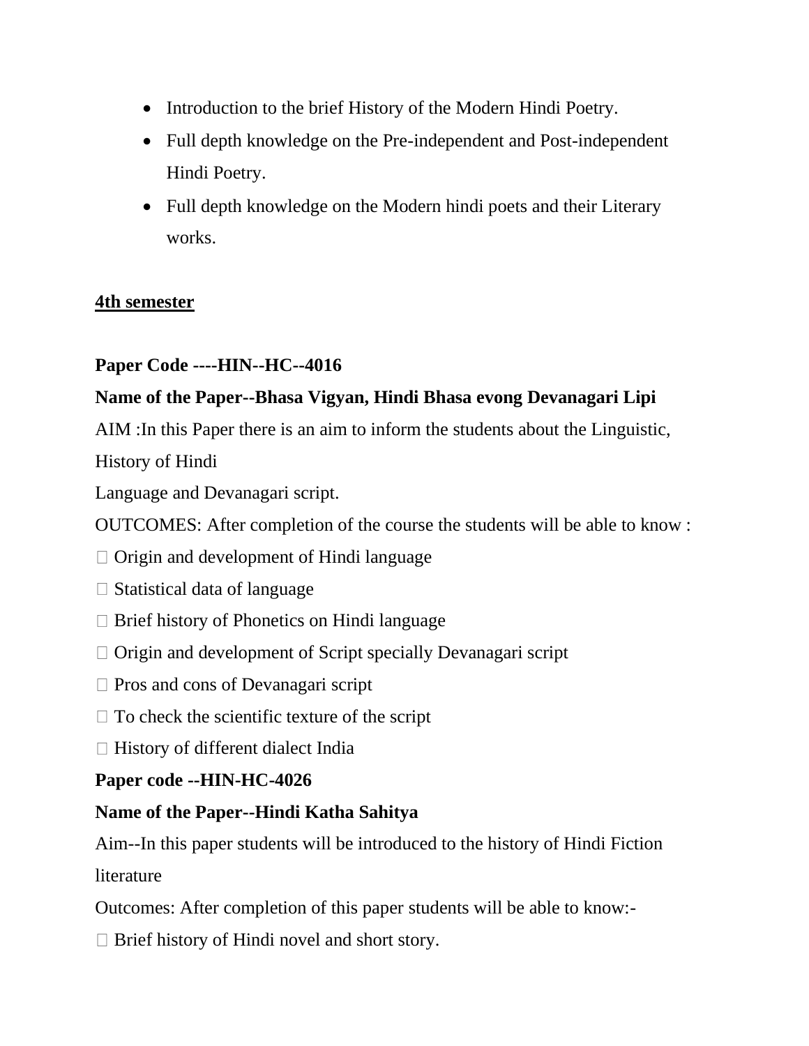- Introduction to the brief History of the Modern Hindi Poetry.
- Full depth knowledge on the Pre-independent and Post-independent Hindi Poetry.
- Full depth knowledge on the Modern hindi poets and their Literary works.

## 4th semester

**Paper Code ----HIN--HC--4016**

**Name of the Paper--Bhasa Vigyan, Hindi Bhasa evong Devanagari Lipi**

AIM :In this Paper there is an aim to inform the students about the Linguistic, History of Hindi Language and Devanagari script.

OUTCOMES: After completion of the course the students will be able to know :

- Origin and development of Hindi language
- Statistical data of language
- Brief history of Phonetics on Hindi language
- Origin and development of Script specially Devanagari script
- Pros and cons of Devanagari script
- To check the scientific texture of the script
- History of different dialect India

**Paper code --HIN-HC-4026**

**Name of the Paper--Hindi Katha Sahitya**

Aim--In this paper students will be introduced to the history of Hindi Fiction literature

Outcomes: After completion of this paper students will be able to know:-

- Brief history of Hindi novel and short story.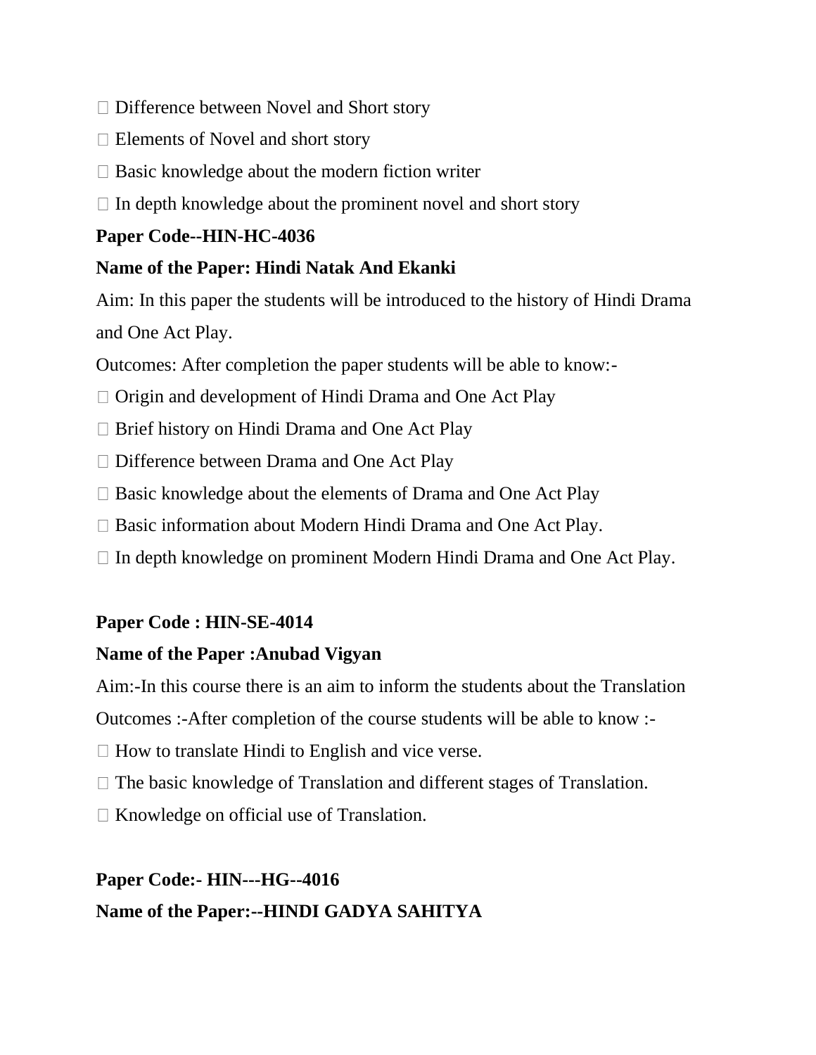- Difference between Novel and Short story
- Elements of Novel and short story
- Basic knowledge about the modern fiction writer
- In depth knowledge about the prominent novel and short story

**Paper Code--HIN-HC-4036**

**Name of the Paper: Hindi Natak And Ekanki**

Aim: In this paper the students will be introduced to the history of Hindi Drama and One Act Play.

Outcomes: After completion the paper students will be able to know:-

- Origin and development of Hindi Drama and One Act Play
- Brief history on Hindi Drama and One Act Play
- Difference between Drama and One Act Play
- Basic knowledge about the elements of Drama and One Act Play
- Basic information about Modern Hindi Drama and One Act Play.
- In depth knowledge on prominent Modern Hindi Drama and One Act Play.

**Paper Code : HIN-SE-4014**

**Name of the Paper :Anubad Vigyan**

Aim:-In this course there is an aim to inform the students about the Translation

Outcomes :-After completion of the course students will be able to know :-

- How to translate Hindi to English and vice verse.
- The basic knowledge of Translation and different stages of Translation.
- Knowledge on official use of Translation.

**Paper Code:- HIN---HG--4016**

**Name of the Paper:--HINDI GADYA SAHITYA**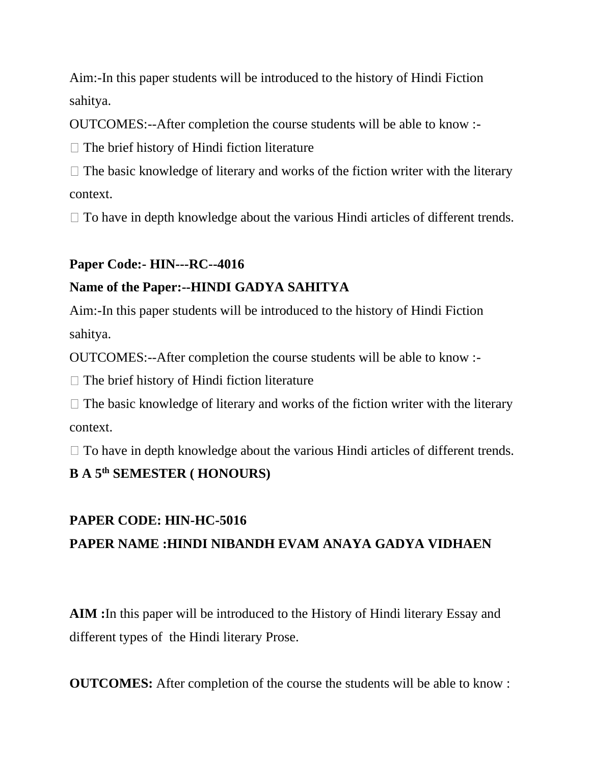Aim:-In this paper students will be introduced to the history of Hindi Fiction sahitya.

OUTCOMES:--After completion the course students will be able to know :-

- The brief history of Hindi fiction literature
- The basic knowledge of literary and works of the fiction writer with the literary context.
- To have in depth knowledge about the various Hindi articles of different trends.

**Paper Code:- HIN---RC--4016**

**Name of the Paper:--HINDI GADYA SAHITYA**

Aim:-In this paper students will be introduced to the history of Hindi Fiction sahitya.

OUTCOMES:--After completion the course students will be able to know :-

- The brief history of Hindi fiction literature
- The basic knowledge of literary and works of the fiction writer with the literary context.
- To have in depth knowledge about the various Hindi articles of different trends.

**B A 5th SEMESTER ( HONOURS)**

**PAPER CODE: HIN-HC-5016**

**PAPER NAME :HINDI NIBANDH EVAM ANAYA GADYA VIDHAEN**

**AIM :**In this paper will be introduced to the History of Hindi literary Essay and different types of the Hindi literary Prose.

**OUTCOMES:** After completion of the course the students will be able to know :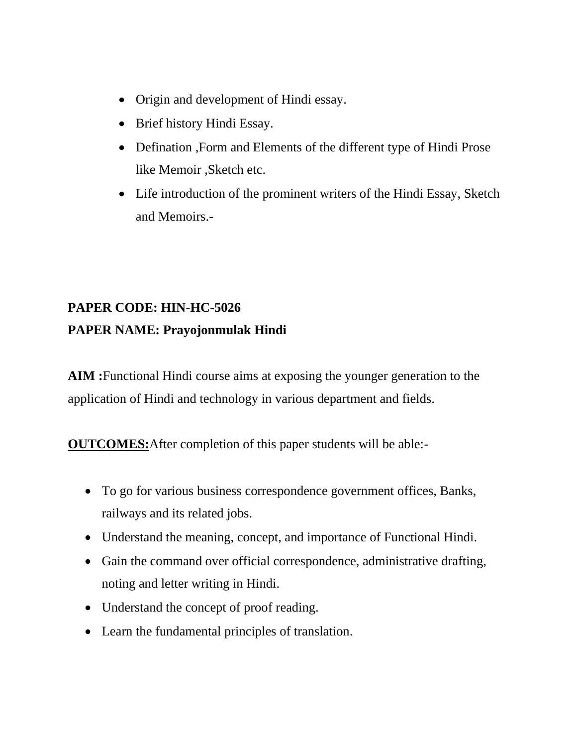- Origin and development of Hindi essay.
- Brief history Hindi Essay.
- Defination ,Form and Elements of the different type of Hindi Prose like Memoir ,Sketch etc.
- Life introduction of the prominent writers of the Hindi Essay, Sketch and Memoirs.-

**PAPER CODE: HIN-HC-5026**
**PAPER NAME: Prayojonmulak Hindi**

**AIM :**Functional Hindi course aims at exposing the younger generation to the application of Hindi and technology in various department and fields.

**OUTCOMES:**After completion of this paper students will be able:-

- To go for various business correspondence government offices, Banks, railways and its related jobs.
- Understand the meaning, concept, and importance of Functional Hindi.
- Gain the command over official correspondence, administrative drafting, noting and letter writing in Hindi.
- Understand the concept of proof reading.
- Learn the fundamental principles of translation.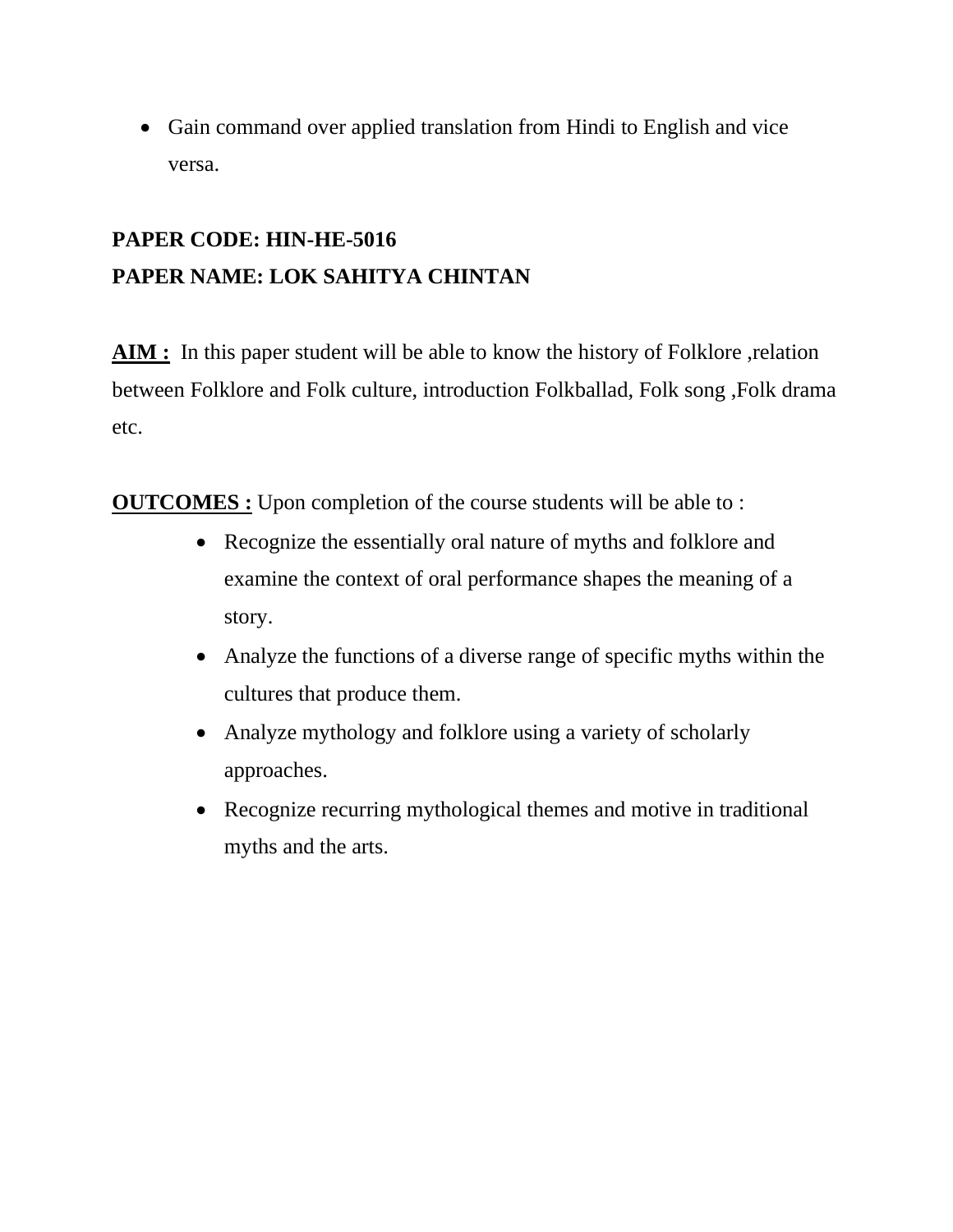- Gain command over applied translation from Hindi to English and vice versa.

**PAPER CODE: HIN-HE-5016**
**PAPER NAME: LOK SAHITYA CHINTAN**

**AIM :** In this paper student will be able to know the history of Folklore ,relation between Folklore and Folk culture, introduction Folkballad, Folk song ,Folk drama etc.

**OUTCOMES :** Upon completion of the course students will be able to :

- Recognize the essentially oral nature of myths and folklore and examine the context of oral performance shapes the meaning of a story.
- Analyze the functions of a diverse range of specific myths within the cultures that produce them.
- Analyze mythology and folklore using a variety of scholarly approaches.
- Recognize recurring mythological themes and motive in traditional myths and the arts.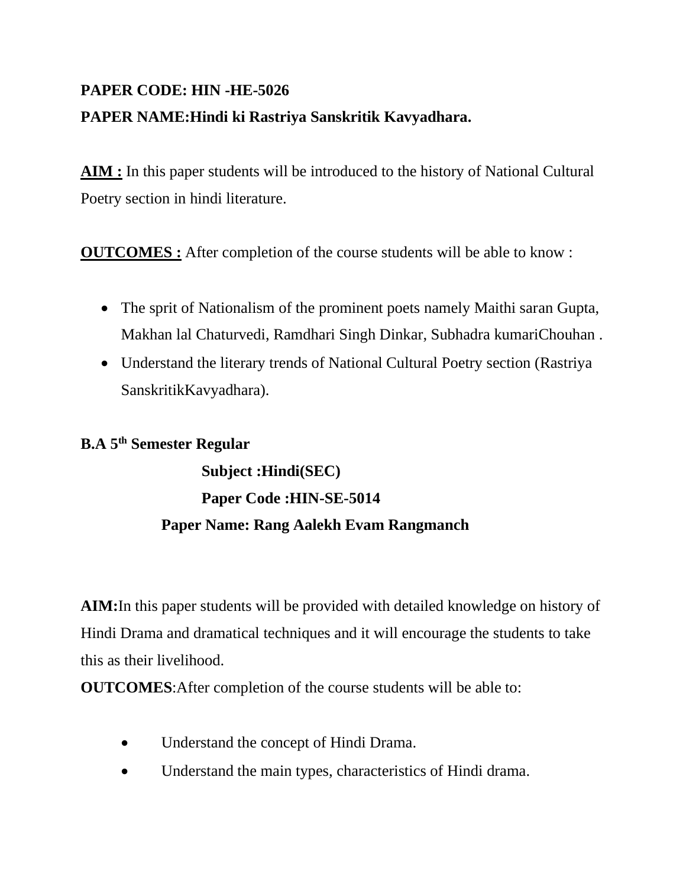**PAPER CODE: HIN -HE-5026**

**PAPER NAME:Hindi ki Rastriya Sanskritik Kavyadhara.**

**AIM :** In this paper students will be introduced to the history of National Cultural Poetry section in hindi literature.

**OUTCOMES :** After completion of the course students will be able to know :

- The sprit of Nationalism of the prominent poets namely Maithi saran Gupta, Makhan lal Chaturvedi, Ramdhari Singh Dinkar, Subhadra kumariChouhan .
- Understand the literary trends of National Cultural Poetry section (Rastriya SanskritikKavyadhara).

**B.A 5th Semester Regular**

**Subject :Hindi(SEC)**

**Paper Code :HIN-SE-5014**

**Paper Name: Rang Aalekh Evam Rangmanch**

**AIM:**In this paper students will be provided with detailed knowledge on history of Hindi Drama and dramatical techniques and it will encourage the students to take this as their livelihood.

**OUTCOMES**:After completion of the course students will be able to:

- Understand the concept of Hindi Drama.
- Understand the main types, characteristics of Hindi drama.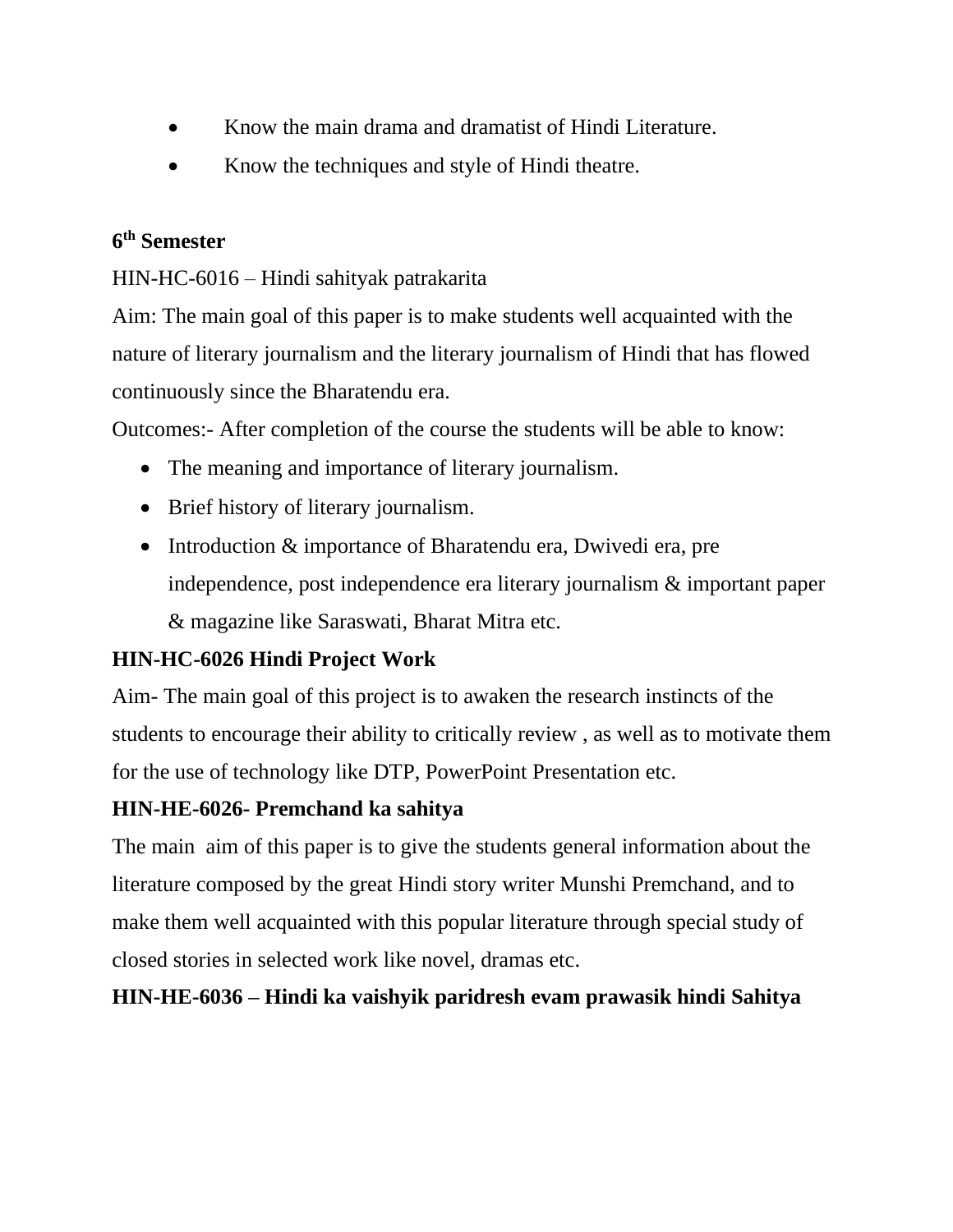- Know the main drama and dramatist of Hindi Literature.
- Know the techniques and style of Hindi theatre.

**6th Semester**

HIN-HC-6016 – Hindi sahityak patrakarita

Aim: The main goal of this paper is to make students well acquainted with the nature of literary journalism and the literary journalism of Hindi that has flowed continuously since the Bharatendu era.

Outcomes:- After completion of the course the students will be able to know:

- The meaning and importance of literary journalism.
- Brief history of literary journalism.
- Introduction & importance of Bharatendu era, Dwivedi era, pre independence, post independence era literary journalism & important paper & magazine like Saraswati, Bharat Mitra etc.

**HIN-HC-6026 Hindi Project Work**

Aim- The main goal of this project is to awaken the research instincts of the students to encourage their ability to critically review , as well as to motivate them for the use of technology like DTP, PowerPoint Presentation etc.

**HIN-HE-6026- Premchand ka sahitya**

The main aim of this paper is to give the students general information about the literature composed by the great Hindi story writer Munshi Premchand, and to make them well acquainted with this popular literature through special study of closed stories in selected work like novel, dramas etc.

**HIN-HE-6036 – Hindi ka vaishyik paridresh evam prawasik hindi Sahitya**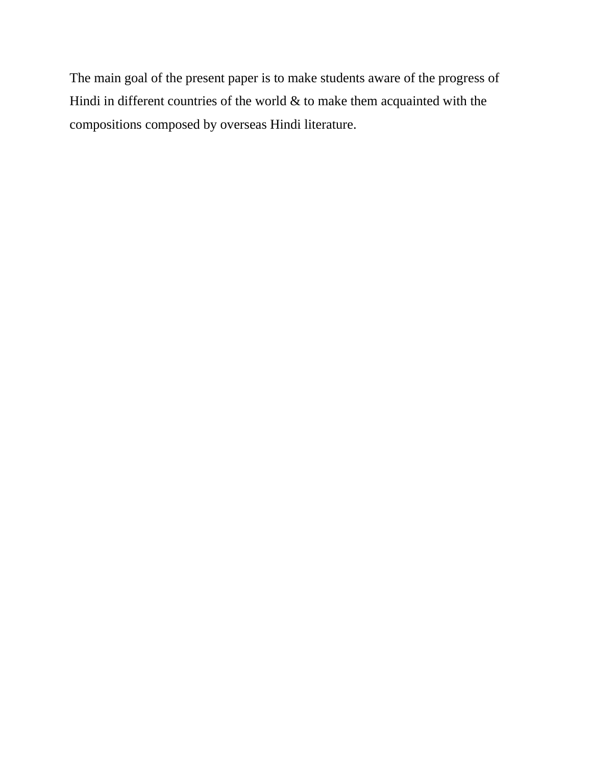The main goal of the present paper is to make students aware of the progress of Hindi in different countries of the world & to make them acquainted with the compositions composed by overseas Hindi literature.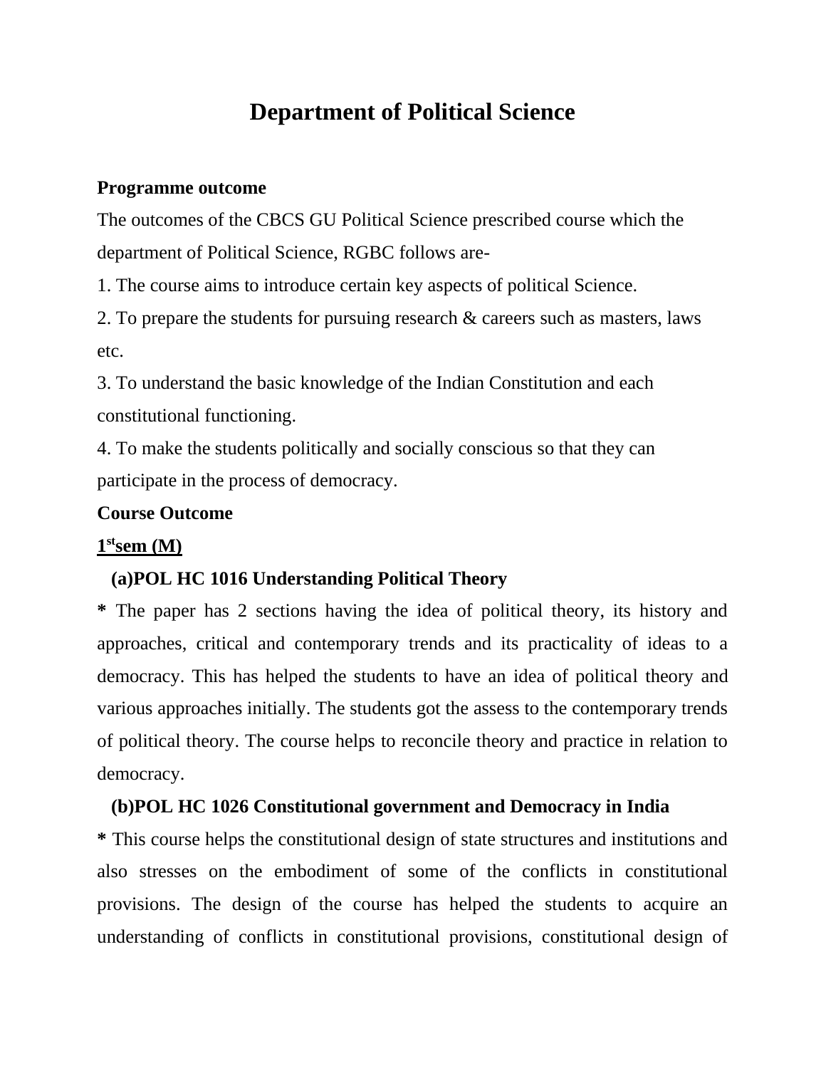# Department of Political Science

**Programme outcome**

The outcomes of the CBCS GU Political Science prescribed course which the department of Political Science, RGBC follows are-

1. The course aims to introduce certain key aspects of political Science.
2. To prepare the students for pursuing research & careers such as masters, laws etc.
3. To understand the basic knowledge of the Indian Constitution and each constitutional functioning.
4. To make the students politically and socially conscious so that they can participate in the process of democracy.

**Course Outcome**

**1st sem (M)**

**(a)POL HC 1016 Understanding Political Theory**

**\*** The paper has 2 sections having the idea of political theory, its history and approaches, critical and contemporary trends and its practicality of ideas to a democracy. This has helped the students to have an idea of political theory and various approaches initially. The students got the assess to the contemporary trends of political theory. The course helps to reconcile theory and practice in relation to democracy.

**(b)POL HC 1026 Constitutional government and Democracy in India**

**\*** This course helps the constitutional design of state structures and institutions and also stresses on the embodiment of some of the conflicts in constitutional provisions. The design of the course has helped the students to acquire an understanding of conflicts in constitutional provisions, constitutional design of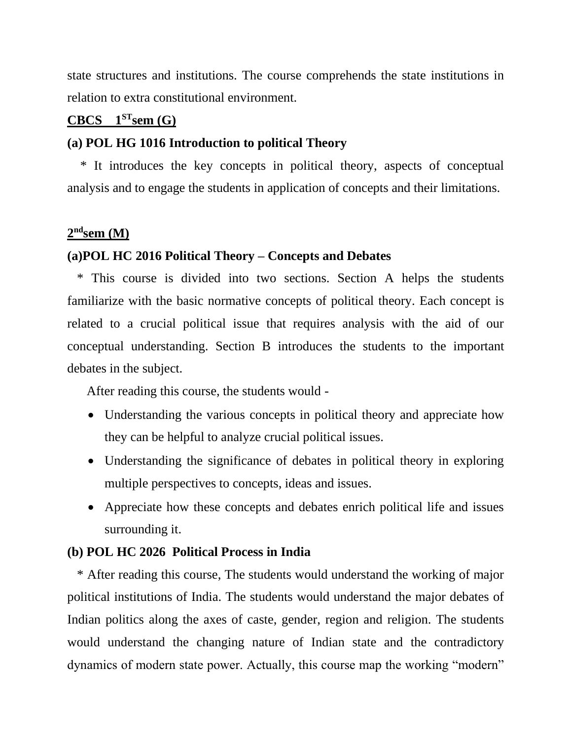state structures and institutions. The course comprehends the state institutions in relation to extra constitutional environment.

**CBCS 1ST sem (G)**

**(a) POL HG 1016 Introduction to political Theory**

* It introduces the key concepts in political theory, aspects of conceptual analysis and to engage the students in application of concepts and their limitations.

**2nd sem (M)**

**(a)POL HC 2016 Political Theory – Concepts and Debates**

* This course is divided into two sections. Section A helps the students familiarize with the basic normative concepts of political theory. Each concept is related to a crucial political issue that requires analysis with the aid of our conceptual understanding. Section B introduces the students to the important debates in the subject.

After reading this course, the students would -

- Understanding the various concepts in political theory and appreciate how they can be helpful to analyze crucial political issues.
- Understanding the significance of debates in political theory in exploring multiple perspectives to concepts, ideas and issues.
- Appreciate how these concepts and debates enrich political life and issues surrounding it.

**(b) POL HC 2026 Political Process in India**

* After reading this course, The students would understand the working of major political institutions of India. The students would understand the major debates of Indian politics along the axes of caste, gender, region and religion. The students would understand the changing nature of Indian state and the contradictory dynamics of modern state power. Actually, this course map the working "modern"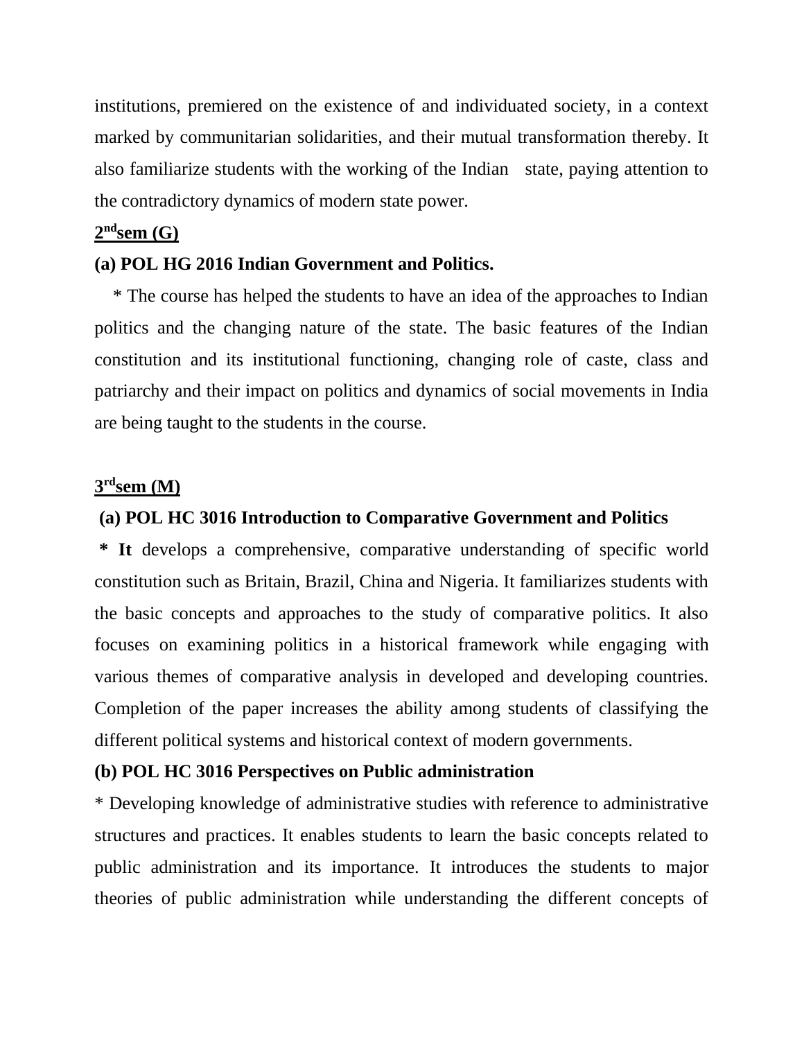institutions, premiered on the existence of and individuated society, in a context marked by communitarian solidarities, and their mutual transformation thereby. It also familiarize students with the working of the Indian state, paying attention to the contradictory dynamics of modern state power.

**2nd sem (G)**

**(a) POL HG 2016 Indian Government and Politics.**

* The course has helped the students to have an idea of the approaches to Indian politics and the changing nature of the state. The basic features of the Indian constitution and its institutional functioning, changing role of caste, class and patriarchy and their impact on politics and dynamics of social movements in India are being taught to the students in the course.

**3rd sem (M)**

**(a) POL HC 3016 Introduction to Comparative Government and Politics**

**\* It** develops a comprehensive, comparative understanding of specific world constitution such as Britain, Brazil, China and Nigeria. It familiarizes students with the basic concepts and approaches to the study of comparative politics. It also focuses on examining politics in a historical framework while engaging with various themes of comparative analysis in developed and developing countries. Completion of the paper increases the ability among students of classifying the different political systems and historical context of modern governments.

**(b) POL HC 3016 Perspectives on Public administration**

* Developing knowledge of administrative studies with reference to administrative structures and practices. It enables students to learn the basic concepts related to public administration and its importance. It introduces the students to major theories of public administration while understanding the different concepts of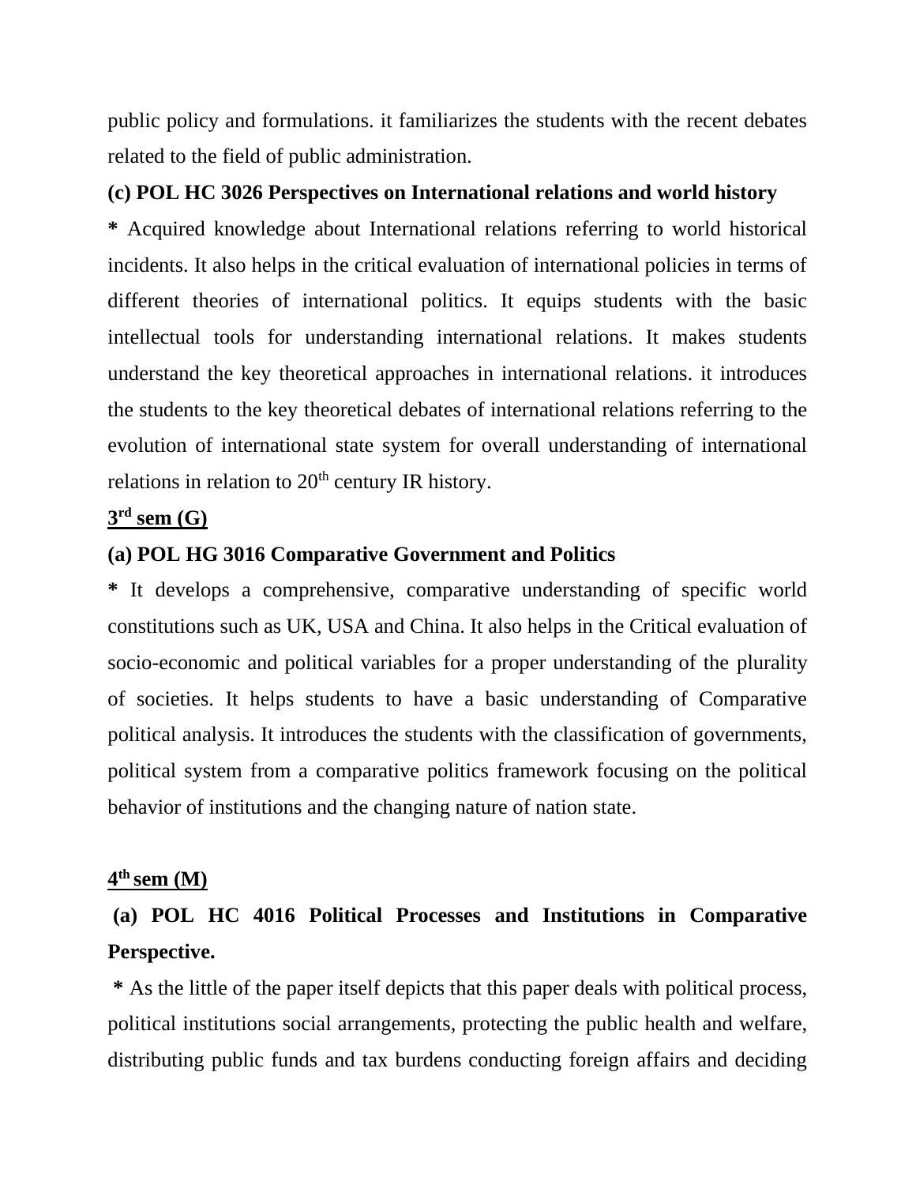public policy and formulations. it familiarizes the students with the recent debates related to the field of public administration.

**(c) POL HC 3026 Perspectives on International relations and world history**

**\*** Acquired knowledge about International relations referring to world historical incidents. It also helps in the critical evaluation of international policies in terms of different theories of international politics. It equips students with the basic intellectual tools for understanding international relations. It makes students understand the key theoretical approaches in international relations. it introduces the students to the key theoretical debates of international relations referring to the evolution of international state system for overall understanding of international relations in relation to 20th century IR history.

**3rd sem (G)**

**(a) POL HG 3016 Comparative Government and Politics**

**\*** It develops a comprehensive, comparative understanding of specific world constitutions such as UK, USA and China. It also helps in the Critical evaluation of socio-economic and political variables for a proper understanding of the plurality of societies. It helps students to have a basic understanding of Comparative political analysis. It introduces the students with the classification of governments, political system from a comparative politics framework focusing on the political behavior of institutions and the changing nature of nation state.

**4th sem (M)**

**(a) POL HC 4016 Political Processes and Institutions in Comparative Perspective.**

**\*** As the little of the paper itself depicts that this paper deals with political process, political institutions social arrangements, protecting the public health and welfare, distributing public funds and tax burdens conducting foreign affairs and deciding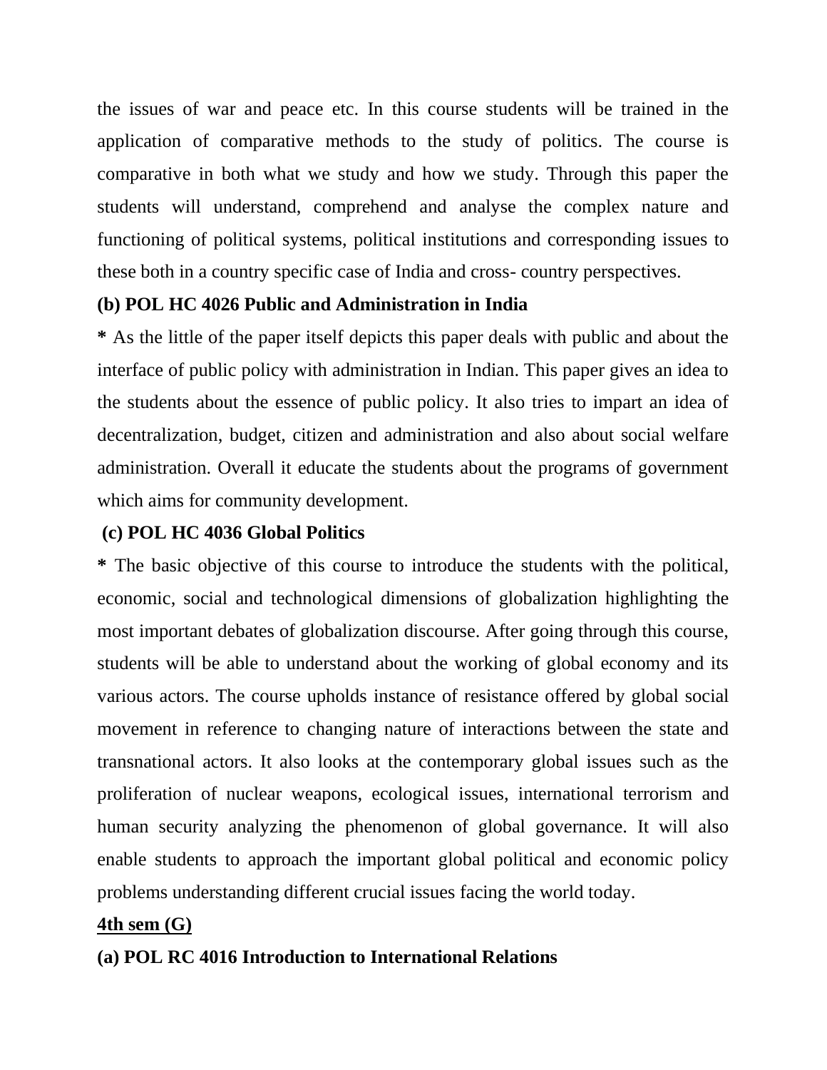the issues of war and peace etc. In this course students will be trained in the application of comparative methods to the study of politics. The course is comparative in both what we study and how we study. Through this paper the students will understand, comprehend and analyse the complex nature and functioning of political systems, political institutions and corresponding issues to these both in a country specific case of India and cross- country perspectives.

**(b) POL HC 4026 Public and Administration in India**

**\*** As the little of the paper itself depicts this paper deals with public and about the interface of public policy with administration in Indian. This paper gives an idea to the students about the essence of public policy. It also tries to impart an idea of decentralization, budget, citizen and administration and also about social welfare administration. Overall it educate the students about the programs of government which aims for community development.

**(c) POL HC 4036 Global Politics**

**\*** The basic objective of this course to introduce the students with the political, economic, social and technological dimensions of globalization highlighting the most important debates of globalization discourse. After going through this course, students will be able to understand about the working of global economy and its various actors. The course upholds instance of resistance offered by global social movement in reference to changing nature of interactions between the state and transnational actors. It also looks at the contemporary global issues such as the proliferation of nuclear weapons, ecological issues, international terrorism and human security analyzing the phenomenon of global governance. It will also enable students to approach the important global political and economic policy problems understanding different crucial issues facing the world today.

**4th sem (G)**

**(a) POL RC 4016 Introduction to International Relations**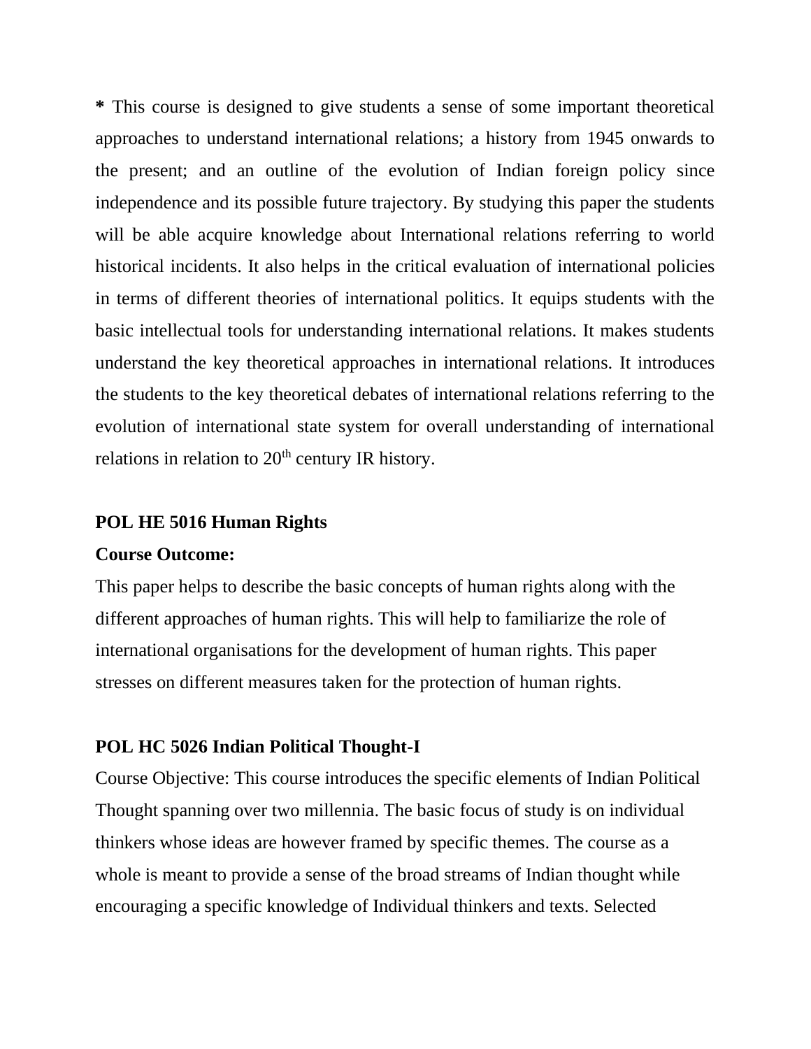**\*** This course is designed to give students a sense of some important theoretical approaches to understand international relations; a history from 1945 onwards to the present; and an outline of the evolution of Indian foreign policy since independence and its possible future trajectory. By studying this paper the students will be able acquire knowledge about International relations referring to world historical incidents. It also helps in the critical evaluation of international policies in terms of different theories of international politics. It equips students with the basic intellectual tools for understanding international relations. It makes students understand the key theoretical approaches in international relations. It introduces the students to the key theoretical debates of international relations referring to the evolution of international state system for overall understanding of international relations in relation to 20th century IR history.

**POL HE 5016 Human Rights**

**Course Outcome:**

This paper helps to describe the basic concepts of human rights along with the different approaches of human rights. This will help to familiarize the role of international organisations for the development of human rights. This paper stresses on different measures taken for the protection of human rights.

**POL HC 5026 Indian Political Thought-I**

Course Objective: This course introduces the specific elements of Indian Political Thought spanning over two millennia. The basic focus of study is on individual thinkers whose ideas are however framed by specific themes. The course as a whole is meant to provide a sense of the broad streams of Indian thought while encouraging a specific knowledge of Individual thinkers and texts. Selected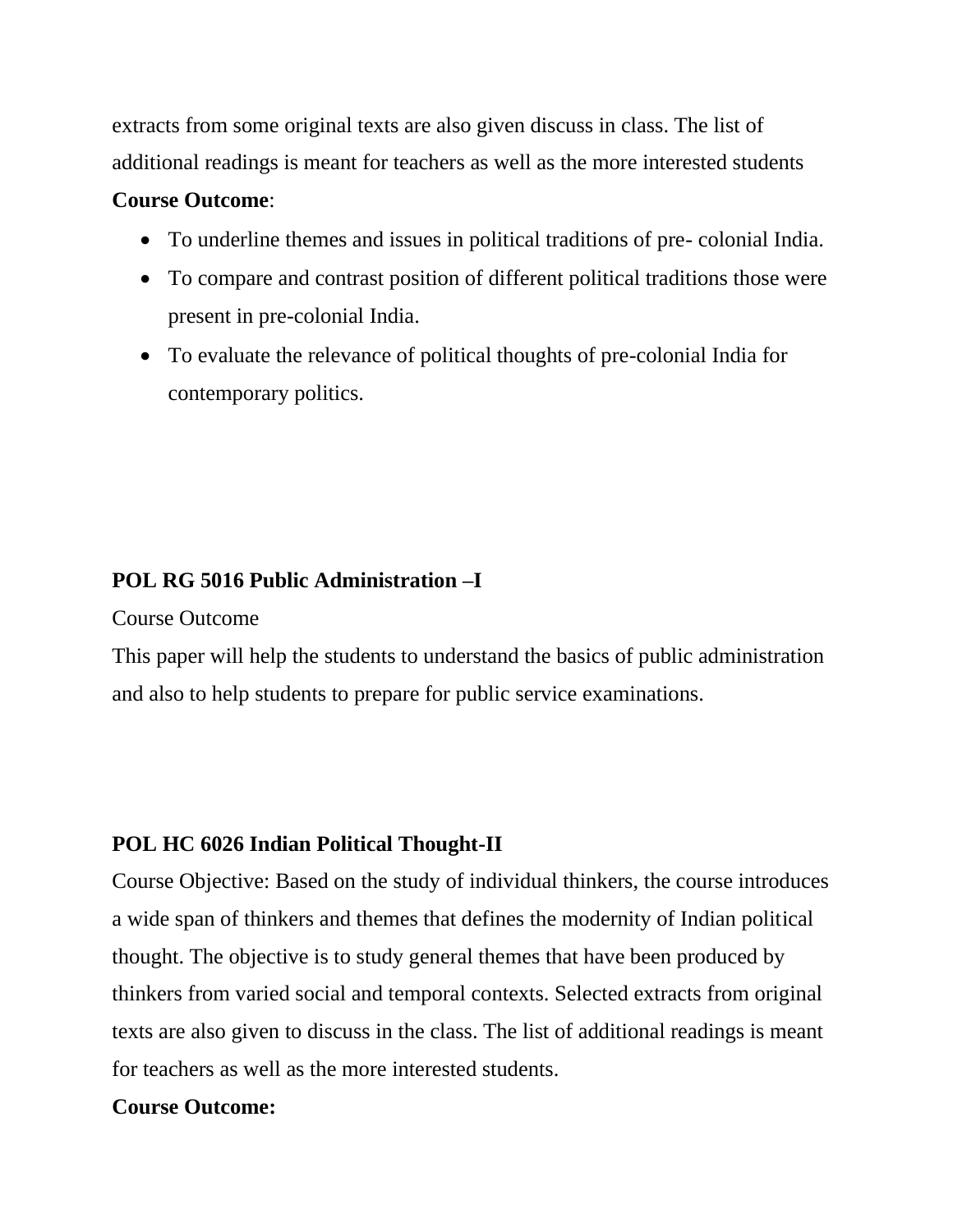extracts from some original texts are also given discuss in class. The list of additional readings is meant for teachers as well as the more interested students

**Course Outcome**:

- To underline themes and issues in political traditions of pre- colonial India.
- To compare and contrast position of different political traditions those were present in pre-colonial India.
- To evaluate the relevance of political thoughts of pre-colonial India for contemporary politics.

### POL RG 5016 Public Administration –I

Course Outcome

This paper will help the students to understand the basics of public administration and also to help students to prepare for public service examinations.

### POL HC 6026 Indian Political Thought-II

Course Objective: Based on the study of individual thinkers, the course introduces a wide span of thinkers and themes that defines the modernity of Indian political thought. The objective is to study general themes that have been produced by thinkers from varied social and temporal contexts. Selected extracts from original texts are also given to discuss in the class. The list of additional readings is meant for teachers as well as the more interested students.

**Course Outcome:**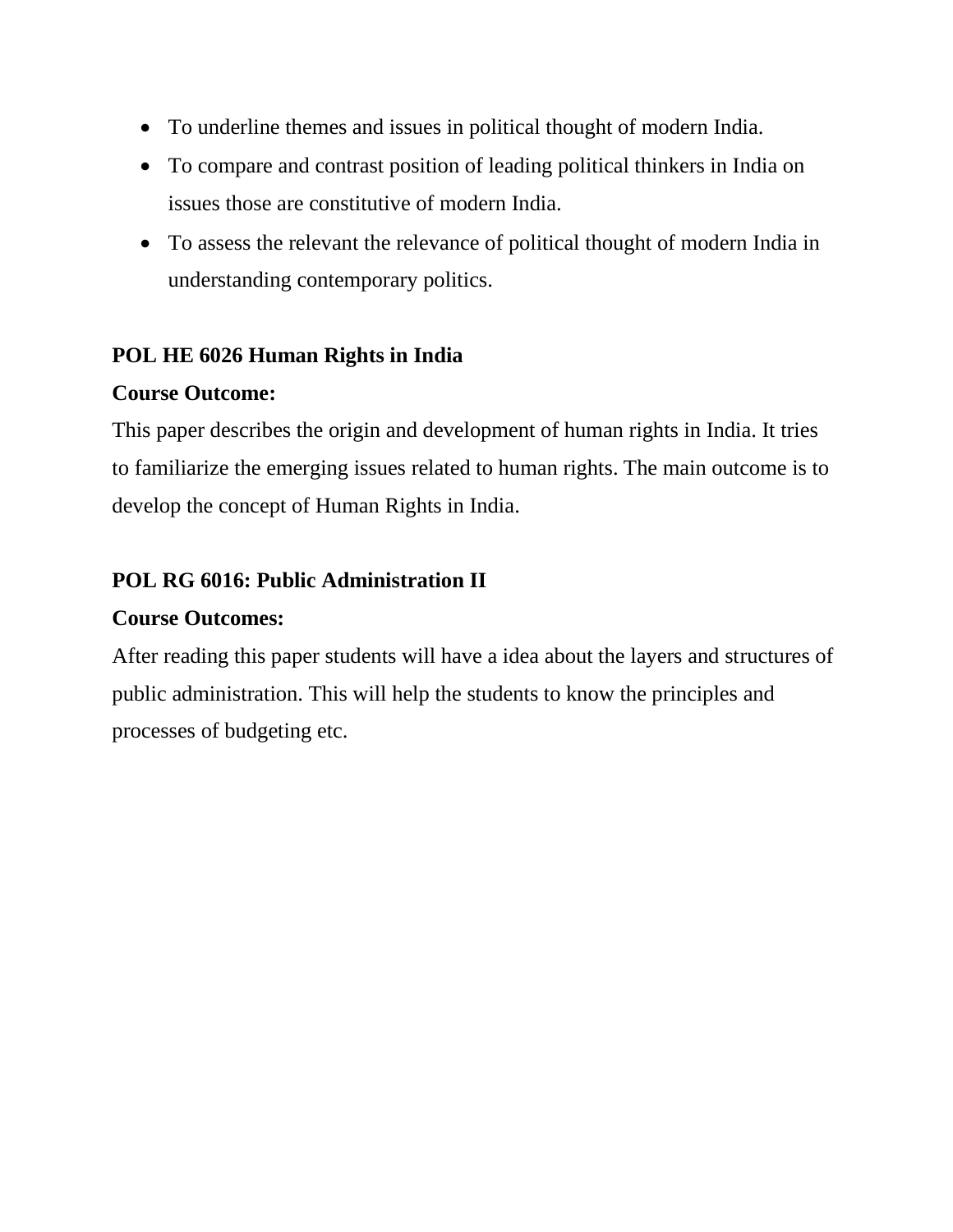- To underline themes and issues in political thought of modern India.
- To compare and contrast position of leading political thinkers in India on issues those are constitutive of modern India.
- To assess the relevant the relevance of political thought of modern India in understanding contemporary politics.

**POL HE 6026 Human Rights in India**

**Course Outcome:**

This paper describes the origin and development of human rights in India. It tries to familiarize the emerging issues related to human rights. The main outcome is to develop the concept of Human Rights in India.

**POL RG 6016: Public Administration II**

**Course Outcomes:**

After reading this paper students will have a idea about the layers and structures of public administration. This will help the students to know the principles and processes of budgeting etc.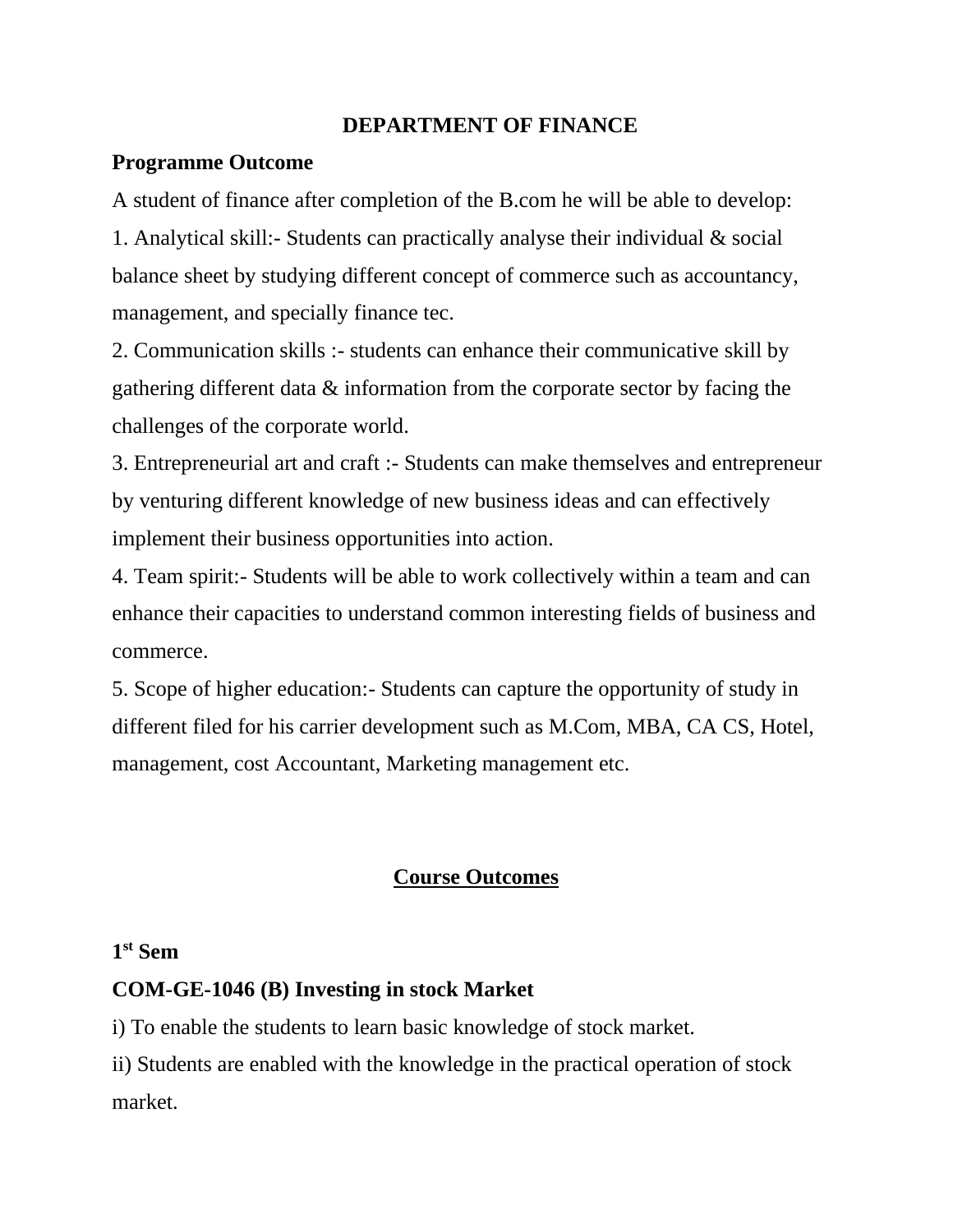# DEPARTMENT OF FINANCE

**Programme Outcome**

A student of finance after completion of the B.com he will be able to develop:

1. Analytical skill:- Students can practically analyse their individual & social balance sheet by studying different concept of commerce such as accountancy, management, and specially finance tec.
2. Communication skills :- students can enhance their communicative skill by gathering different data & information from the corporate sector by facing the challenges of the corporate world.
3. Entrepreneurial art and craft :- Students can make themselves and entrepreneur by venturing different knowledge of new business ideas and can effectively implement their business opportunities into action.
4. Team spirit:- Students will be able to work collectively within a team and can enhance their capacities to understand common interesting fields of business and commerce.
5. Scope of higher education:- Students can capture the opportunity of study in different filed for his carrier development such as M.Com, MBA, CA CS, Hotel, management, cost Accountant, Marketing management etc.

## Course Outcomes

**1st Sem**

**COM-GE-1046 (B) Investing in stock Market**

i) To enable the students to learn basic knowledge of stock market.

ii) Students are enabled with the knowledge in the practical operation of stock market.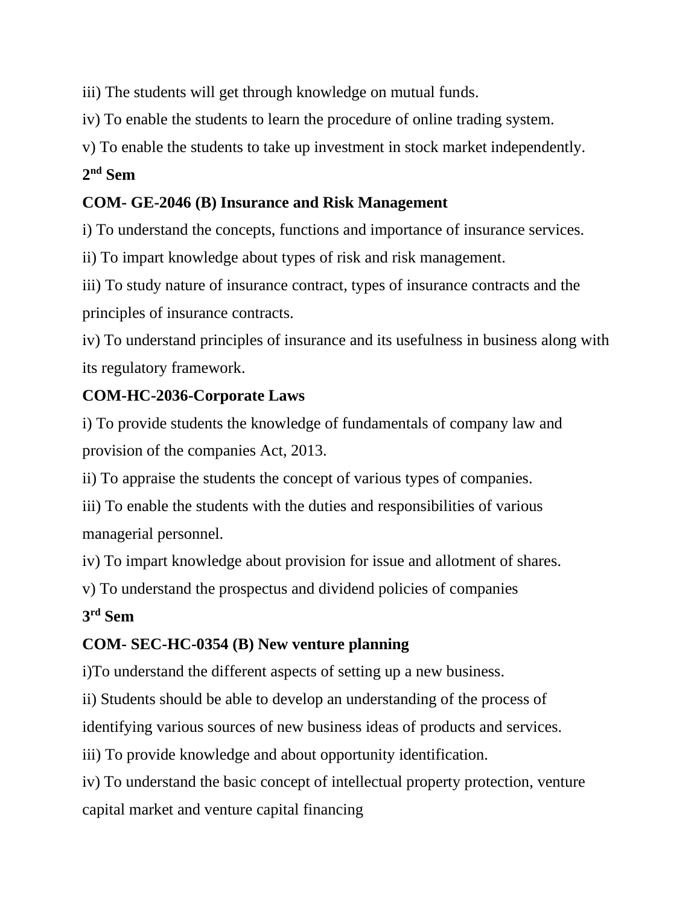iii) The students will get through knowledge on mutual funds.

iv) To enable the students to learn the procedure of online trading system.

v) To enable the students to take up investment in stock market independently.

**2nd Sem**

**COM- GE-2046 (B) Insurance and Risk Management**

i) To understand the concepts, functions and importance of insurance services.

ii) To impart knowledge about types of risk and risk management.

iii) To study nature of insurance contract, types of insurance contracts and the principles of insurance contracts.

iv) To understand principles of insurance and its usefulness in business along with its regulatory framework.

**COM-HC-2036-Corporate Laws**

i) To provide students the knowledge of fundamentals of company law and provision of the companies Act, 2013.

ii) To appraise the students the concept of various types of companies.

iii) To enable the students with the duties and responsibilities of various managerial personnel.

iv) To impart knowledge about provision for issue and allotment of shares.

v) To understand the prospectus and dividend policies of companies

**3rd Sem**

**COM- SEC-HC-0354 (B) New venture planning**

i)To understand the different aspects of setting up a new business.

ii) Students should be able to develop an understanding of the process of identifying various sources of new business ideas of products and services.

iii) To provide knowledge and about opportunity identification.

iv) To understand the basic concept of intellectual property protection, venture capital market and venture capital financing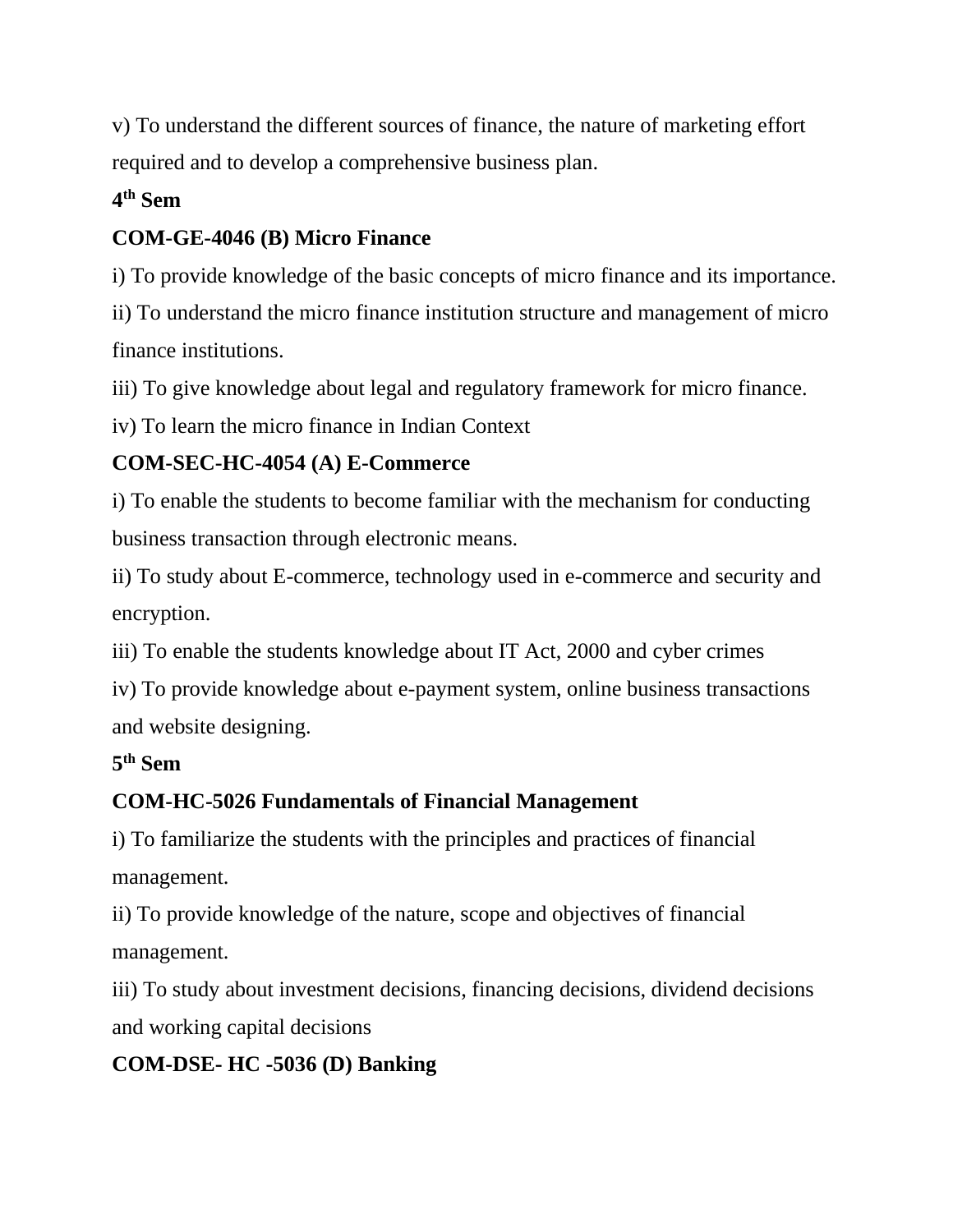v) To understand the different sources of finance, the nature of marketing effort required and to develop a comprehensive business plan.

**4th Sem**

**COM-GE-4046 (B) Micro Finance**

i) To provide knowledge of the basic concepts of micro finance and its importance.

ii) To understand the micro finance institution structure and management of micro finance institutions.

iii) To give knowledge about legal and regulatory framework for micro finance.

iv) To learn the micro finance in Indian Context

**COM-SEC-HC-4054 (A) E-Commerce**

i) To enable the students to become familiar with the mechanism for conducting business transaction through electronic means.

ii) To study about E-commerce, technology used in e-commerce and security and encryption.

iii) To enable the students knowledge about IT Act, 2000 and cyber crimes

iv) To provide knowledge about e-payment system, online business transactions and website designing.

**5th Sem**

**COM-HC-5026 Fundamentals of Financial Management**

i) To familiarize the students with the principles and practices of financial management.

ii) To provide knowledge of the nature, scope and objectives of financial management.

iii) To study about investment decisions, financing decisions, dividend decisions and working capital decisions

**COM-DSE- HC -5036 (D) Banking**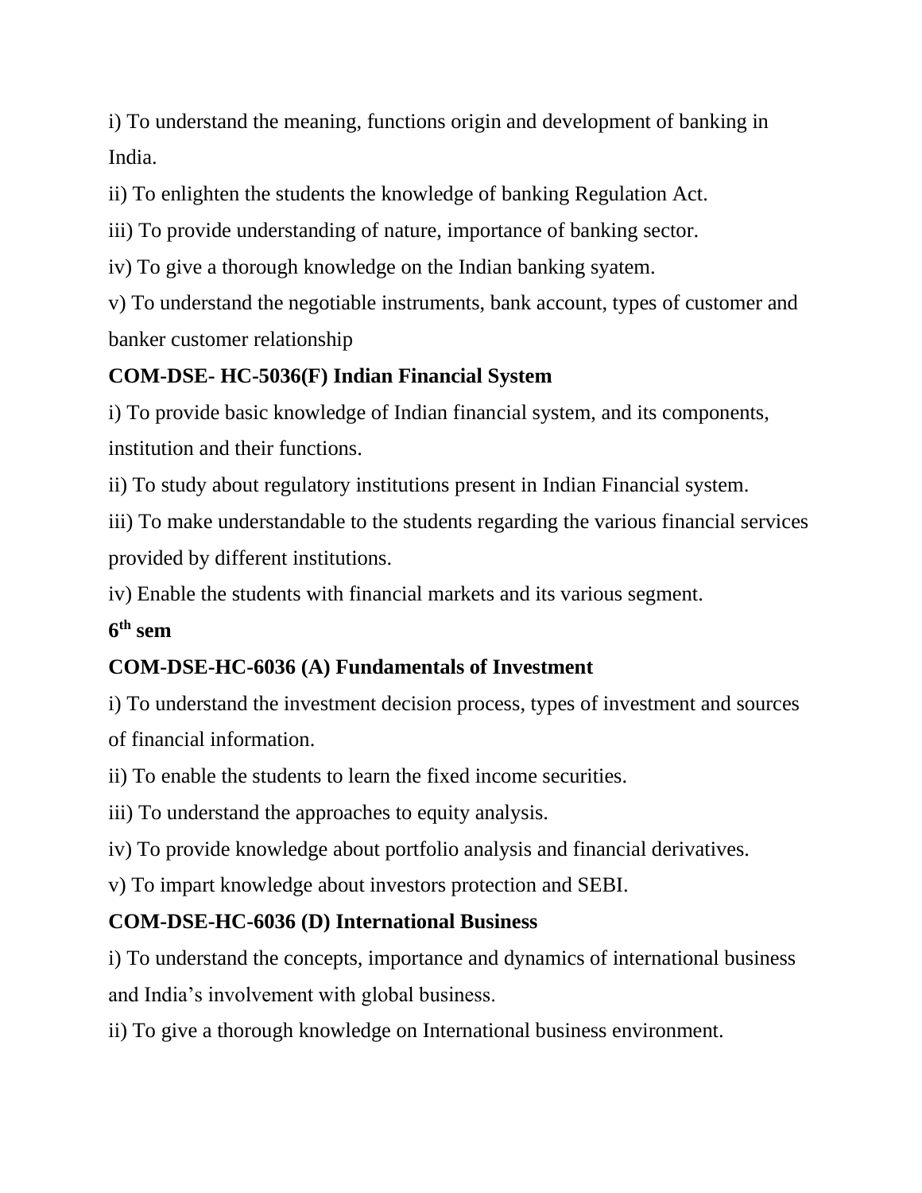i) To understand the meaning, functions origin and development of banking in India.

ii) To enlighten the students the knowledge of banking Regulation Act.

iii) To provide understanding of nature, importance of banking sector.

iv) To give a thorough knowledge on the Indian banking syatem.

v) To understand the negotiable instruments, bank account, types of customer and banker customer relationship

**COM-DSE- HC-5036(F) Indian Financial System**

i) To provide basic knowledge of Indian financial system, and its components, institution and their functions.

ii) To study about regulatory institutions present in Indian Financial system.

iii) To make understandable to the students regarding the various financial services provided by different institutions.

iv) Enable the students with financial markets and its various segment.

**6th sem**

**COM-DSE-HC-6036 (A) Fundamentals of Investment**

i) To understand the investment decision process, types of investment and sources of financial information.

ii) To enable the students to learn the fixed income securities.

iii) To understand the approaches to equity analysis.

iv) To provide knowledge about portfolio analysis and financial derivatives.

v) To impart knowledge about investors protection and SEBI.

**COM-DSE-HC-6036 (D) International Business**

i) To understand the concepts, importance and dynamics of international business and India's involvement with global business.

ii) To give a thorough knowledge on International business environment.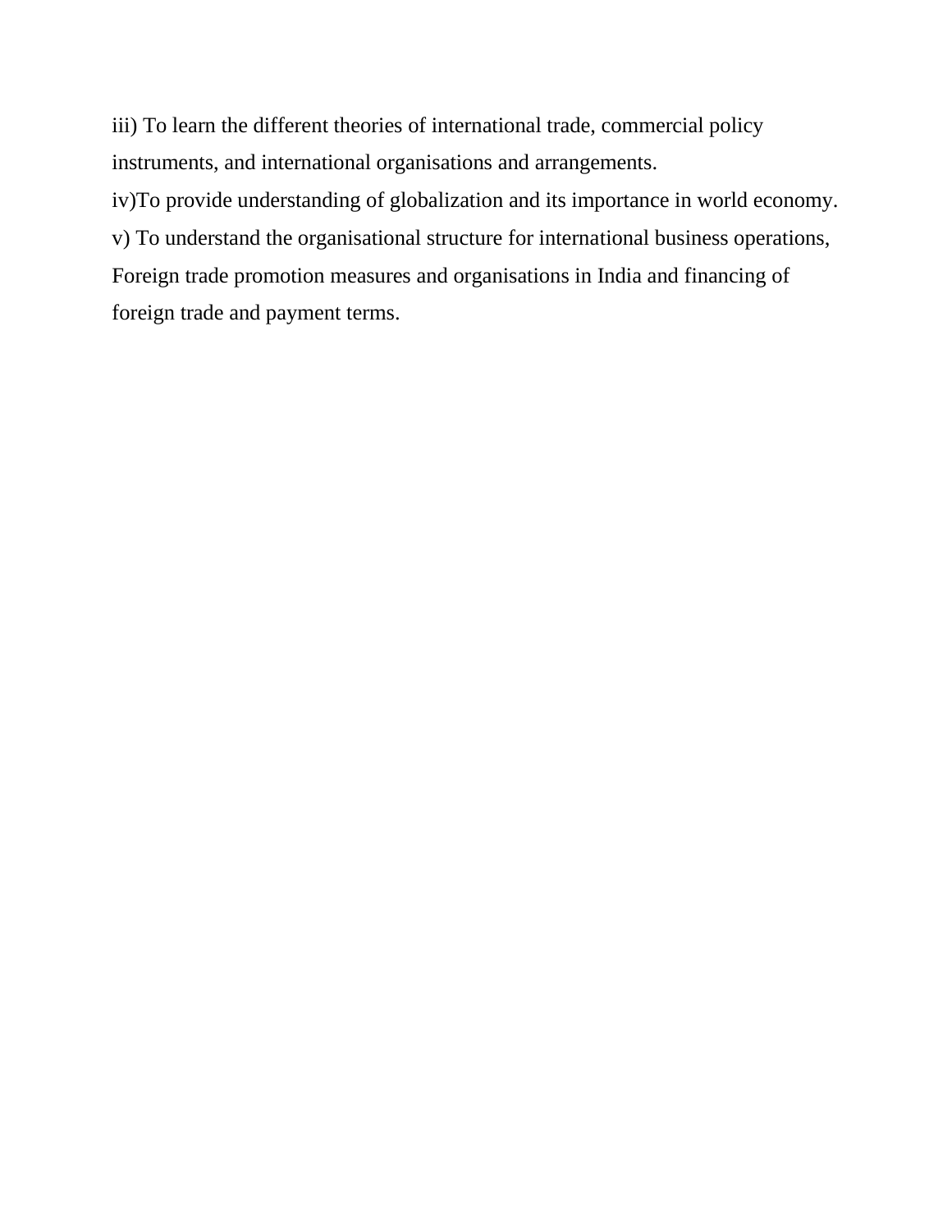iii) To learn the different theories of international trade, commercial policy instruments, and international organisations and arrangements.

iv)To provide understanding of globalization and its importance in world economy.

v) To understand the organisational structure for international business operations, Foreign trade promotion measures and organisations in India and financing of foreign trade and payment terms.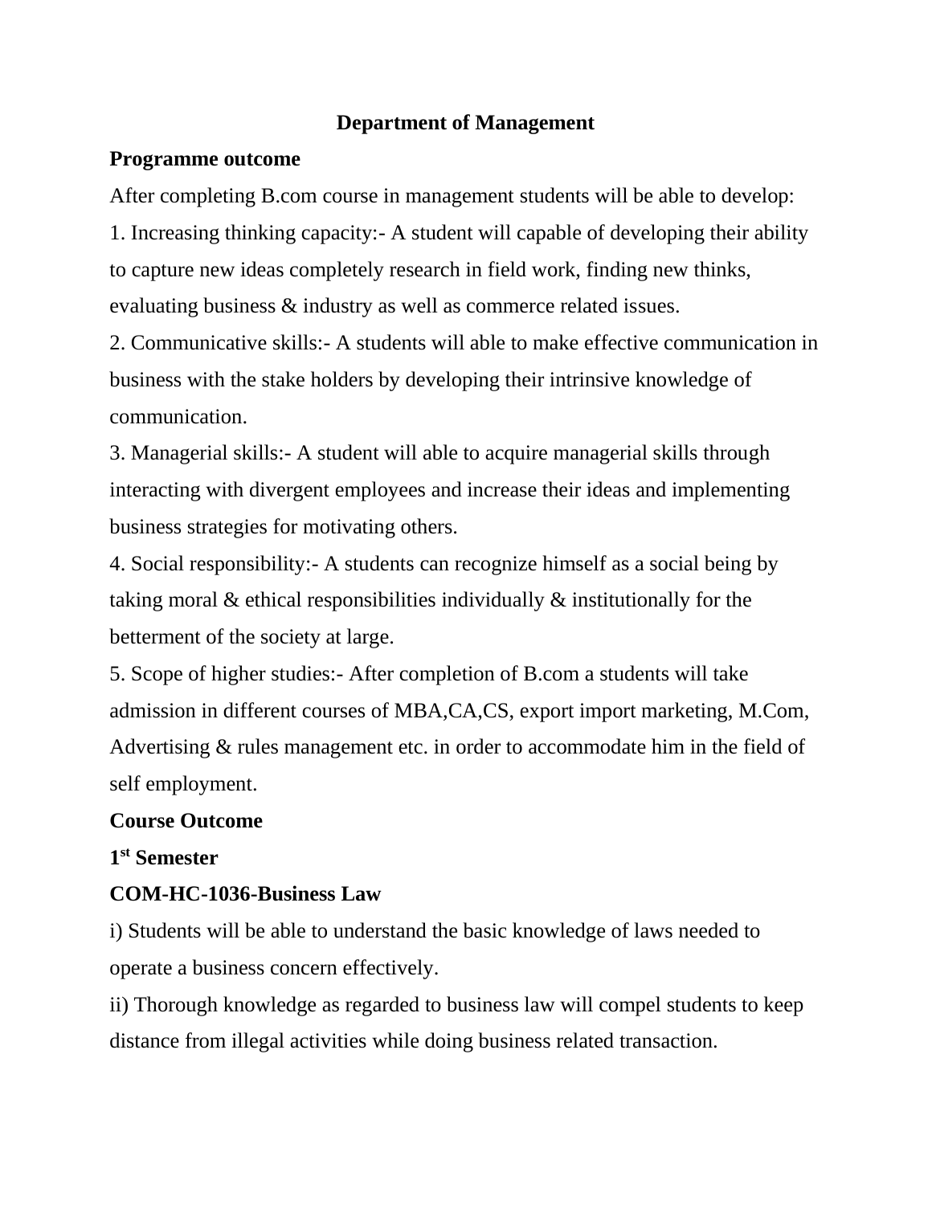# Department of Management

**Programme outcome**

After completing B.com course in management students will be able to develop:

1. Increasing thinking capacity:- A student will capable of developing their ability to capture new ideas completely research in field work, finding new thinks, evaluating business & industry as well as commerce related issues.
2. Communicative skills:- A students will able to make effective communication in business with the stake holders by developing their intrinsive knowledge of communication.
3. Managerial skills:- A student will able to acquire managerial skills through interacting with divergent employees and increase their ideas and implementing business strategies for motivating others.
4. Social responsibility:- A students can recognize himself as a social being by taking moral & ethical responsibilities individually & institutionally for the betterment of the society at large.
5. Scope of higher studies:- After completion of B.com a students will take admission in different courses of MBA,CA,CS, export import marketing, M.Com, Advertising & rules management etc. in order to accommodate him in the field of self employment.

**Course Outcome**

**1st Semester**

**COM-HC-1036-Business Law**

i) Students will be able to understand the basic knowledge of laws needed to operate a business concern effectively.

ii) Thorough knowledge as regarded to business law will compel students to keep distance from illegal activities while doing business related transaction.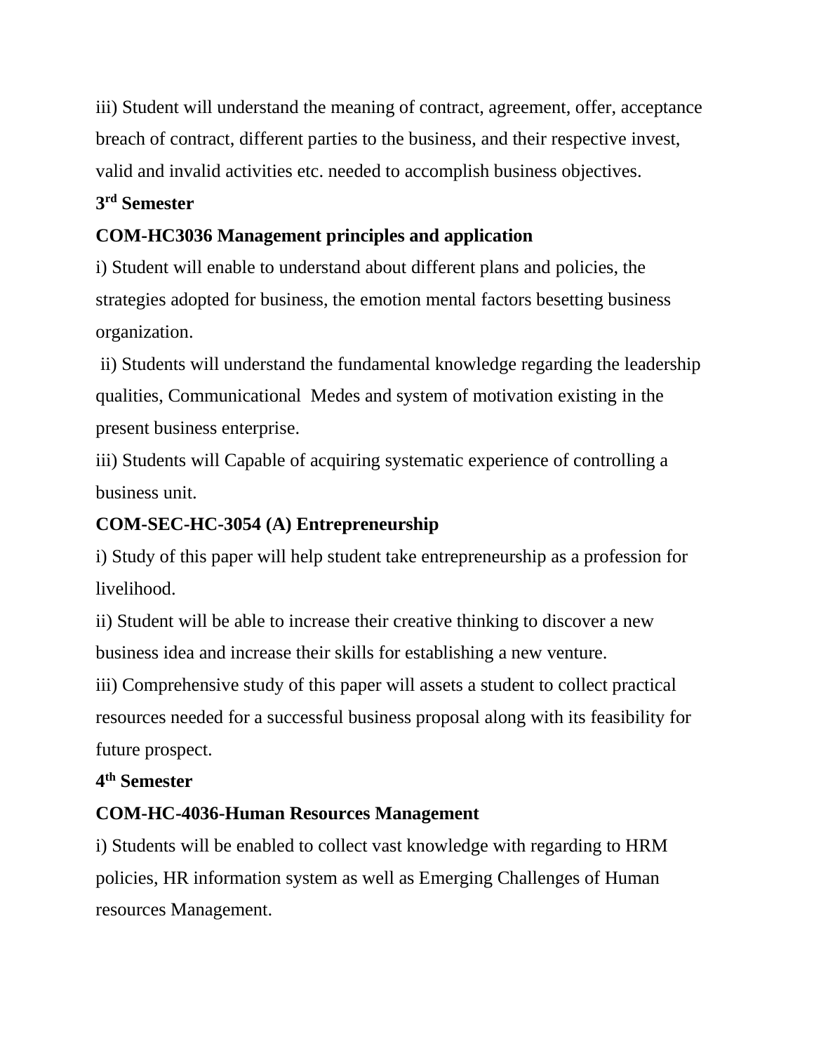iii) Student will understand the meaning of contract, agreement, offer, acceptance breach of contract, different parties to the business, and their respective invest, valid and invalid activities etc. needed to accomplish business objectives.

**3rd Semester**

**COM-HC3036 Management principles and application**

i) Student will enable to understand about different plans and policies, the strategies adopted for business, the emotion mental factors besetting business organization.

ii) Students will understand the fundamental knowledge regarding the leadership qualities, Communicational Medes and system of motivation existing in the present business enterprise.

iii) Students will Capable of acquiring systematic experience of controlling a business unit.

**COM-SEC-HC-3054 (A) Entrepreneurship**

i) Study of this paper will help student take entrepreneurship as a profession for livelihood.

ii) Student will be able to increase their creative thinking to discover a new business idea and increase their skills for establishing a new venture.

iii) Comprehensive study of this paper will assets a student to collect practical resources needed for a successful business proposal along with its feasibility for future prospect.

**4th Semester**

**COM-HC-4036-Human Resources Management**

i) Students will be enabled to collect vast knowledge with regarding to HRM policies, HR information system as well as Emerging Challenges of Human resources Management.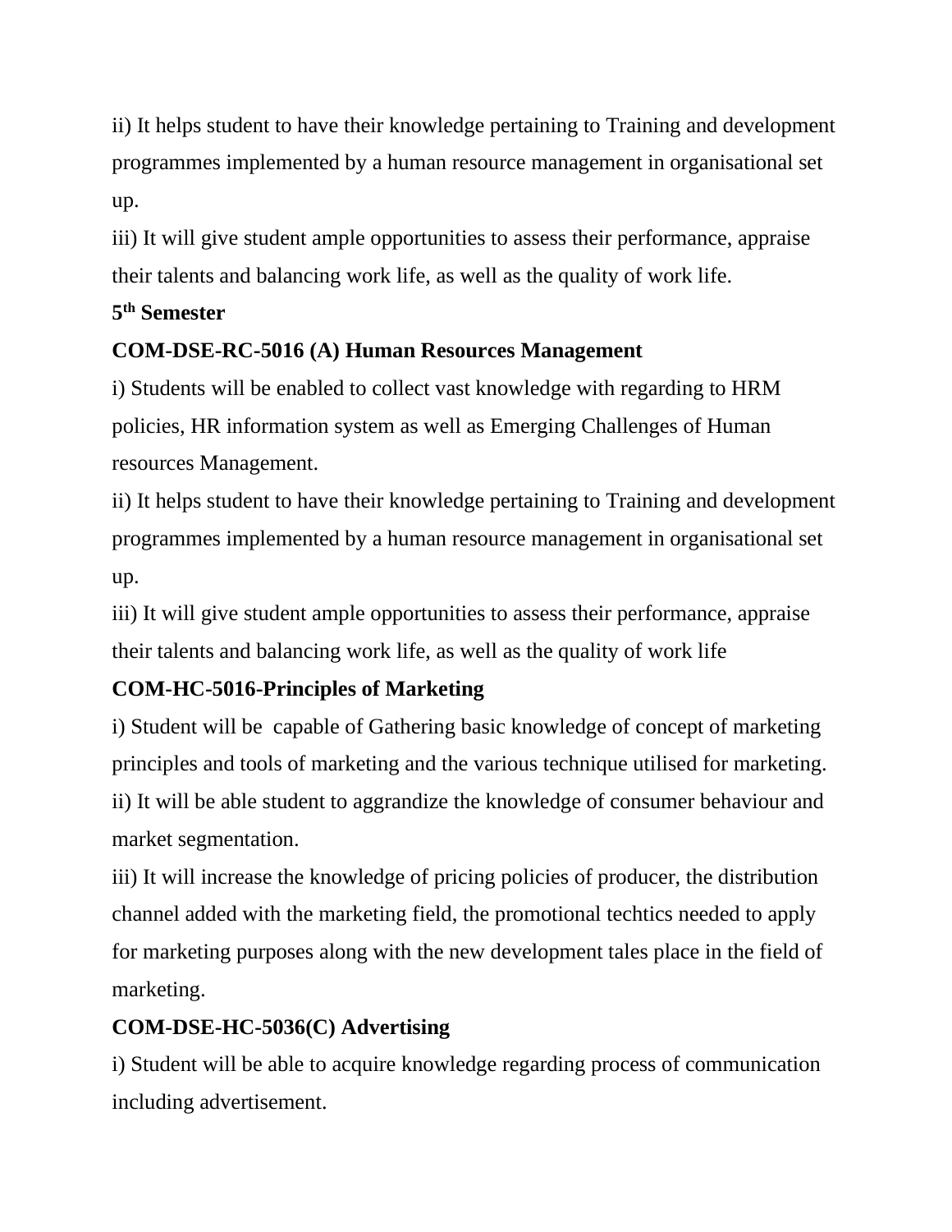ii) It helps student to have their knowledge pertaining to Training and development programmes implemented by a human resource management in organisational set up.

iii) It will give student ample opportunities to assess their performance, appraise their talents and balancing work life, as well as the quality of work life.

**5th Semester**

**COM-DSE-RC-5016 (A) Human Resources Management**

i) Students will be enabled to collect vast knowledge with regarding to HRM policies, HR information system as well as Emerging Challenges of Human resources Management.

ii) It helps student to have their knowledge pertaining to Training and development programmes implemented by a human resource management in organisational set up.

iii) It will give student ample opportunities to assess their performance, appraise their talents and balancing work life, as well as the quality of work life

**COM-HC-5016-Principles of Marketing**

i) Student will be capable of Gathering basic knowledge of concept of marketing principles and tools of marketing and the various technique utilised for marketing.

ii) It will be able student to aggrandize the knowledge of consumer behaviour and market segmentation.

iii) It will increase the knowledge of pricing policies of producer, the distribution channel added with the marketing field, the promotional techtics needed to apply for marketing purposes along with the new development tales place in the field of marketing.

**COM-DSE-HC-5036(C) Advertising**

i) Student will be able to acquire knowledge regarding process of communication including advertisement.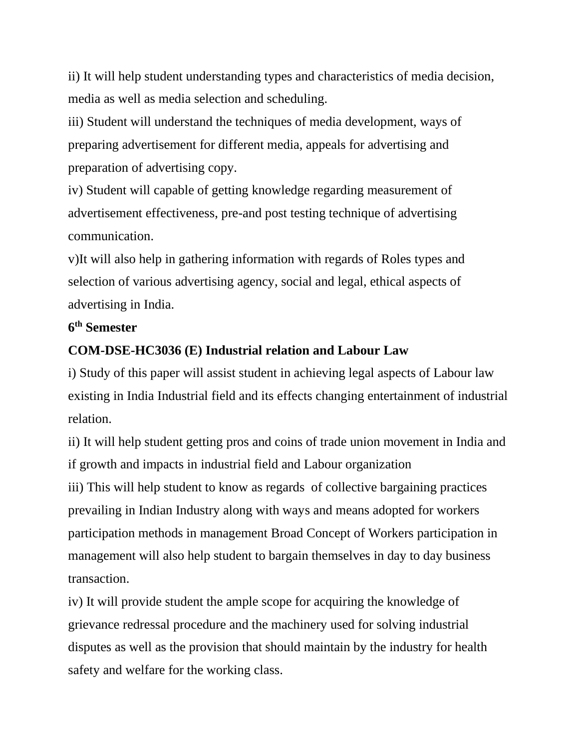ii) It will help student understanding types and characteristics of media decision, media as well as media selection and scheduling.

iii) Student will understand the techniques of media development, ways of preparing advertisement for different media, appeals for advertising and preparation of advertising copy.

iv) Student will capable of getting knowledge regarding measurement of advertisement effectiveness, pre-and post testing technique of advertising communication.

v)It will also help in gathering information with regards of Roles types and selection of various advertising agency, social and legal, ethical aspects of advertising in India.

**6th Semester**

**COM-DSE-HC3036 (E) Industrial relation and Labour Law**

i) Study of this paper will assist student in achieving legal aspects of Labour law existing in India Industrial field and its effects changing entertainment of industrial relation.

ii) It will help student getting pros and coins of trade union movement in India and if growth and impacts in industrial field and Labour organization

iii) This will help student to know as regards of collective bargaining practices prevailing in Indian Industry along with ways and means adopted for workers participation methods in management Broad Concept of Workers participation in management will also help student to bargain themselves in day to day business transaction.

iv) It will provide student the ample scope for acquiring the knowledge of grievance redressal procedure and the machinery used for solving industrial disputes as well as the provision that should maintain by the industry for health safety and welfare for the working class.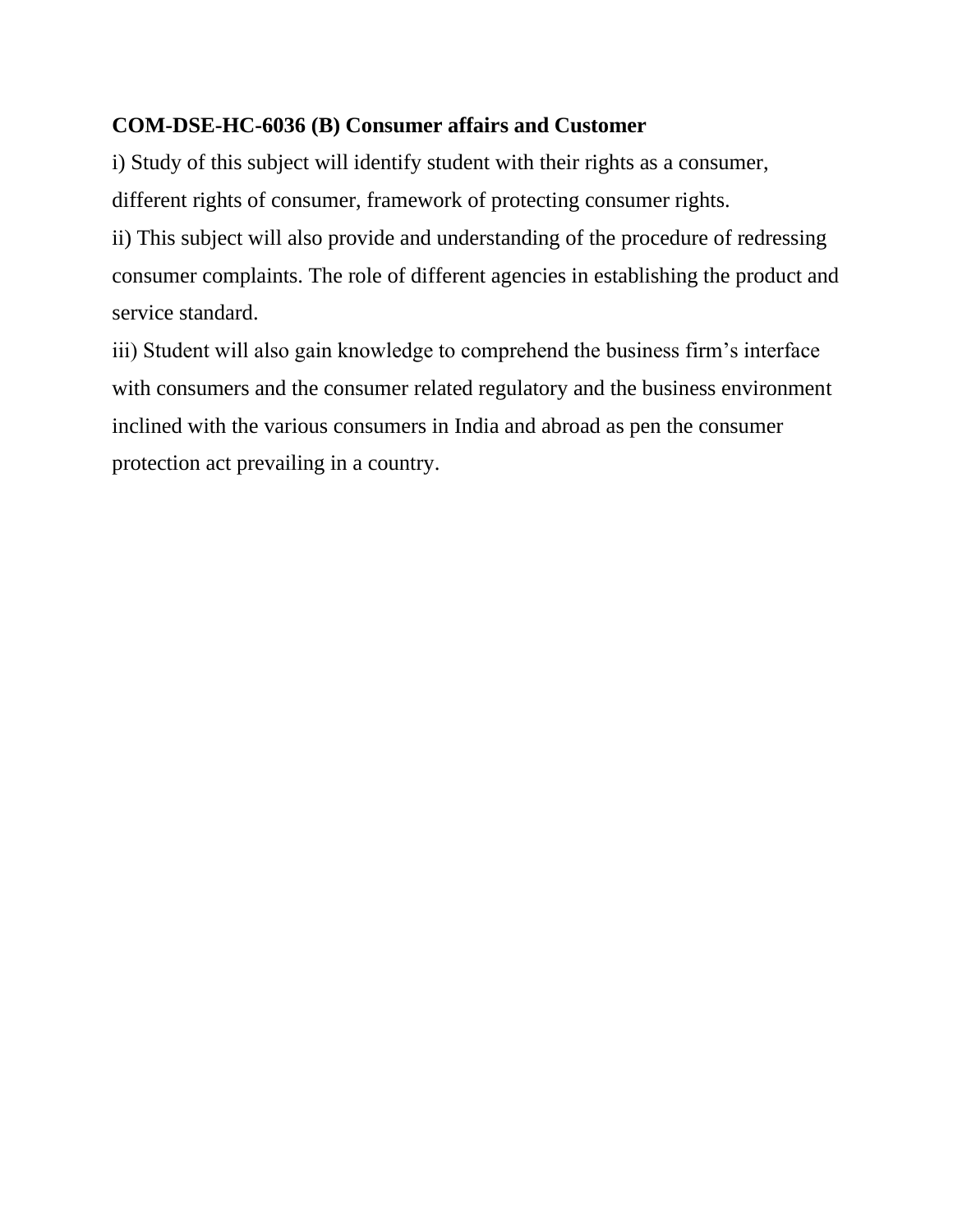**COM-DSE-HC-6036 (B) Consumer affairs and Customer**

i) Study of this subject will identify student with their rights as a consumer, different rights of consumer, framework of protecting consumer rights.

ii) This subject will also provide and understanding of the procedure of redressing consumer complaints. The role of different agencies in establishing the product and service standard.

iii) Student will also gain knowledge to comprehend the business firm's interface with consumers and the consumer related regulatory and the business environment inclined with the various consumers in India and abroad as pen the consumer protection act prevailing in a country.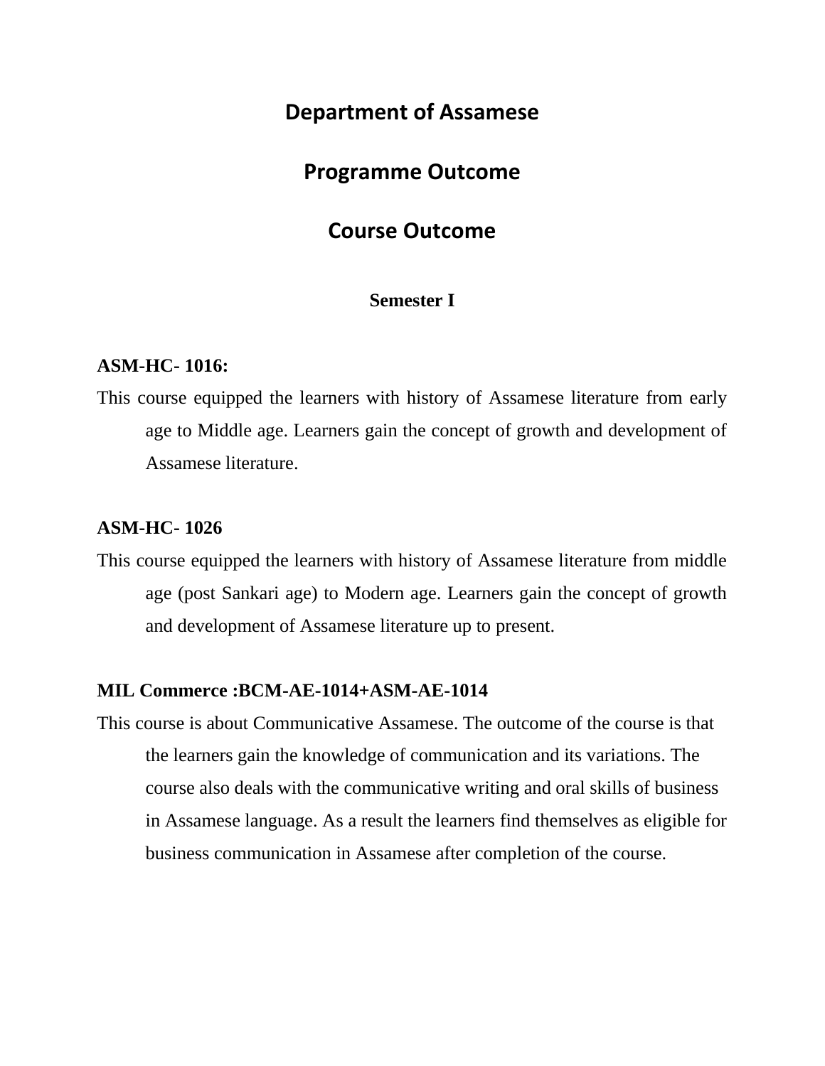# Department of Assamese

## Programme Outcome

## Course Outcome

### Semester I

**ASM-HC- 1016:**

This course equipped the learners with history of Assamese literature from early age to Middle age. Learners gain the concept of growth and development of Assamese literature.

**ASM-HC- 1026**

This course equipped the learners with history of Assamese literature from middle age (post Sankari age) to Modern age. Learners gain the concept of growth and development of Assamese literature up to present.

**MIL Commerce :BCM-AE-1014+ASM-AE-1014**

This course is about Communicative Assamese. The outcome of the course is that the learners gain the knowledge of communication and its variations. The course also deals with the communicative writing and oral skills of business in Assamese language. As a result the learners find themselves as eligible for business communication in Assamese after completion of the course.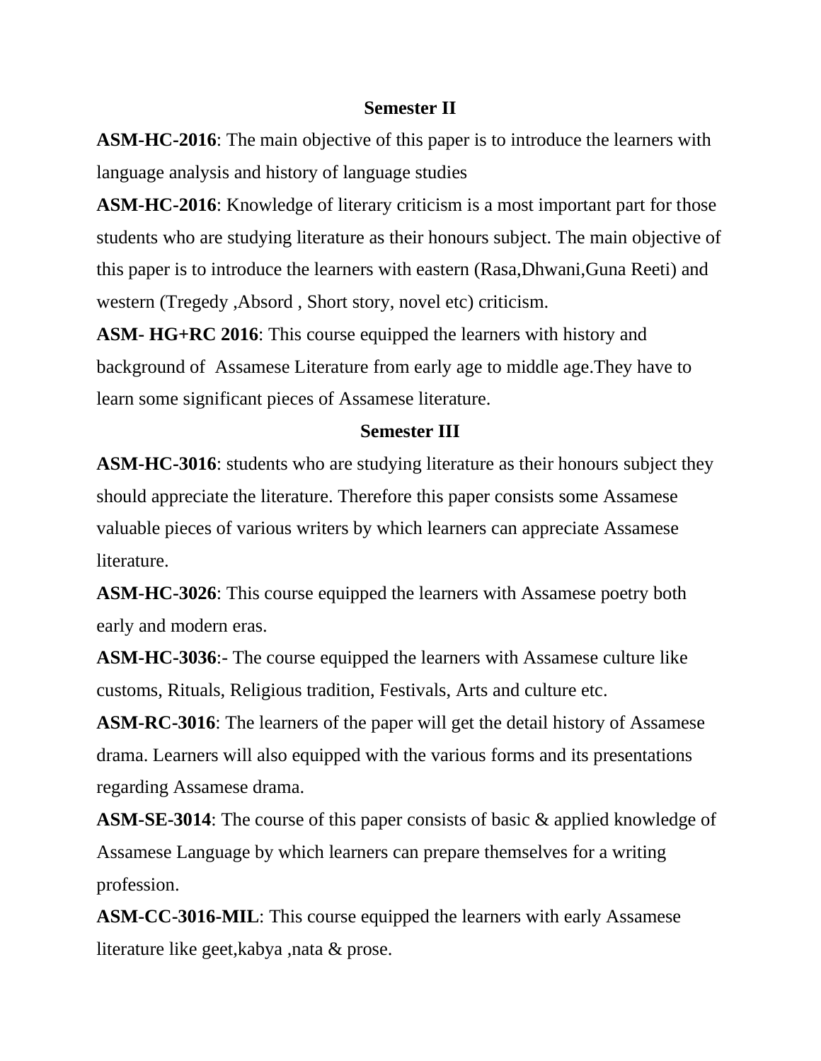## Semester II

**ASM-HC-2016**: The main objective of this paper is to introduce the learners with language analysis and history of language studies

**ASM-HC-2016**: Knowledge of literary criticism is a most important part for those students who are studying literature as their honours subject. The main objective of this paper is to introduce the learners with eastern (Rasa,Dhwani,Guna Reeti) and western (Tregedy ,Absord , Short story, novel etc) criticism.

**ASM- HG+RC 2016**: This course equipped the learners with history and background of Assamese Literature from early age to middle age.They have to learn some significant pieces of Assamese literature.

## Semester III

**ASM-HC-3016**: students who are studying literature as their honours subject they should appreciate the literature. Therefore this paper consists some Assamese valuable pieces of various writers by which learners can appreciate Assamese literature.

**ASM-HC-3026**: This course equipped the learners with Assamese poetry both early and modern eras.

**ASM-HC-3036**:- The course equipped the learners with Assamese culture like customs, Rituals, Religious tradition, Festivals, Arts and culture etc.

**ASM-RC-3016**: The learners of the paper will get the detail history of Assamese drama. Learners will also equipped with the various forms and its presentations regarding Assamese drama.

**ASM-SE-3014**: The course of this paper consists of basic & applied knowledge of Assamese Language by which learners can prepare themselves for a writing profession.

**ASM-CC-3016-MIL**: This course equipped the learners with early Assamese literature like geet,kabya ,nata & prose.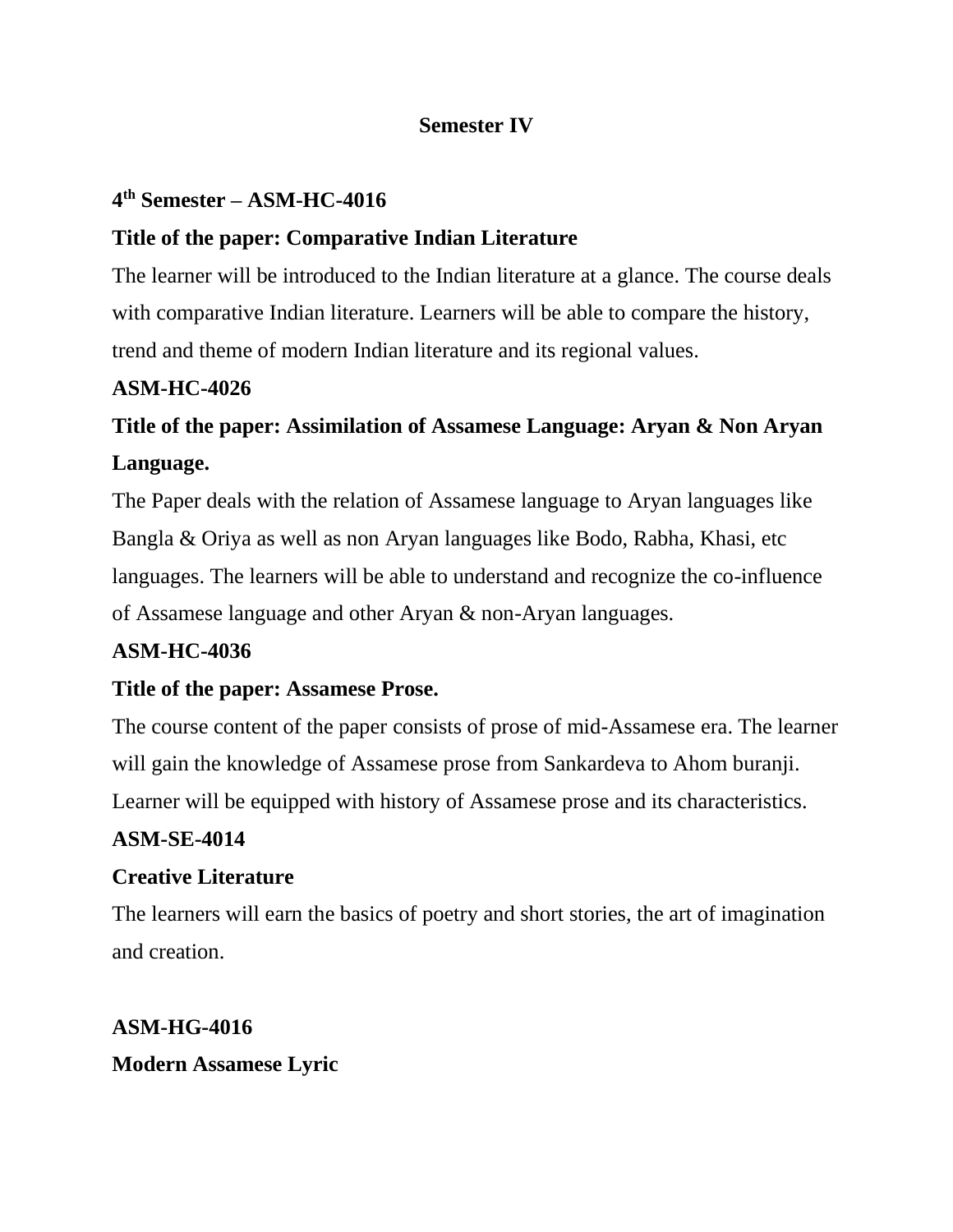# Semester IV

**4th Semester – ASM-HC-4016**

**Title of the paper: Comparative Indian Literature**

The learner will be introduced to the Indian literature at a glance. The course deals with comparative Indian literature. Learners will be able to compare the history, trend and theme of modern Indian literature and its regional values.

**ASM-HC-4026**

**Title of the paper: Assimilation of Assamese Language: Aryan & Non Aryan Language.**

The Paper deals with the relation of Assamese language to Aryan languages like Bangla & Oriya as well as non Aryan languages like Bodo, Rabha, Khasi, etc languages. The learners will be able to understand and recognize the co-influence of Assamese language and other Aryan & non-Aryan languages.

**ASM-HC-4036**

**Title of the paper: Assamese Prose.**

The course content of the paper consists of prose of mid-Assamese era. The learner will gain the knowledge of Assamese prose from Sankardeva to Ahom buranji. Learner will be equipped with history of Assamese prose and its characteristics.

**ASM-SE-4014**

**Creative Literature**

The learners will earn the basics of poetry and short stories, the art of imagination and creation.

**ASM-HG-4016**

**Modern Assamese Lyric**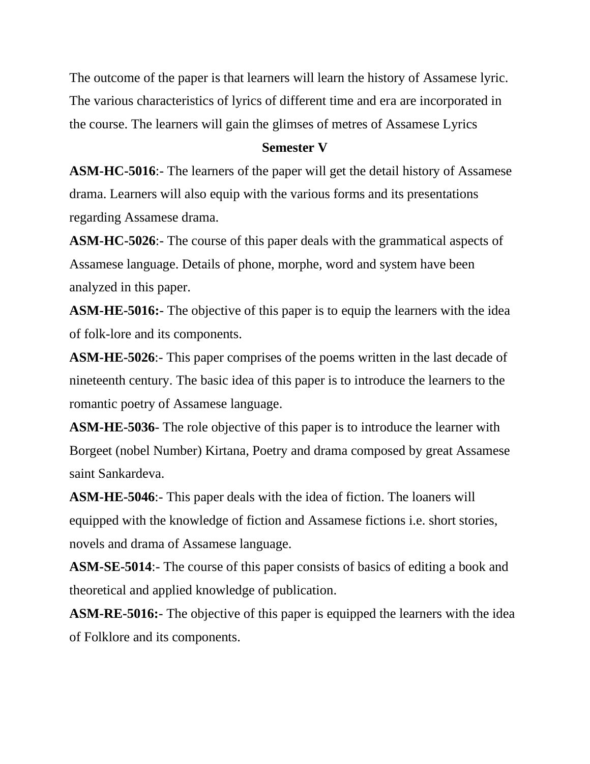The outcome of the paper is that learners will learn the history of Assamese lyric. The various characteristics of lyrics of different time and era are incorporated in the course. The learners will gain the glimses of metres of Assamese Lyrics

**Semester V**

**ASM-HC-5016**:- The learners of the paper will get the detail history of Assamese drama. Learners will also equip with the various forms and its presentations regarding Assamese drama.

**ASM-HC-5026**:- The course of this paper deals with the grammatical aspects of Assamese language. Details of phone, morphe, word and system have been analyzed in this paper.

**ASM-HE-5016:-** The objective of this paper is to equip the learners with the idea of folk-lore and its components.

**ASM-HE-5026**:- This paper comprises of the poems written in the last decade of nineteenth century. The basic idea of this paper is to introduce the learners to the romantic poetry of Assamese language.

**ASM-HE-5036**- The role objective of this paper is to introduce the learner with Borgeet (nobel Number) Kirtana, Poetry and drama composed by great Assamese saint Sankardeva.

**ASM-HE-5046**:- This paper deals with the idea of fiction. The loaners will equipped with the knowledge of fiction and Assamese fictions i.e. short stories, novels and drama of Assamese language.

**ASM-SE-5014**:- The course of this paper consists of basics of editing a book and theoretical and applied knowledge of publication.

**ASM-RE-5016:-** The objective of this paper is equipped the learners with the idea of Folklore and its components.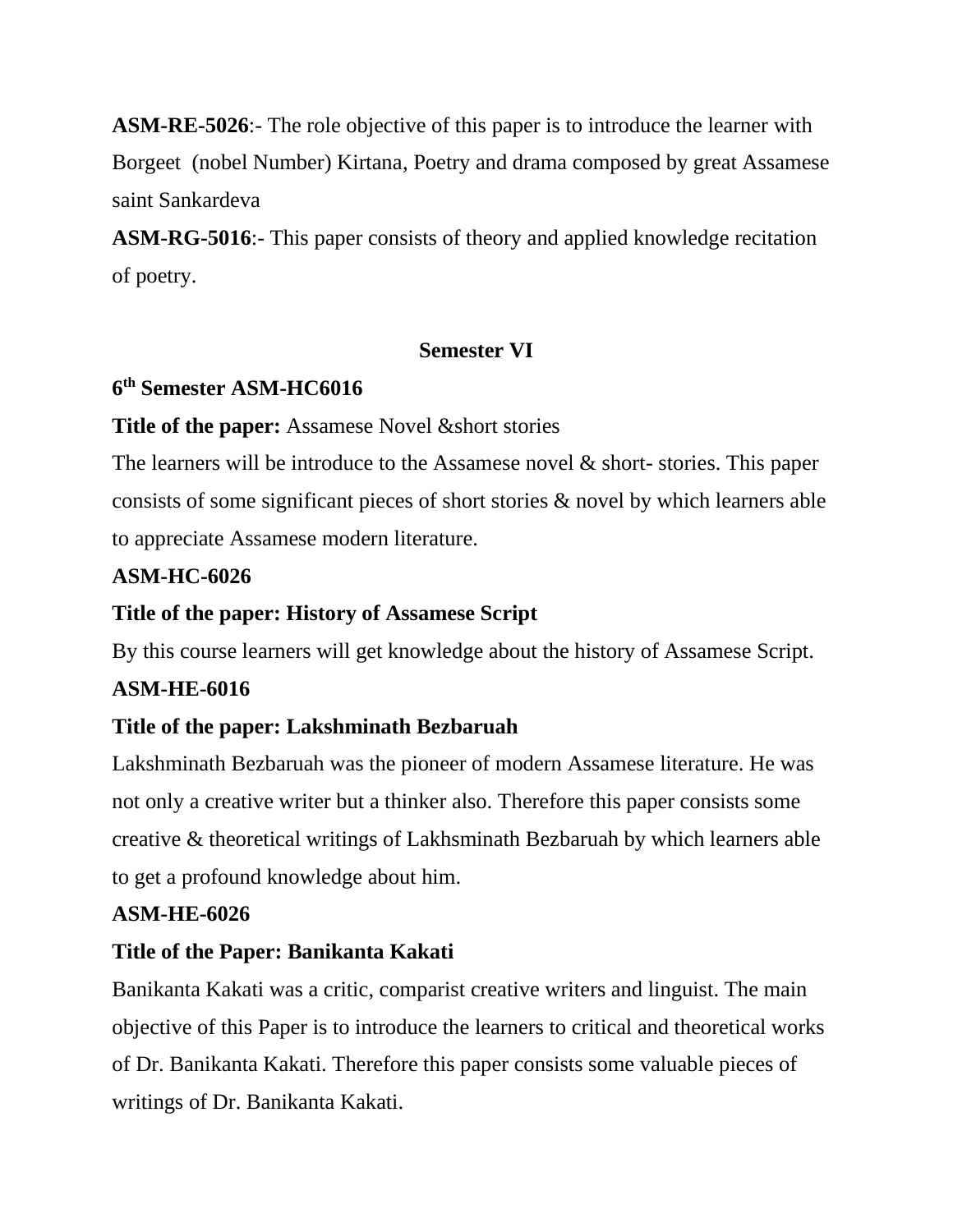**ASM-RE-5026**:- The role objective of this paper is to introduce the learner with Borgeet (nobel Number) Kirtana, Poetry and drama composed by great Assamese saint Sankardeva

**ASM-RG-5016**:- This paper consists of theory and applied knowledge recitation of poetry.

## Semester VI

**6th Semester ASM-HC6016**

**Title of the paper:** Assamese Novel &short stories

The learners will be introduce to the Assamese novel & short- stories. This paper consists of some significant pieces of short stories & novel by which learners able to appreciate Assamese modern literature.

**ASM-HC-6026**

**Title of the paper: History of Assamese Script**

By this course learners will get knowledge about the history of Assamese Script.

**ASM-HE-6016**

**Title of the paper: Lakshminath Bezbaruah**

Lakshminath Bezbaruah was the pioneer of modern Assamese literature. He was not only a creative writer but a thinker also. Therefore this paper consists some creative & theoretical writings of Lakhsminath Bezbaruah by which learners able to get a profound knowledge about him.

**ASM-HE-6026**

**Title of the Paper: Banikanta Kakati**

Banikanta Kakati was a critic, comparist creative writers and linguist. The main objective of this Paper is to introduce the learners to critical and theoretical works of Dr. Banikanta Kakati. Therefore this paper consists some valuable pieces of writings of Dr. Banikanta Kakati.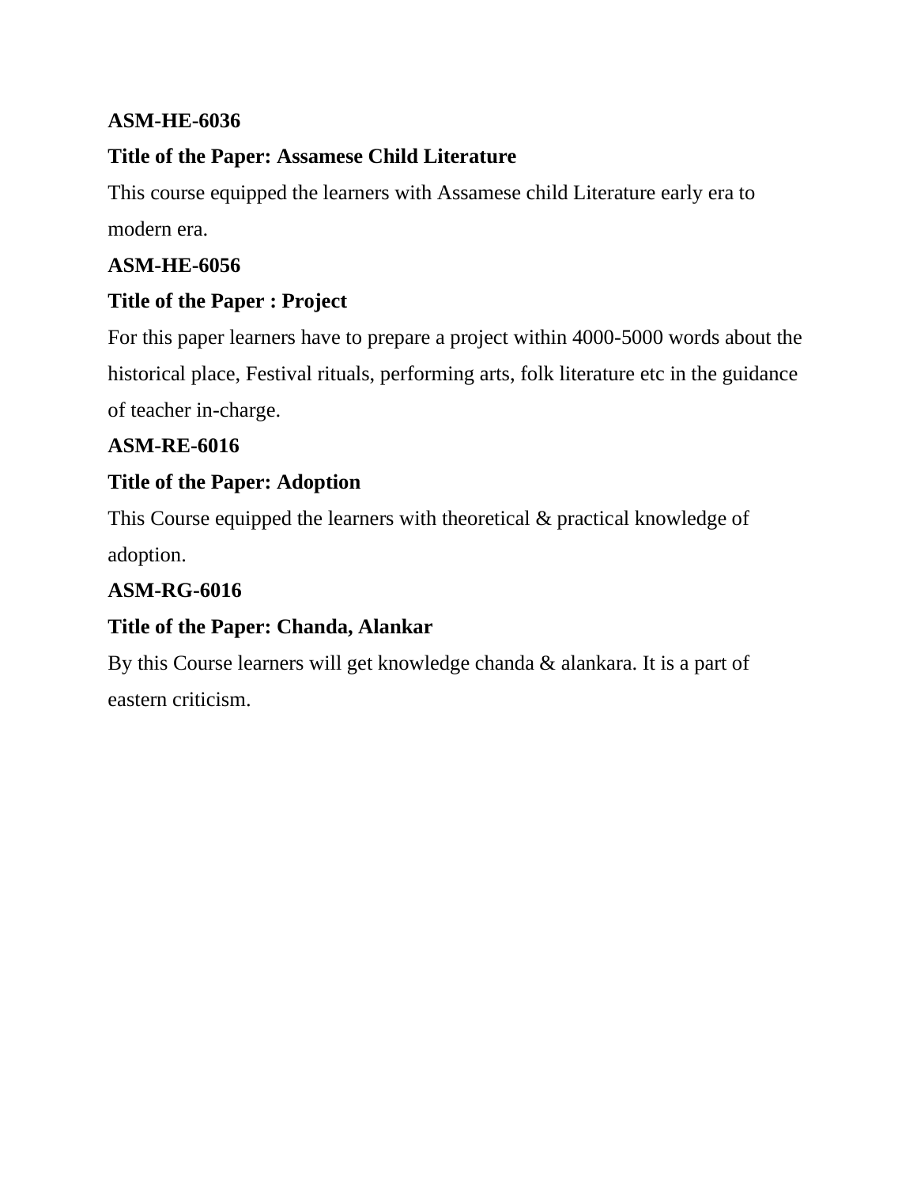**ASM-HE-6036**

**Title of the Paper: Assamese Child Literature**

This course equipped the learners with Assamese child Literature early era to modern era.

**ASM-HE-6056**

**Title of the Paper : Project**

For this paper learners have to prepare a project within 4000-5000 words about the historical place, Festival rituals, performing arts, folk literature etc in the guidance of teacher in-charge.

**ASM-RE-6016**

**Title of the Paper: Adoption**

This Course equipped the learners with theoretical & practical knowledge of adoption.

**ASM-RG-6016**

**Title of the Paper: Chanda, Alankar**

By this Course learners will get knowledge chanda & alankara. It is a part of eastern criticism.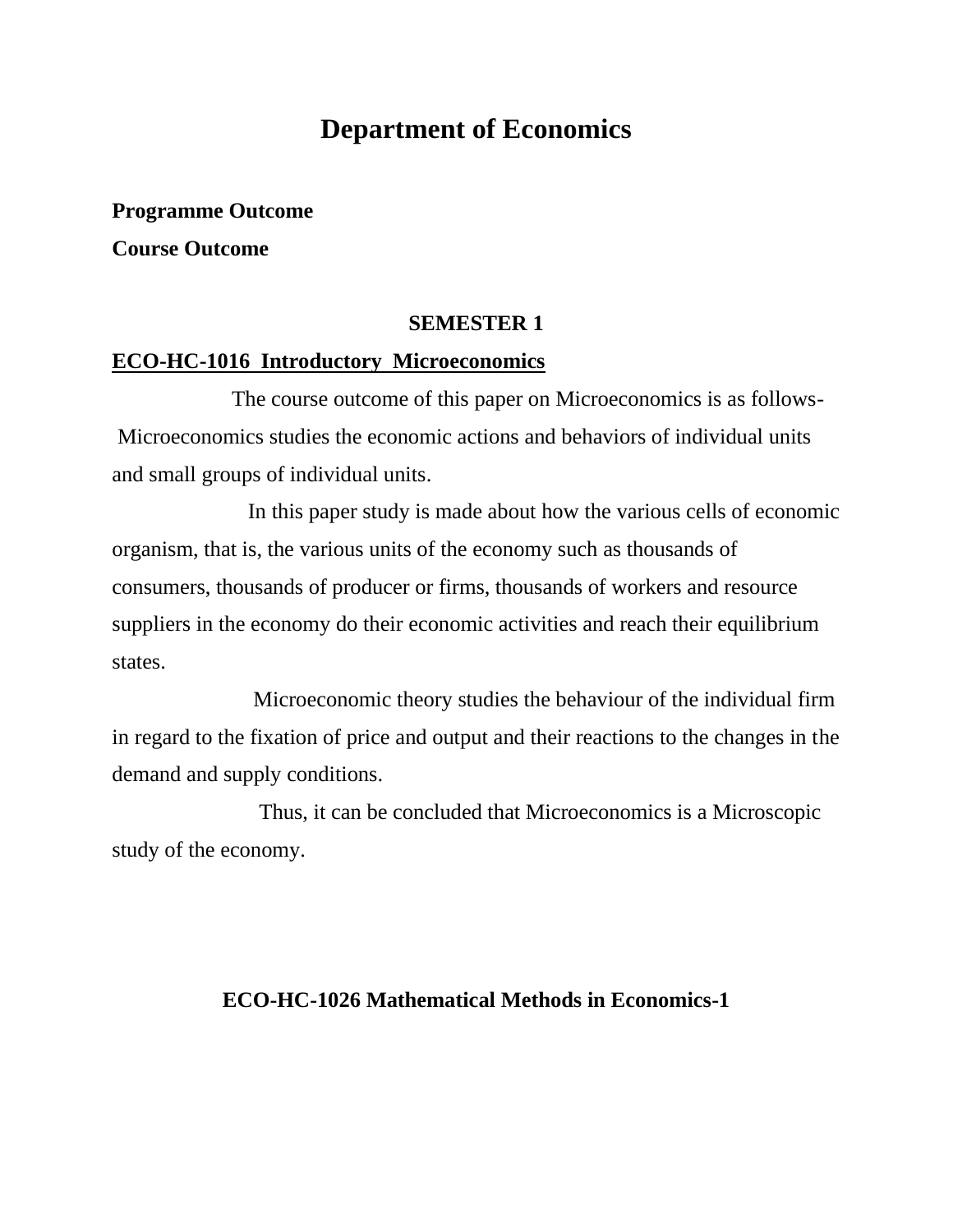# Department of Economics

**Programme Outcome**

**Course Outcome**

**SEMESTER 1**

**<u>ECO-HC-1016 Introductory Microeconomics</u>**

The course outcome of this paper on Microeconomics is as follows- Microeconomics studies the economic actions and behaviors of individual units and small groups of individual units.

In this paper study is made about how the various cells of economic organism, that is, the various units of the economy such as thousands of consumers, thousands of producer or firms, thousands of workers and resource suppliers in the economy do their economic activities and reach their equilibrium states.

Microeconomic theory studies the behaviour of the individual firm in regard to the fixation of price and output and their reactions to the changes in the demand and supply conditions.

Thus, it can be concluded that Microeconomics is a Microscopic study of the economy.

**ECO-HC-1026 Mathematical Methods in Economics-1**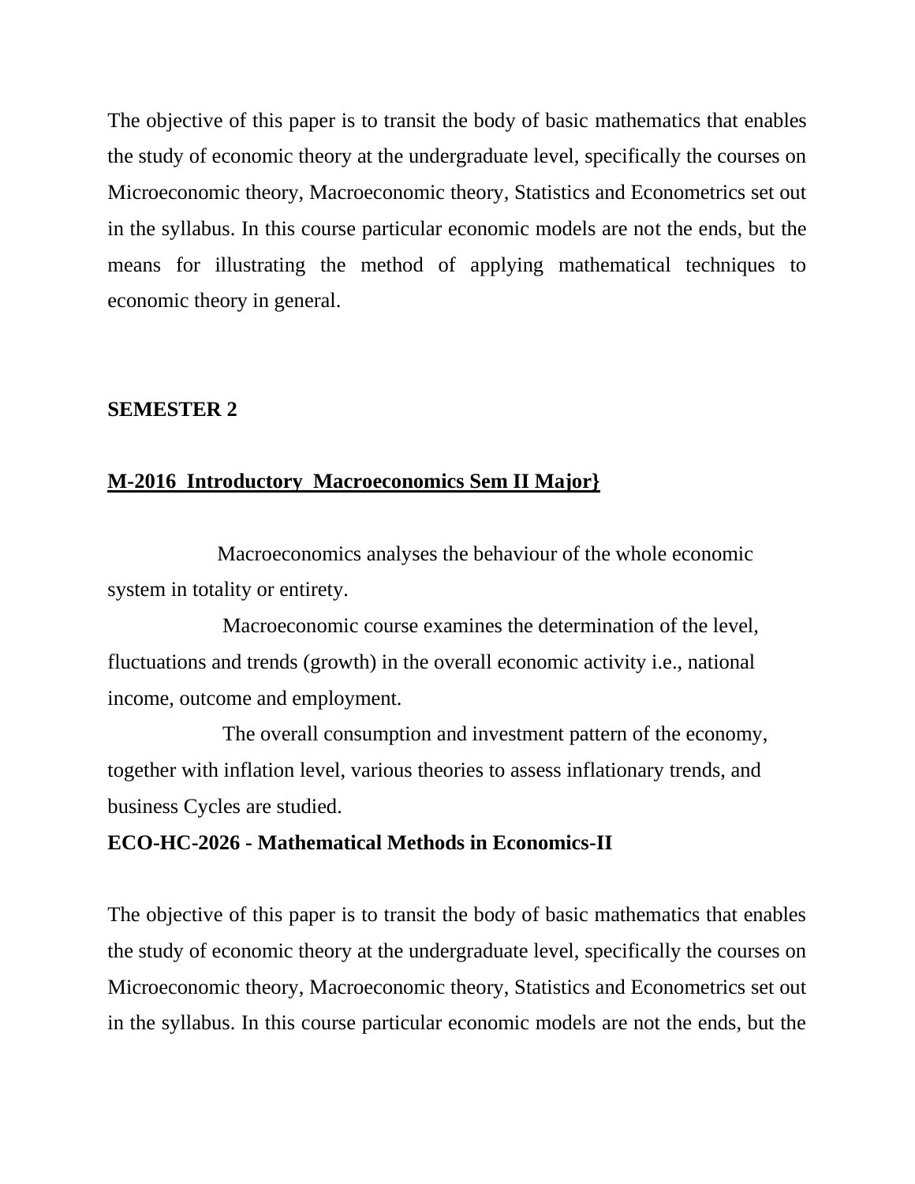The objective of this paper is to transit the body of basic mathematics that enables the study of economic theory at the undergraduate level, specifically the courses on Microeconomic theory, Macroeconomic theory, Statistics and Econometrics set out in the syllabus. In this course particular economic models are not the ends, but the means for illustrating the method of applying mathematical techniques to economic theory in general.

**SEMESTER 2**

**M-2016 Introductory Macroeconomics Sem II Major}**

Macroeconomics analyses the behaviour of the whole economic system in totality or entirety.

Macroeconomic course examines the determination of the level, fluctuations and trends (growth) in the overall economic activity i.e., national income, outcome and employment.

The overall consumption and investment pattern of the economy, together with inflation level, various theories to assess inflationary trends, and business Cycles are studied.

**ECO-HC-2026 - Mathematical Methods in Economics-II**

The objective of this paper is to transit the body of basic mathematics that enables the study of economic theory at the undergraduate level, specifically the courses on Microeconomic theory, Macroeconomic theory, Statistics and Econometrics set out in the syllabus. In this course particular economic models are not the ends, but the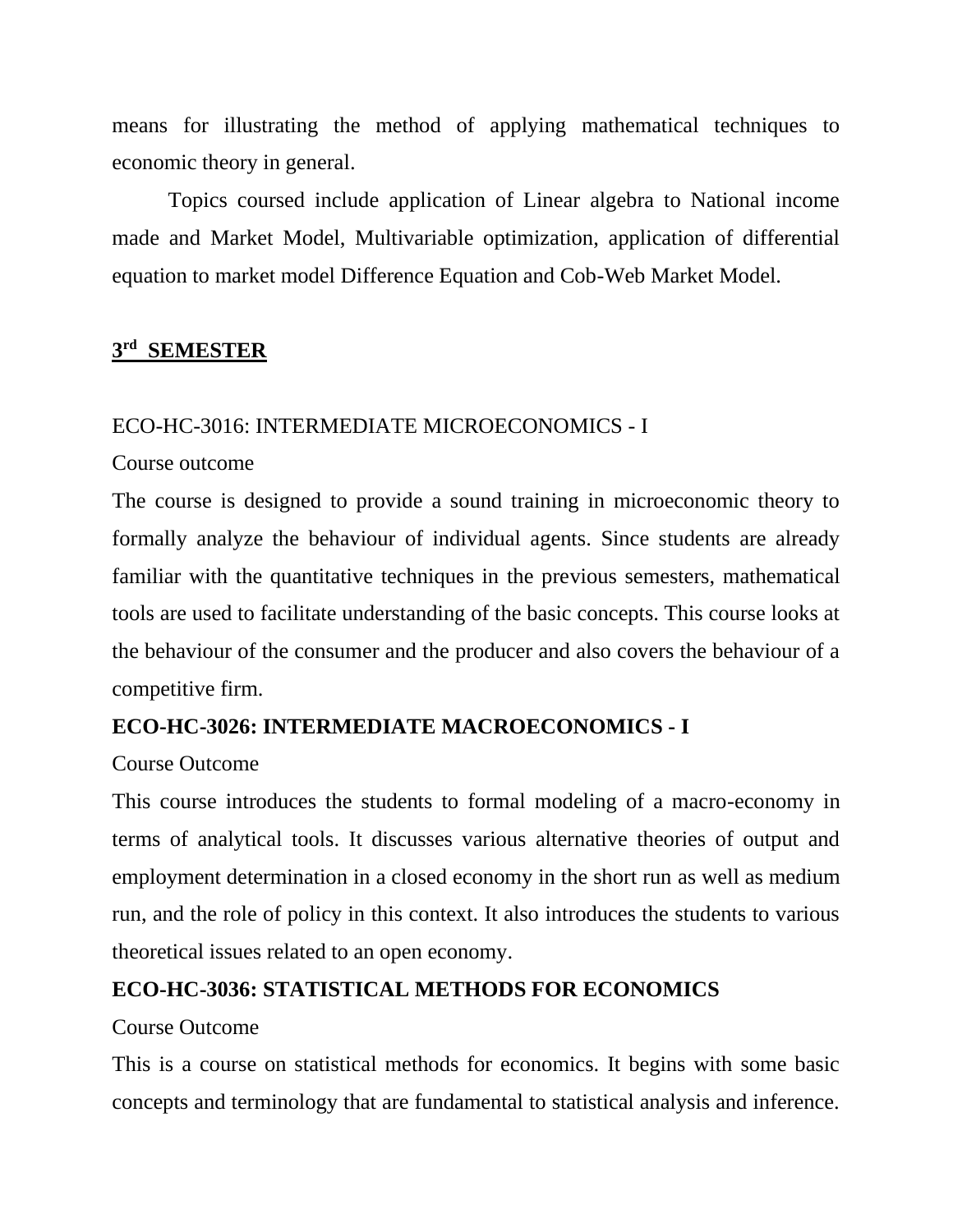means for illustrating the method of applying mathematical techniques to economic theory in general.

Topics coursed include application of Linear algebra to National income made and Market Model, Multivariable optimization, application of differential equation to market model Difference Equation and Cob-Web Market Model.

## 3rd SEMESTER

ECO-HC-3016: INTERMEDIATE MICROECONOMICS - I

Course outcome

The course is designed to provide a sound training in microeconomic theory to formally analyze the behaviour of individual agents. Since students are already familiar with the quantitative techniques in the previous semesters, mathematical tools are used to facilitate understanding of the basic concepts. This course looks at the behaviour of the consumer and the producer and also covers the behaviour of a competitive firm.

**ECO-HC-3026: INTERMEDIATE MACROECONOMICS - I**

Course Outcome

This course introduces the students to formal modeling of a macro-economy in terms of analytical tools. It discusses various alternative theories of output and employment determination in a closed economy in the short run as well as medium run, and the role of policy in this context. It also introduces the students to various theoretical issues related to an open economy.

**ECO-HC-3036: STATISTICAL METHODS FOR ECONOMICS**

Course Outcome

This is a course on statistical methods for economics. It begins with some basic concepts and terminology that are fundamental to statistical analysis and inference.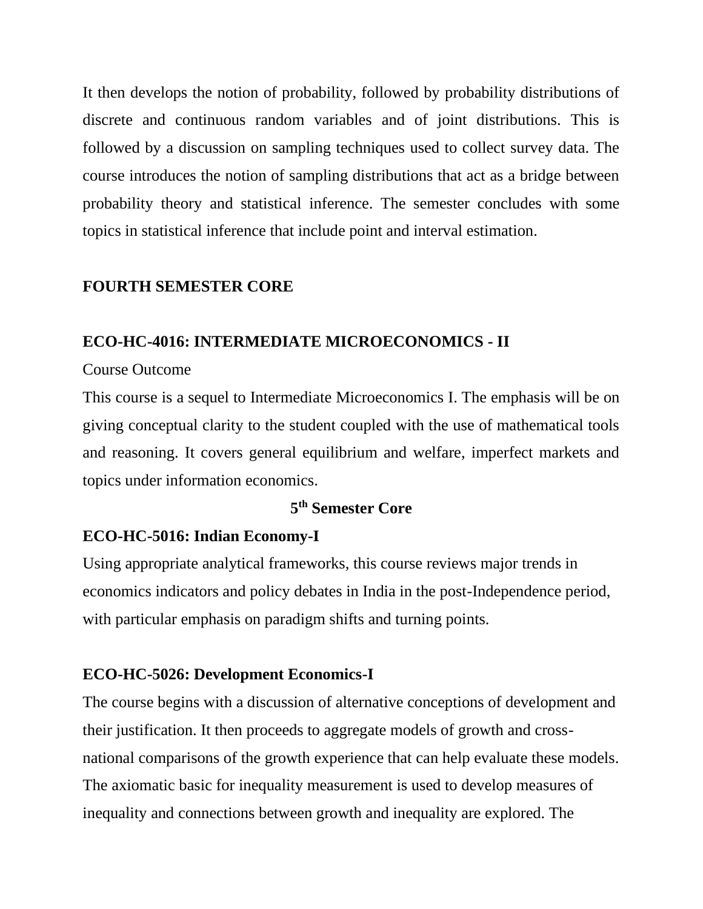It then develops the notion of probability, followed by probability distributions of discrete and continuous random variables and of joint distributions. This is followed by a discussion on sampling techniques used to collect survey data. The course introduces the notion of sampling distributions that act as a bridge between probability theory and statistical inference. The semester concludes with some topics in statistical inference that include point and interval estimation.

**FOURTH SEMESTER CORE**

**ECO-HC-4016: INTERMEDIATE MICROECONOMICS - II**

Course Outcome

This course is a sequel to Intermediate Microeconomics I. The emphasis will be on giving conceptual clarity to the student coupled with the use of mathematical tools and reasoning. It covers general equilibrium and welfare, imperfect markets and topics under information economics.

**5th Semester Core**

**ECO-HC-5016: Indian Economy-I**

Using appropriate analytical frameworks, this course reviews major trends in economics indicators and policy debates in India in the post-Independence period, with particular emphasis on paradigm shifts and turning points.

**ECO-HC-5026: Development Economics-I**

The course begins with a discussion of alternative conceptions of development and their justification. It then proceeds to aggregate models of growth and cross-national comparisons of the growth experience that can help evaluate these models. The axiomatic basic for inequality measurement is used to develop measures of inequality and connections between growth and inequality are explored. The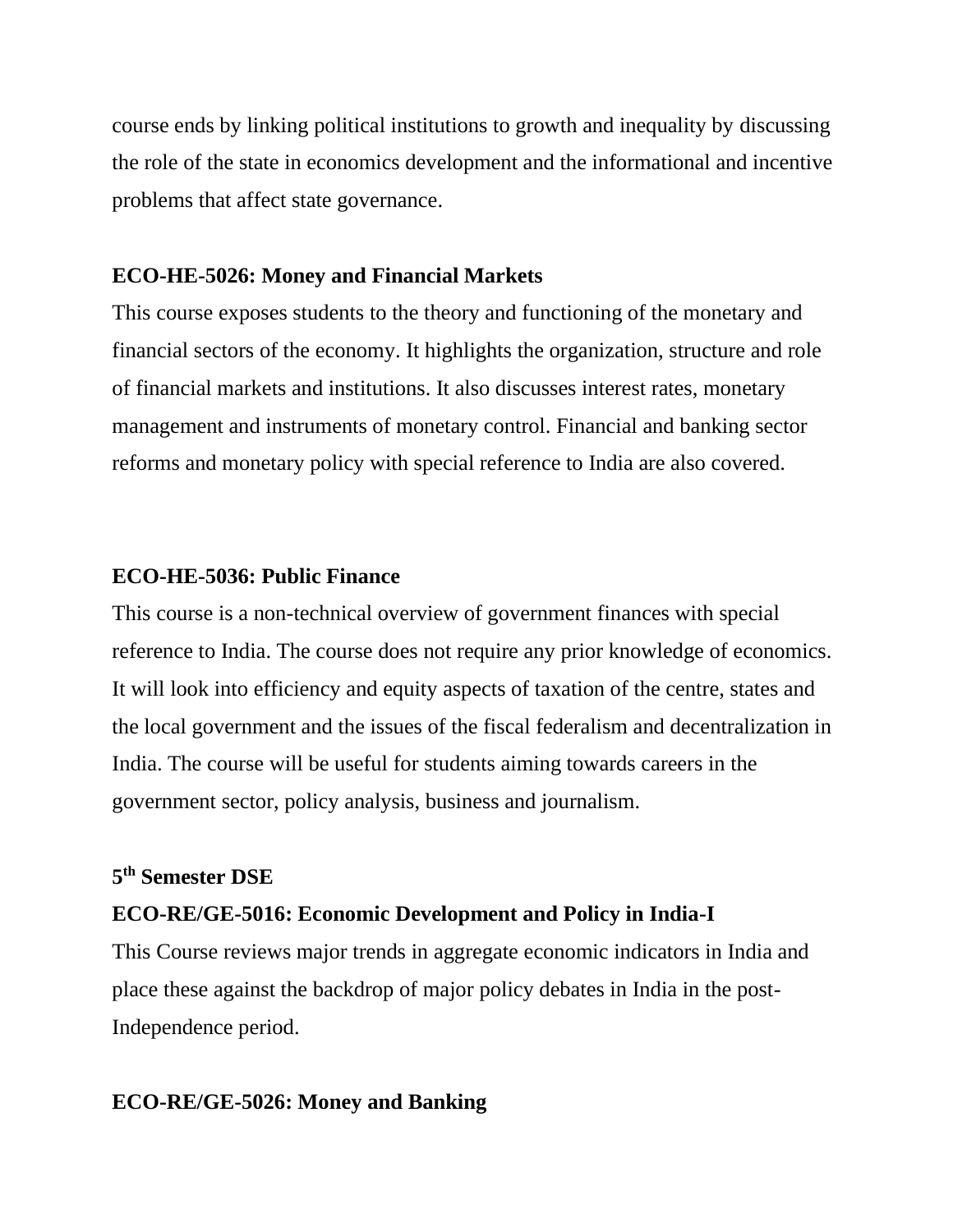course ends by linking political institutions to growth and inequality by discussing the role of the state in economics development and the informational and incentive problems that affect state governance.

**ECO-HE-5026: Money and Financial Markets**

This course exposes students to the theory and functioning of the monetary and financial sectors of the economy. It highlights the organization, structure and role of financial markets and institutions. It also discusses interest rates, monetary management and instruments of monetary control. Financial and banking sector reforms and monetary policy with special reference to India are also covered.

**ECO-HE-5036: Public Finance**

This course is a non-technical overview of government finances with special reference to India. The course does not require any prior knowledge of economics. It will look into efficiency and equity aspects of taxation of the centre, states and the local government and the issues of the fiscal federalism and decentralization in India. The course will be useful for students aiming towards careers in the government sector, policy analysis, business and journalism.

**5th Semester DSE**

**ECO-RE/GE-5016: Economic Development and Policy in India-I**

This Course reviews major trends in aggregate economic indicators in India and place these against the backdrop of major policy debates in India in the post-Independence period.

**ECO-RE/GE-5026: Money and Banking**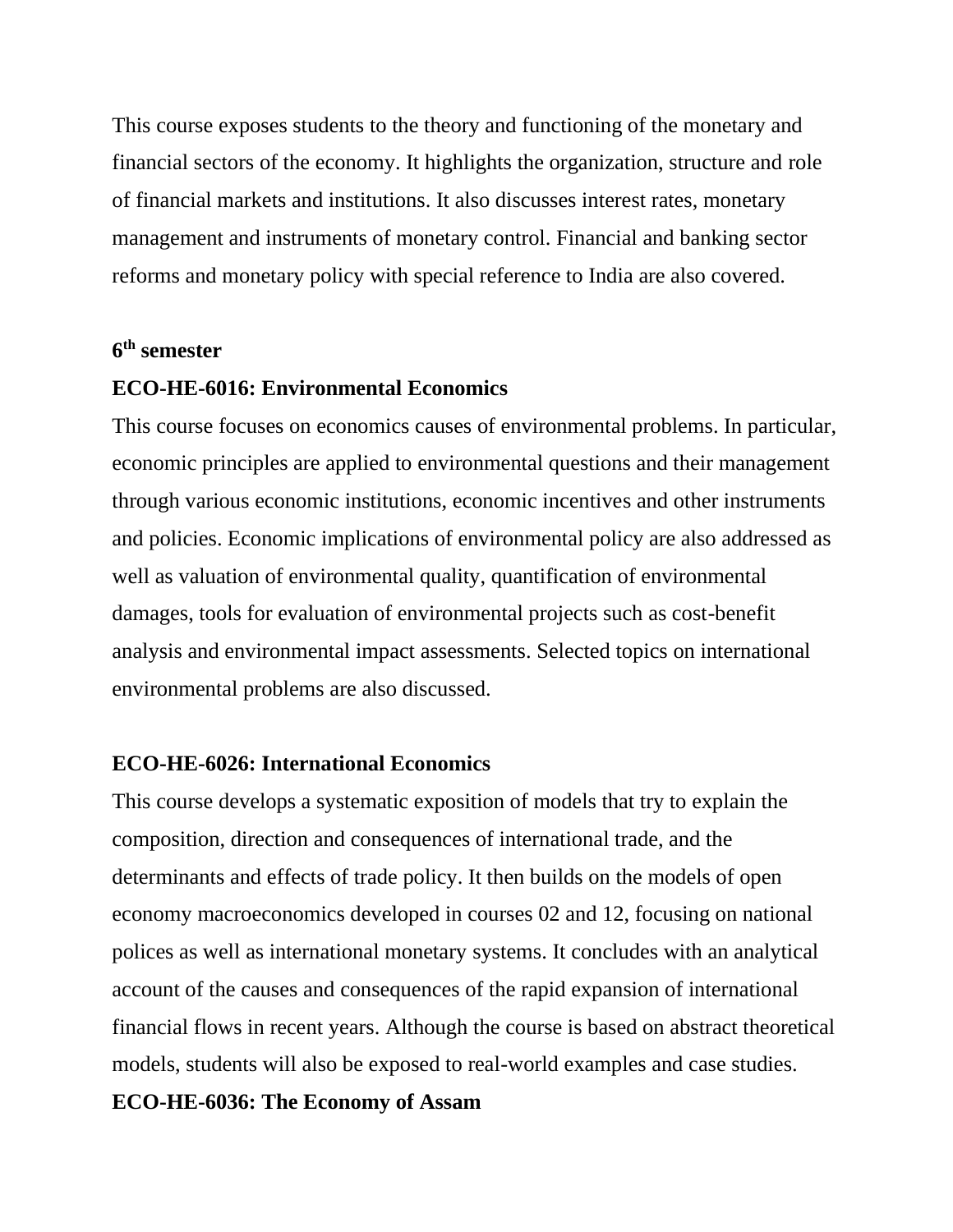This course exposes students to the theory and functioning of the monetary and financial sectors of the economy. It highlights the organization, structure and role of financial markets and institutions. It also discusses interest rates, monetary management and instruments of monetary control. Financial and banking sector reforms and monetary policy with special reference to India are also covered.

**6th semester**

**ECO-HE-6016: Environmental Economics**

This course focuses on economics causes of environmental problems. In particular, economic principles are applied to environmental questions and their management through various economic institutions, economic incentives and other instruments and policies. Economic implications of environmental policy are also addressed as well as valuation of environmental quality, quantification of environmental damages, tools for evaluation of environmental projects such as cost-benefit analysis and environmental impact assessments. Selected topics on international environmental problems are also discussed.

**ECO-HE-6026: International Economics**

This course develops a systematic exposition of models that try to explain the composition, direction and consequences of international trade, and the determinants and effects of trade policy. It then builds on the models of open economy macroeconomics developed in courses 02 and 12, focusing on national polices as well as international monetary systems. It concludes with an analytical account of the causes and consequences of the rapid expansion of international financial flows in recent years. Although the course is based on abstract theoretical models, students will also be exposed to real-world examples and case studies.

**ECO-HE-6036: The Economy of Assam**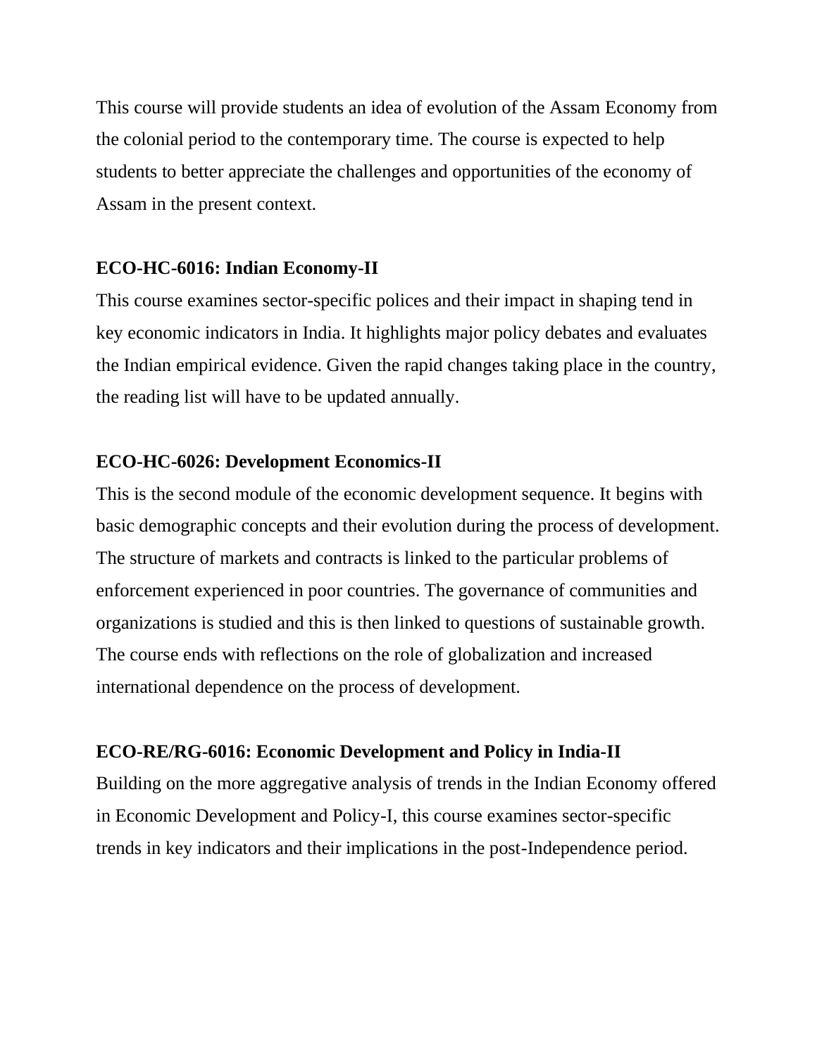This course will provide students an idea of evolution of the Assam Economy from the colonial period to the contemporary time. The course is expected to help students to better appreciate the challenges and opportunities of the economy of Assam in the present context.

**ECO-HC-6016: Indian Economy-II**

This course examines sector-specific polices and their impact in shaping tend in key economic indicators in India. It highlights major policy debates and evaluates the Indian empirical evidence. Given the rapid changes taking place in the country, the reading list will have to be updated annually.

**ECO-HC-6026: Development Economics-II**

This is the second module of the economic development sequence. It begins with basic demographic concepts and their evolution during the process of development. The structure of markets and contracts is linked to the particular problems of enforcement experienced in poor countries. The governance of communities and organizations is studied and this is then linked to questions of sustainable growth. The course ends with reflections on the role of globalization and increased international dependence on the process of development.

**ECO-RE/RG-6016: Economic Development and Policy in India-II**

Building on the more aggregative analysis of trends in the Indian Economy offered in Economic Development and Policy-I, this course examines sector-specific trends in key indicators and their implications in the post-Independence period.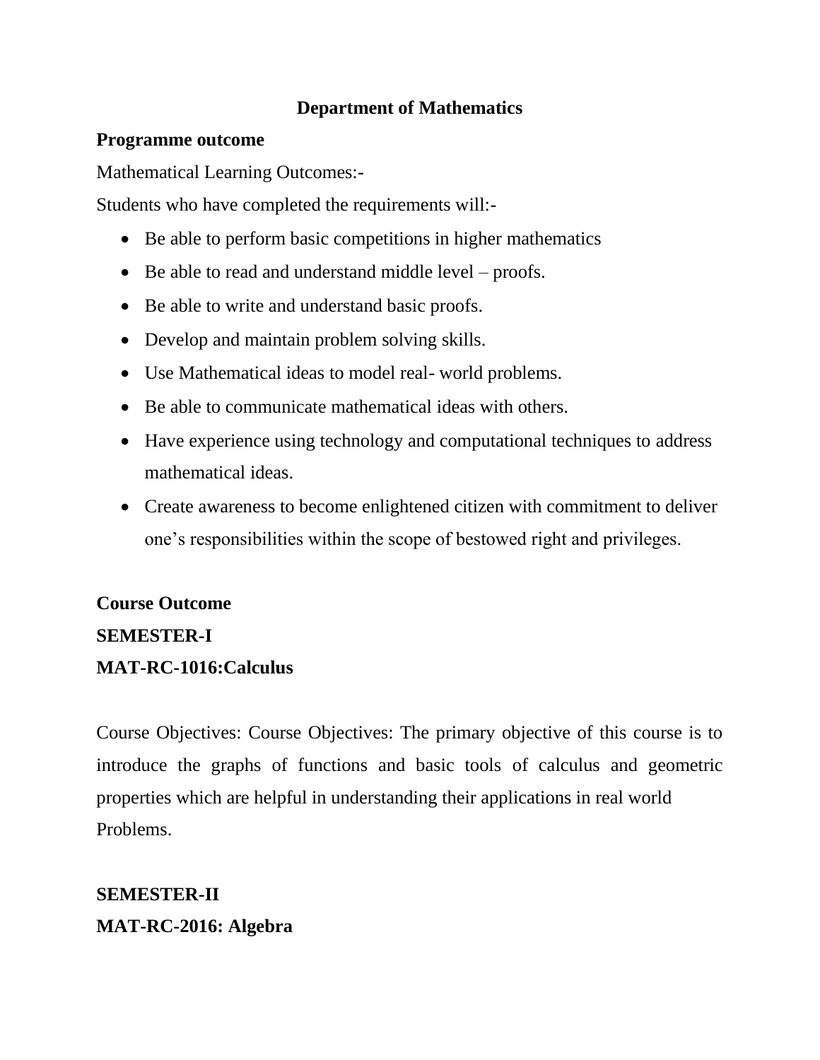**Department of Mathematics**

**Programme outcome**

Mathematical Learning Outcomes:-

Students who have completed the requirements will:-

- Be able to perform basic competitions in higher mathematics
- Be able to read and understand middle level – proofs.
- Be able to write and understand basic proofs.
- Develop and maintain problem solving skills.
- Use Mathematical ideas to model real- world problems.
- Be able to communicate mathematical ideas with others.
- Have experience using technology and computational techniques to address mathematical ideas.
- Create awareness to become enlightened citizen with commitment to deliver one's responsibilities within the scope of bestowed right and privileges.

**Course Outcome**

**SEMESTER-I**

**MAT-RC-1016:Calculus**

Course Objectives: Course Objectives: The primary objective of this course is to introduce the graphs of functions and basic tools of calculus and geometric properties which are helpful in understanding their applications in real world Problems.

**SEMESTER-II**

**MAT-RC-2016: Algebra**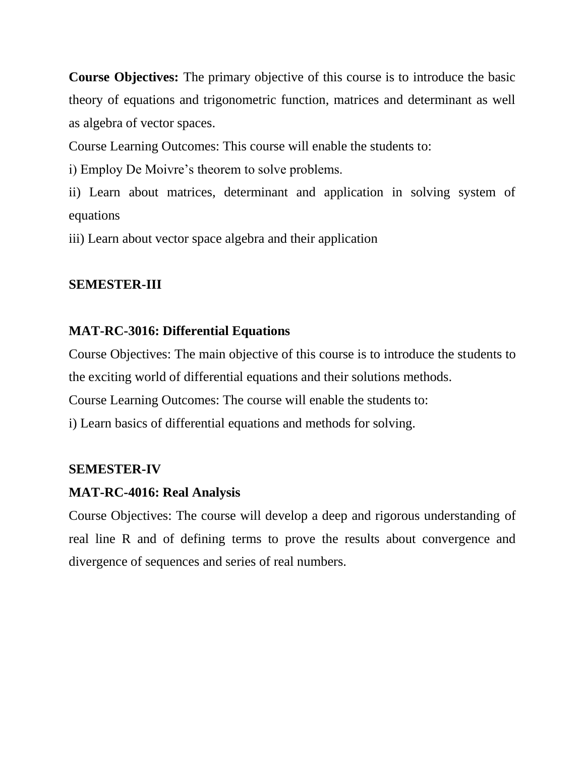**Course Objectives:** The primary objective of this course is to introduce the basic theory of equations and trigonometric function, matrices and determinant as well as algebra of vector spaces.

Course Learning Outcomes: This course will enable the students to:

i) Employ De Moivre's theorem to solve problems.

ii) Learn about matrices, determinant and application in solving system of equations

iii) Learn about vector space algebra and their application

**SEMESTER-III**

**MAT-RC-3016: Differential Equations**

Course Objectives: The main objective of this course is to introduce the students to the exciting world of differential equations and their solutions methods.

Course Learning Outcomes: The course will enable the students to:

i) Learn basics of differential equations and methods for solving.

**SEMESTER-IV**

**MAT-RC-4016: Real Analysis**

Course Objectives: The course will develop a deep and rigorous understanding of real line R and of defining terms to prove the results about convergence and divergence of sequences and series of real numbers.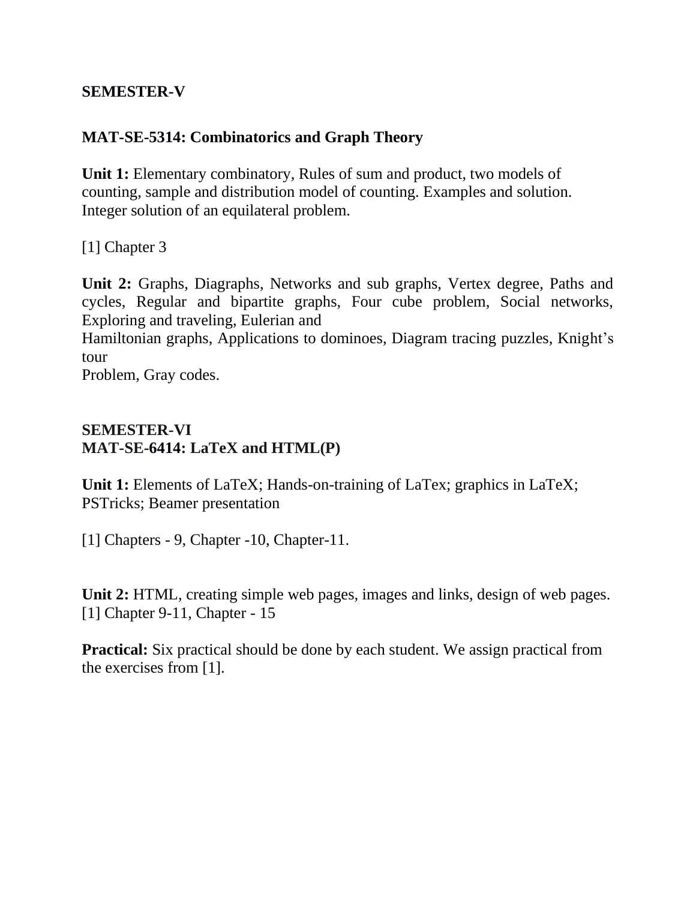## SEMESTER-V

### MAT-SE-5314: Combinatorics and Graph Theory

**Unit 1:** Elementary combinatory, Rules of sum and product, two models of counting, sample and distribution model of counting. Examples and solution. Integer solution of an equilateral problem.

[1] Chapter 3

**Unit 2:** Graphs, Diagraphs, Networks and sub graphs, Vertex degree, Paths and cycles, Regular and bipartite graphs, Four cube problem, Social networks, Exploring and traveling, Eulerian and
Hamiltonian graphs, Applications to dominoes, Diagram tracing puzzles, Knight's tour
Problem, Gray codes.

## SEMESTER-VI

### MAT-SE-6414: LaTeX and HTML(P)

**Unit 1:** Elements of LaTeX; Hands-on-training of LaTex; graphics in LaTeX; PSTricks; Beamer presentation

[1] Chapters - 9, Chapter -10, Chapter-11.

**Unit 2:** HTML, creating simple web pages, images and links, design of web pages.
[1] Chapter 9-11, Chapter - 15

**Practical:** Six practical should be done by each student. We assign practical from the exercises from [1].